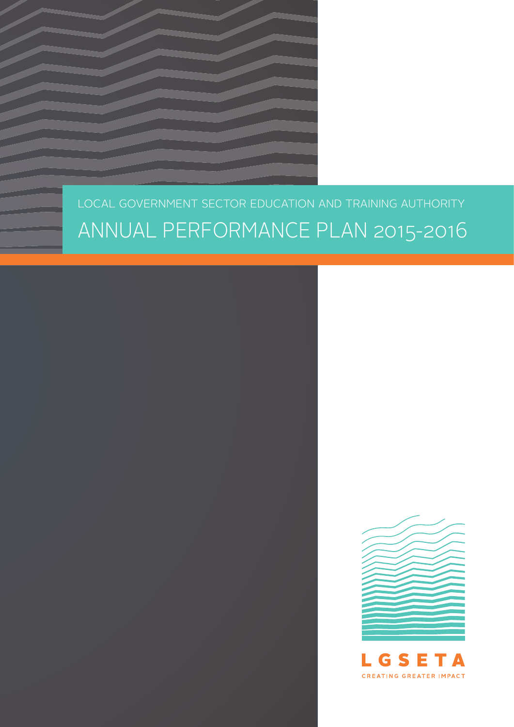LOCAL GOVERNMENT SECTOR EDUCATION AND TRAINING AUTHORITY

# ANNUAL PERFORMANCE PLAN 2015-2016

LGSETA

CREATING GREATER IMPACT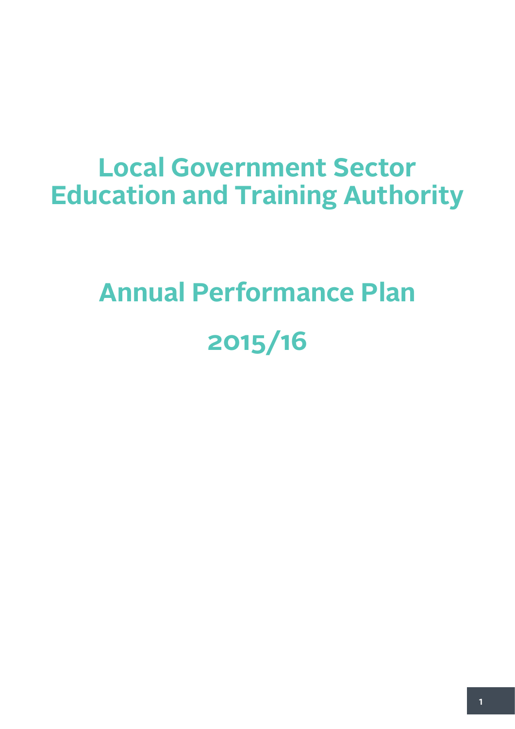# Local Government Sector Education and Training Authority

# Annual Performance Plan

# 2015/16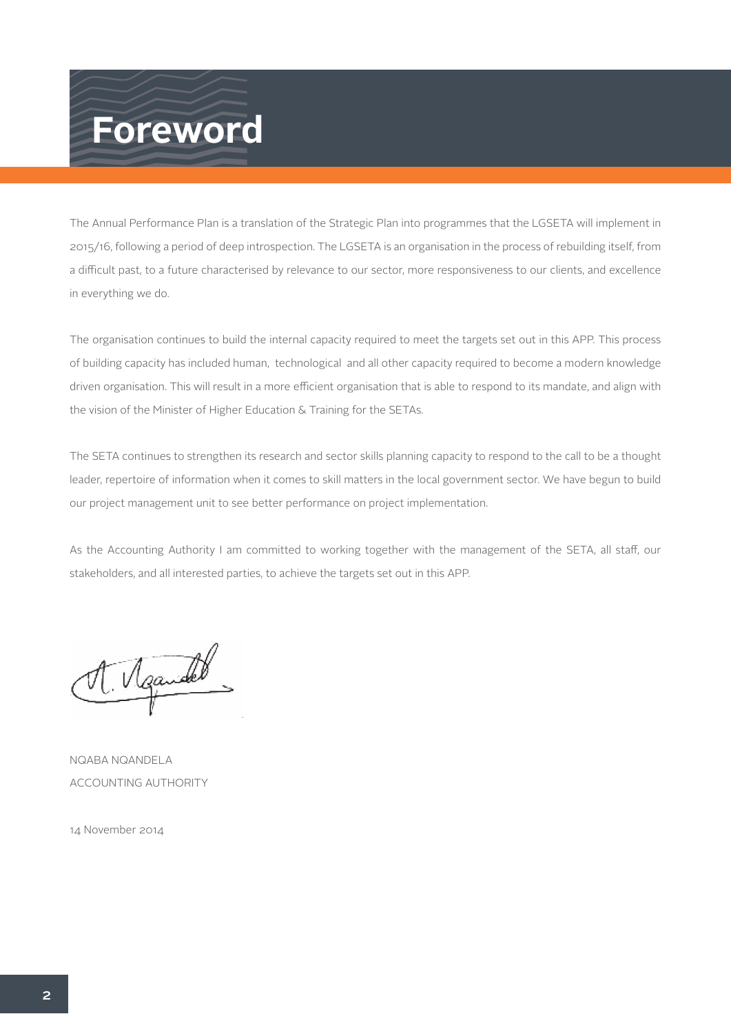# Foreword

The Annual Performance Plan is a translation of the Strategic Plan into programmes that the LGSETA will implement in 2015/16, following a period of deep introspection. The LGSETA is an organisation in the process of rebuilding itself, from a difficult past, to a future characterised by relevance to our sector, more responsiveness to our clients, and excellence in everything we do.

The organisation continues to build the internal capacity required to meet the targets set out in this APP. This process of building capacity has included human, technological and all other capacity required to become a modern knowledge driven organisation. This will result in a more efficient organisation that is able to respond to its mandate, and align with the vision of the Minister of Higher Education & Training for the SETAs.

The SETA continues to strengthen its research and sector skills planning capacity to respond to the call to be a thought leader, repertoire of information when it comes to skill matters in the local government sector. We have begun to build our project management unit to see better performance on project implementation.

As the Accounting Authority I am committed to working together with the management of the SETA, all staff, our stakeholders, and all interested parties, to achieve the targets set out in this APP.

NQABA NQANDELA
ACCOUNTING AUTHORITY

14 November 2014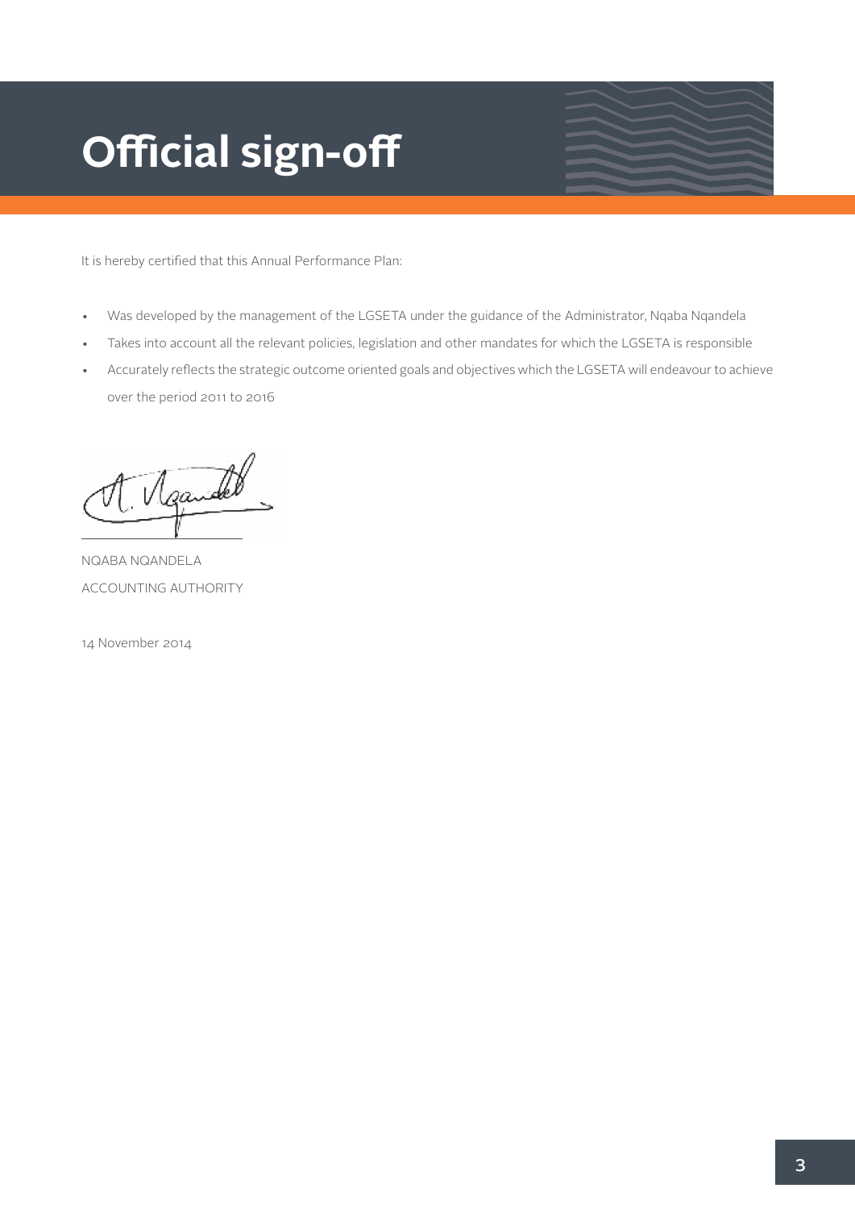# Official sign-off

It is hereby certified that this Annual Performance Plan:

- Was developed by the management of the LGSETA under the guidance of the Administrator, Nqaba Nqandela
- Takes into account all the relevant policies, legislation and other mandates for which the LGSETA is responsible
- Accurately reflects the strategic outcome oriented goals and objectives which the LGSETA will endeavour to achieve over the period 2011 to 2016

NQABA NQANDELA
ACCOUNTING AUTHORITY

14 November 2014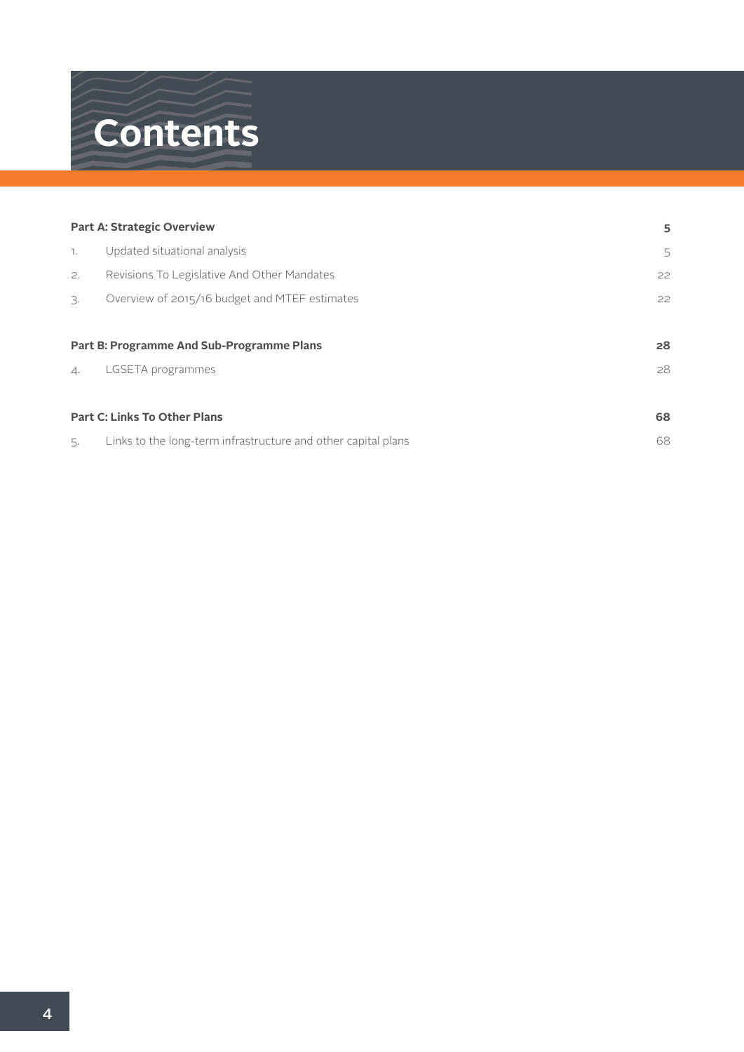# Contents

| | | |
|---|---|---|
| **Part A: Strategic Overview** | | **5** |
| 1. | Updated situational analysis | 5 |
| 2. | Revisions To Legislative And Other Mandates | 22 |
| 3. | Overview of 2015/16 budget and MTEF estimates | 22 |
| **Part B: Programme And Sub-Programme Plans** | | **28** |
| 4. | LGSETA programmes | 28 |
| **Part C: Links To Other Plans** | | **68** |
| 5. | Links to the long-term infrastructure and other capital plans | 68 |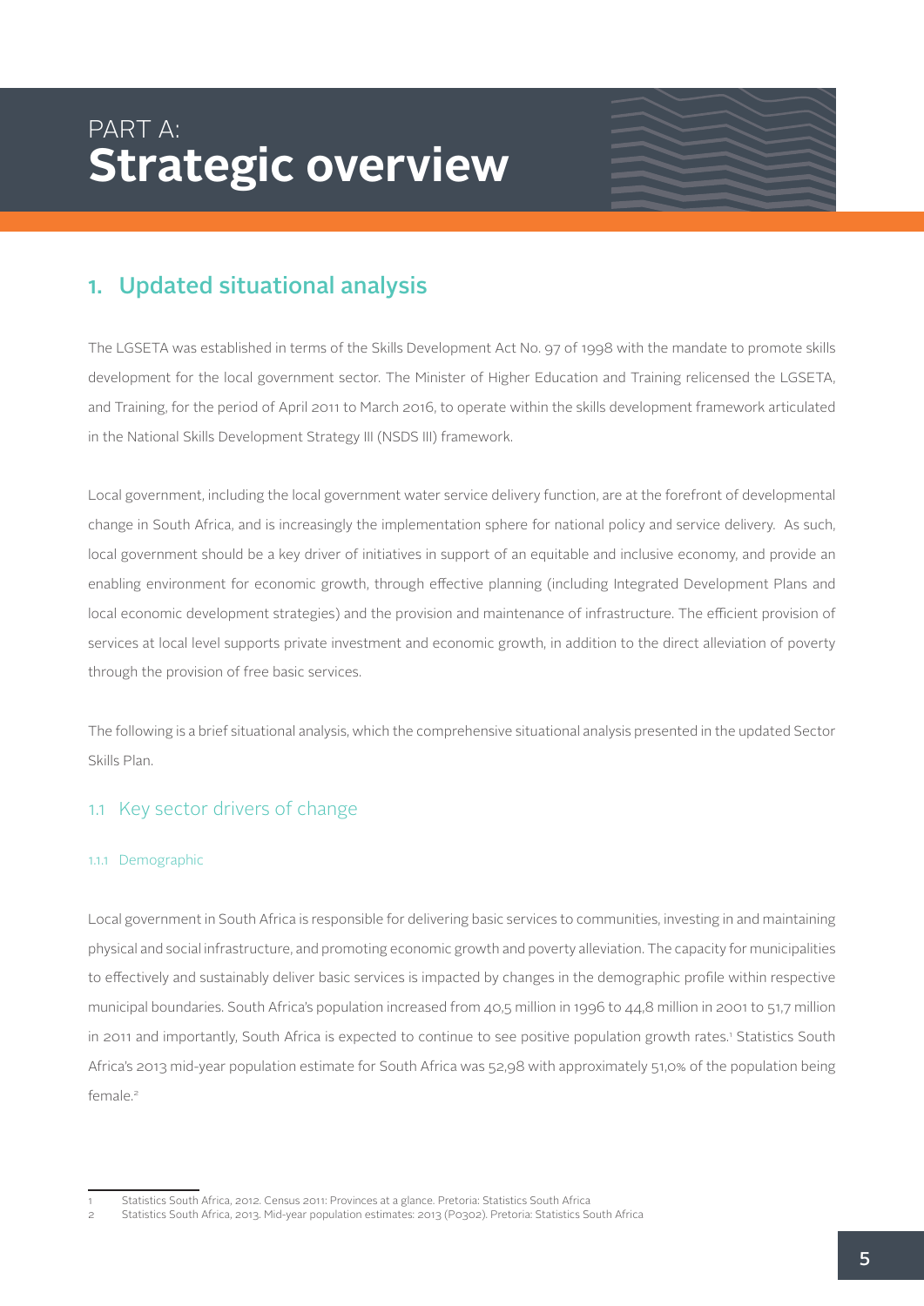PART A:

# Strategic overview

## 1. Updated situational analysis

The LGSETA was established in terms of the Skills Development Act No. 97 of 1998 with the mandate to promote skills development for the local government sector. The Minister of Higher Education and Training relicensed the LGSETA, and Training, for the period of April 2011 to March 2016, to operate within the skills development framework articulated in the National Skills Development Strategy III (NSDS III) framework.

Local government, including the local government water service delivery function, are at the forefront of developmental change in South Africa, and is increasingly the implementation sphere for national policy and service delivery. As such, local government should be a key driver of initiatives in support of an equitable and inclusive economy, and provide an enabling environment for economic growth, through effective planning (including Integrated Development Plans and local economic development strategies) and the provision and maintenance of infrastructure. The efficient provision of services at local level supports private investment and economic growth, in addition to the direct alleviation of poverty through the provision of free basic services.

The following is a brief situational analysis, which the comprehensive situational analysis presented in the updated Sector Skills Plan.

### 1.1 Key sector drivers of change

#### 1.1.1 Demographic

Local government in South Africa is responsible for delivering basic services to communities, investing in and maintaining physical and social infrastructure, and promoting economic growth and poverty alleviation. The capacity for municipalities to effectively and sustainably deliver basic services is impacted by changes in the demographic profile within respective municipal boundaries. South Africa's population increased from 40,5 million in 1996 to 44,8 million in 2001 to 51,7 million in 2011 and importantly, South Africa is expected to continue to see positive population growth rates.[1] Statistics South Africa's 2013 mid-year population estimate for South Africa was 52,98 with approximately 51,0% of the population being female.[2]

---

1 Statistics South Africa, 2012. Census 2011: Provinces at a glance. Pretoria: Statistics South Africa

2 Statistics South Africa, 2013. Mid-year population estimates: 2013 (P0302). Pretoria: Statistics South Africa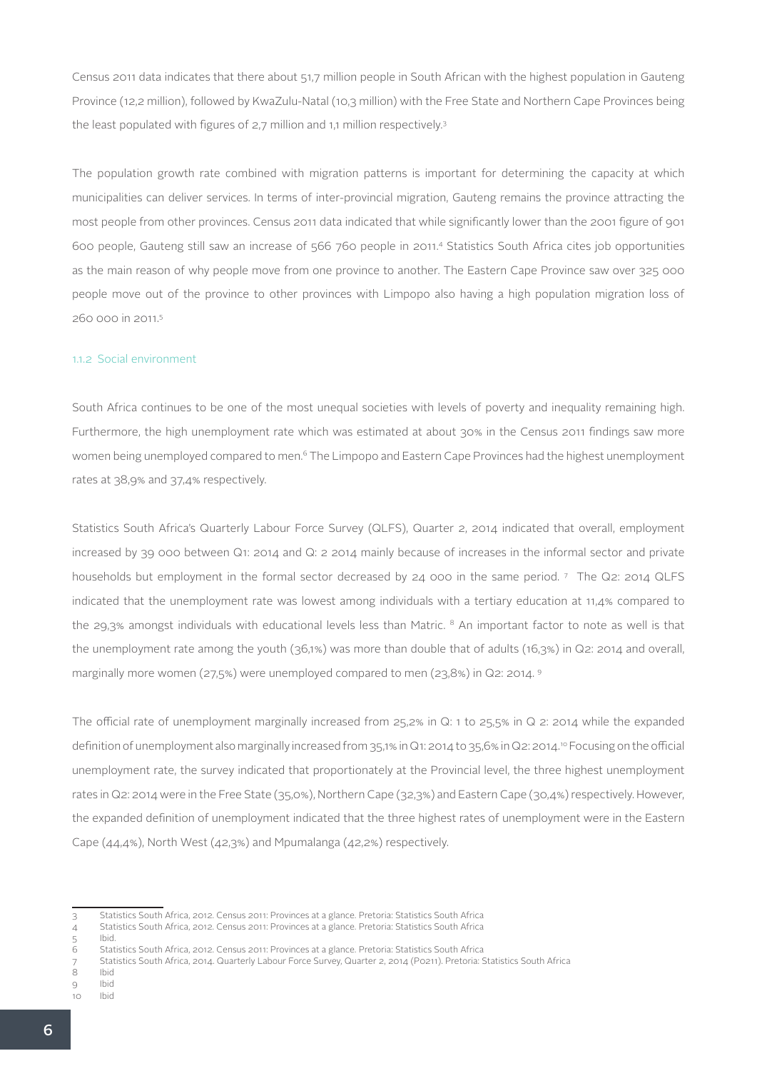Census 2011 data indicates that there about 51,7 million people in South African with the highest population in Gauteng Province (12,2 million), followed by KwaZulu-Natal (10,3 million) with the Free State and Northern Cape Provinces being the least populated with figures of 2,7 million and 1,1 million respectively.[3]

The population growth rate combined with migration patterns is important for determining the capacity at which municipalities can deliver services. In terms of inter-provincial migration, Gauteng remains the province attracting the most people from other provinces. Census 2011 data indicated that while significantly lower than the 2001 figure of 901 600 people, Gauteng still saw an increase of 566 760 people in 2011.[4] Statistics South Africa cites job opportunities as the main reason of why people move from one province to another. The Eastern Cape Province saw over 325 000 people move out of the province to other provinces with Limpopo also having a high population migration loss of 260 000 in 2011.[5]

### 1.1.2 Social environment

South Africa continues to be one of the most unequal societies with levels of poverty and inequality remaining high. Furthermore, the high unemployment rate which was estimated at about 30% in the Census 2011 findings saw more women being unemployed compared to men.[6] The Limpopo and Eastern Cape Provinces had the highest unemployment rates at 38,9% and 37,4% respectively.

Statistics South Africa's Quarterly Labour Force Survey (QLFS), Quarter 2, 2014 indicated that overall, employment increased by 39 000 between Q1: 2014 and Q: 2 2014 mainly because of increases in the informal sector and private households but employment in the formal sector decreased by 24 000 in the same period. [7] The Q2: 2014 QLFS indicated that the unemployment rate was lowest among individuals with a tertiary education at 11,4% compared to the 29,3% amongst individuals with educational levels less than Matric. [8] An important factor to note as well is that the unemployment rate among the youth (36,1%) was more than double that of adults (16,3%) in Q2: 2014 and overall, marginally more women (27,5%) were unemployed compared to men (23,8%) in Q2: 2014. [9]

The official rate of unemployment marginally increased from 25,2% in Q: 1 to 25,5% in Q 2: 2014 while the expanded definition of unemployment also marginally increased from 35,1% in Q1: 2014 to 35,6% in Q2: 2014.[10] Focusing on the official unemployment rate, the survey indicated that proportionately at the Provincial level, the three highest unemployment rates in Q2: 2014 were in the Free State (35,0%), Northern Cape (32,3%) and Eastern Cape (30,4%) respectively. However, the expanded definition of unemployment indicated that the three highest rates of unemployment were in the Eastern Cape (44,4%), North West (42,3%) and Mpumalanga (42,2%) respectively.

---

3 Statistics South Africa, 2012. Census 2011: Provinces at a glance. Pretoria: Statistics South Africa

4 Statistics South Africa, 2012. Census 2011: Provinces at a glance. Pretoria: Statistics South Africa

5 Ibid.

6 Statistics South Africa, 2012. Census 2011: Provinces at a glance. Pretoria: Statistics South Africa

7 Statistics South Africa, 2014. Quarterly Labour Force Survey, Quarter 2, 2014 (P0211). Pretoria: Statistics South Africa

8 Ibid

9 Ibid

10 Ibid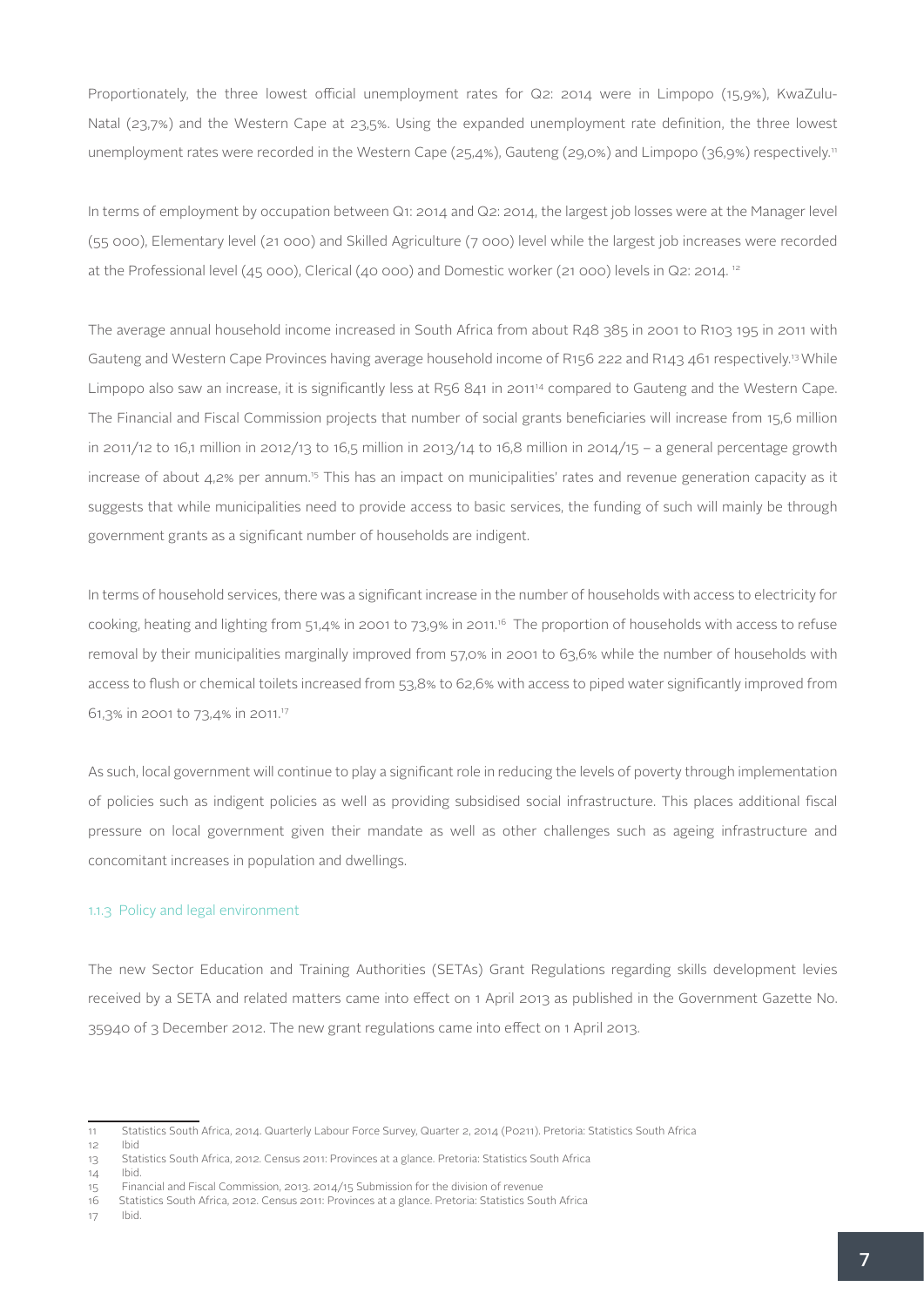Proportionately, the three lowest official unemployment rates for Q2: 2014 were in Limpopo (15,9%), KwaZulu-Natal (23,7%) and the Western Cape at 23,5%. Using the expanded unemployment rate definition, the three lowest unemployment rates were recorded in the Western Cape (25,4%), Gauteng (29,0%) and Limpopo (36,9%) respectively.[11]

In terms of employment by occupation between Q1: 2014 and Q2: 2014, the largest job losses were at the Manager level (55 000), Elementary level (21 000) and Skilled Agriculture (7 000) level while the largest job increases were recorded at the Professional level (45 000), Clerical (40 000) and Domestic worker (21 000) levels in Q2: 2014.[12]

The average annual household income increased in South Africa from about R48 385 in 2001 to R103 195 in 2011 with Gauteng and Western Cape Provinces having average household income of R156 222 and R143 461 respectively.[13] While Limpopo also saw an increase, it is significantly less at R56 841 in 2011[14] compared to Gauteng and the Western Cape. The Financial and Fiscal Commission projects that number of social grants beneficiaries will increase from 15,6 million in 2011/12 to 16,1 million in 2012/13 to 16,5 million in 2013/14 to 16,8 million in 2014/15 – a general percentage growth increase of about 4,2% per annum.[15] This has an impact on municipalities' rates and revenue generation capacity as it suggests that while municipalities need to provide access to basic services, the funding of such will mainly be through government grants as a significant number of households are indigent.

In terms of household services, there was a significant increase in the number of households with access to electricity for cooking, heating and lighting from 51,4% in 2001 to 73,9% in 2011.[16] The proportion of households with access to refuse removal by their municipalities marginally improved from 57,0% in 2001 to 63,6% while the number of households with access to flush or chemical toilets increased from 53,8% to 62,6% with access to piped water significantly improved from 61,3% in 2001 to 73,4% in 2011.[17]

As such, local government will continue to play a significant role in reducing the levels of poverty through implementation of policies such as indigent policies as well as providing subsidised social infrastructure. This places additional fiscal pressure on local government given their mandate as well as other challenges such as ageing infrastructure and concomitant increases in population and dwellings.

### 1.1.3 Policy and legal environment

The new Sector Education and Training Authorities (SETAs) Grant Regulations regarding skills development levies received by a SETA and related matters came into effect on 1 April 2013 as published in the Government Gazette No. 35940 of 3 December 2012. The new grant regulations came into effect on 1 April 2013.

---

11 Statistics South Africa, 2014. Quarterly Labour Force Survey, Quarter 2, 2014 (P0211). Pretoria: Statistics South Africa

12 Ibid

13 Statistics South Africa, 2012. Census 2011: Provinces at a glance. Pretoria: Statistics South Africa

14 Ibid.

15 Financial and Fiscal Commission, 2013. 2014/15 Submission for the division of revenue

16 Statistics South Africa, 2012. Census 2011: Provinces at a glance. Pretoria: Statistics South Africa

17 Ibid.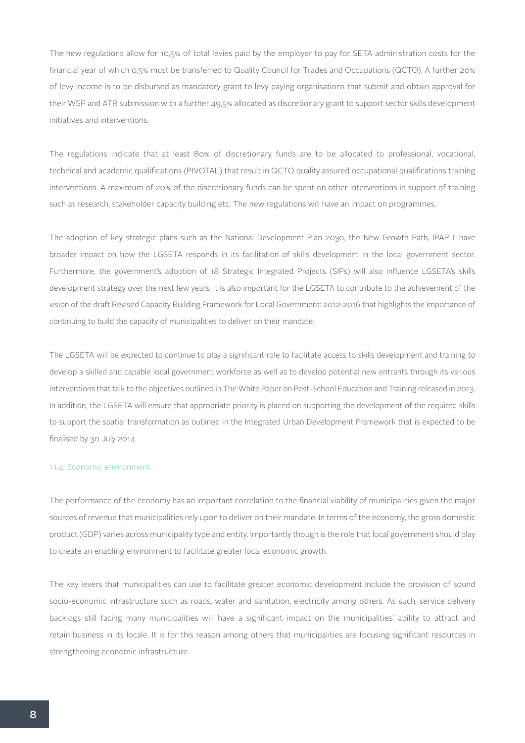The new regulations allow for 10,5% of total levies paid by the employer to pay for SETA administration costs for the financial year of which 0,5% must be transferred to Quality Council for Trades and Occupations (QCTO). A further 20% of levy income is to be disbursed as mandatory grant to levy paying organisations that submit and obtain approval for their WSP and ATR submission with a further 49,5% allocated as discretionary grant to support sector skills development initiatives and interventions.

The regulations indicate that at least 80% of discretionary funds are to be allocated to professional, vocational, technical and academic qualifications (PIVOTAL) that result in QCTO quality assured occupational qualifications training interventions. A maximum of 20% of the discretionary funds can be spent on other interventions in support of training such as research, stakeholder capacity building etc. The new regulations will have an impact on programmes.

The adoption of key strategic plans such as the National Development Plan 2030, the New Growth Path, IPAP II have broader impact on how the LGSETA responds in its facilitation of skills development in the local government sector. Furthermore, the government's adoption of 18 Strategic Integrated Projects (SIPs) will also influence LGSETA's skills development strategy over the next few years. It is also important for the LGSETA to contribute to the achievement of the vision of the draft Revised Capacity Building Framework for Local Government: 2012-2016 that highlights the importance of continuing to build the capacity of municipalities to deliver on their mandate.

The LGSETA will be expected to continue to play a significant role to facilitate access to skills development and training to develop a skilled and capable local government workforce as well as to develop potential new entrants through its various interventions that talk to the objectives outlined in The White Paper on Post-School Education and Training released in 2013. In addition, the LGSETA will ensure that appropriate priority is placed on supporting the development of the required skills to support the spatial transformation as outlined in the Integrated Urban Development Framework that is expected to be finalised by 30 July 2014.

#### 1.1.4 Economic environment

The performance of the economy has an important correlation to the financial viability of municipalities given the major sources of revenue that municipalities rely upon to deliver on their mandate. In terms of the economy, the gross domestic product (GDP) varies across municipality type and entity. Importantly though is the role that local government should play to create an enabling environment to facilitate greater local economic growth.

The key levers that municipalities can use to facilitate greater economic development include the provision of sound socio-economic infrastructure such as roads, water and sanitation, electricity among others. As such, service delivery backlogs still facing many municipalities will have a significant impact on the municipalities' ability to attract and retain business in its locale. It is for this reason among others that municipalities are focusing significant resources in strengthening economic infrastructure.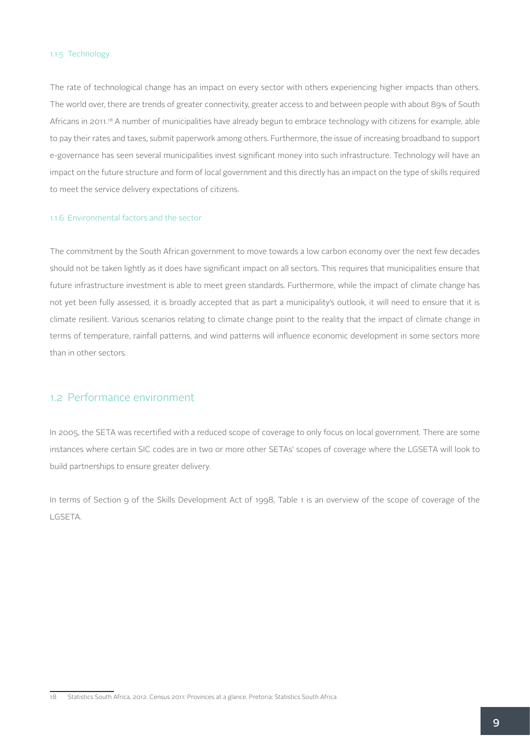### 1.1.5 Technology

The rate of technological change has an impact on every sector with others experiencing higher impacts than others. The world over, there are trends of greater connectivity, greater access to and between people with about 89% of South Africans in 2011.[18] A number of municipalities have already begun to embrace technology with citizens for example, able to pay their rates and taxes, submit paperwork among others. Furthermore, the issue of increasing broadband to support e-governance has seen several municipalities invest significant money into such infrastructure. Technology will have an impact on the future structure and form of local government and this directly has an impact on the type of skills required to meet the service delivery expectations of citizens.

### 1.1.6 Environmental factors and the sector

The commitment by the South African government to move towards a low carbon economy over the next few decades should not be taken lightly as it does have significant impact on all sectors. This requires that municipalities ensure that future infrastructure investment is able to meet green standards. Furthermore, while the impact of climate change has not yet been fully assessed, it is broadly accepted that as part a municipality's outlook, it will need to ensure that it is climate resilient. Various scenarios relating to climate change point to the reality that the impact of climate change in terms of temperature, rainfall patterns, and wind patterns will influence economic development in some sectors more than in other sectors.

## 1.2 Performance environment

In 2005, the SETA was recertified with a reduced scope of coverage to only focus on local government. There are some instances where certain SIC codes are in two or more other SETAs' scopes of coverage where the LGSETA will look to build partnerships to ensure greater delivery.

In terms of Section 9 of the Skills Development Act of 1998, Table 1 is an overview of the scope of coverage of the LGSETA.

---

18 Statistics South Africa, 2012. Census 2011: Provinces at a glance. Pretoria: Statistics South Africa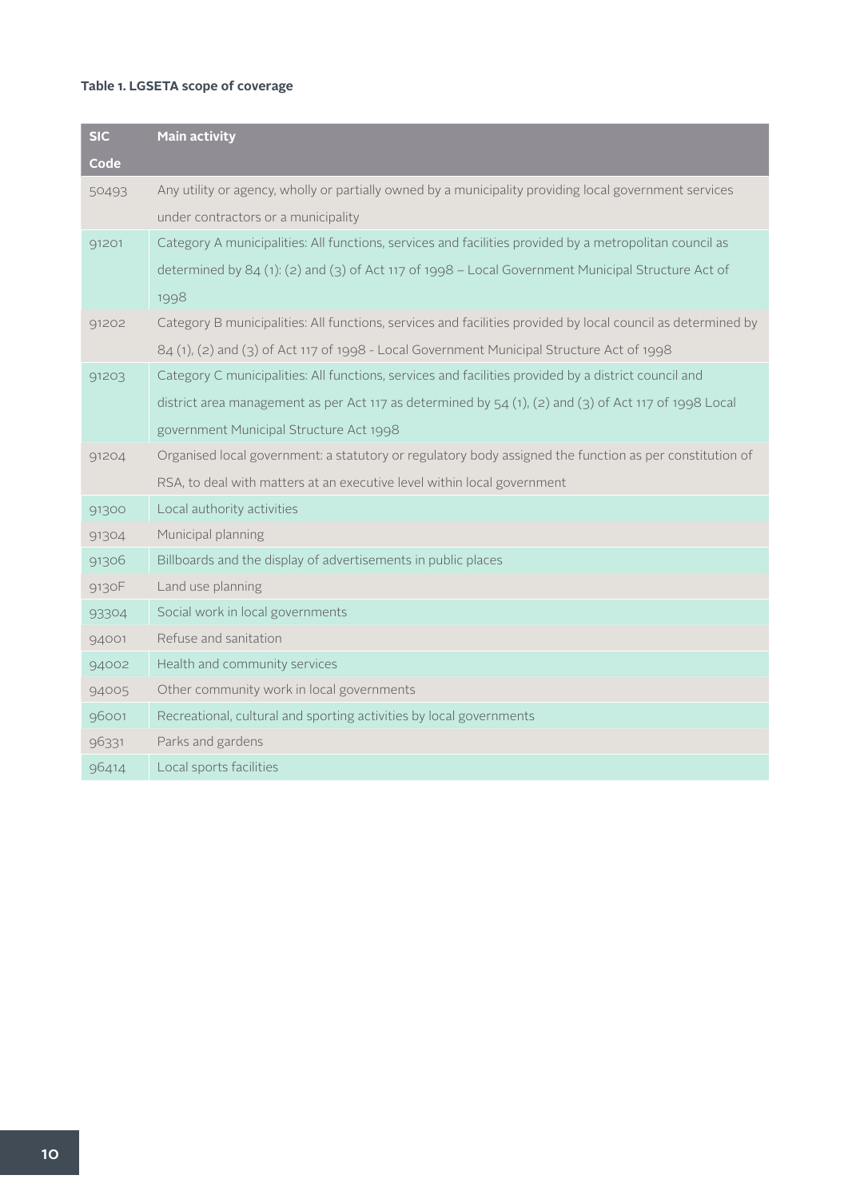**Table 1. LGSETA scope of coverage**

| SIC Code | Main activity |
|---|---|
| 50493 | Any utility or agency, wholly or partially owned by a municipality providing local government services under contractors or a municipality |
| 91201 | Category A municipalities: All functions, services and facilities provided by a metropolitan council as determined by 84 (1): (2) and (3) of Act 117 of 1998 – Local Government Municipal Structure Act of 1998 |
| 91202 | Category B municipalities: All functions, services and facilities provided by local council as determined by 84 (1), (2) and (3) of Act 117 of 1998 - Local Government Municipal Structure Act of 1998 |
| 91203 | Category C municipalities: All functions, services and facilities provided by a district council and district area management as per Act 117 as determined by 54 (1), (2) and (3) of Act 117 of 1998 Local government Municipal Structure Act 1998 |
| 91204 | Organised local government: a statutory or regulatory body assigned the function as per constitution of RSA, to deal with matters at an executive level within local government |
| 91300 | Local authority activities |
| 91304 | Municipal planning |
| 91306 | Billboards and the display of advertisements in public places |
| 9130F | Land use planning |
| 93304 | Social work in local governments |
| 94001 | Refuse and sanitation |
| 94002 | Health and community services |
| 94005 | Other community work in local governments |
| 96001 | Recreational, cultural and sporting activities by local governments |
| 96331 | Parks and gardens |
| 96414 | Local sports facilities |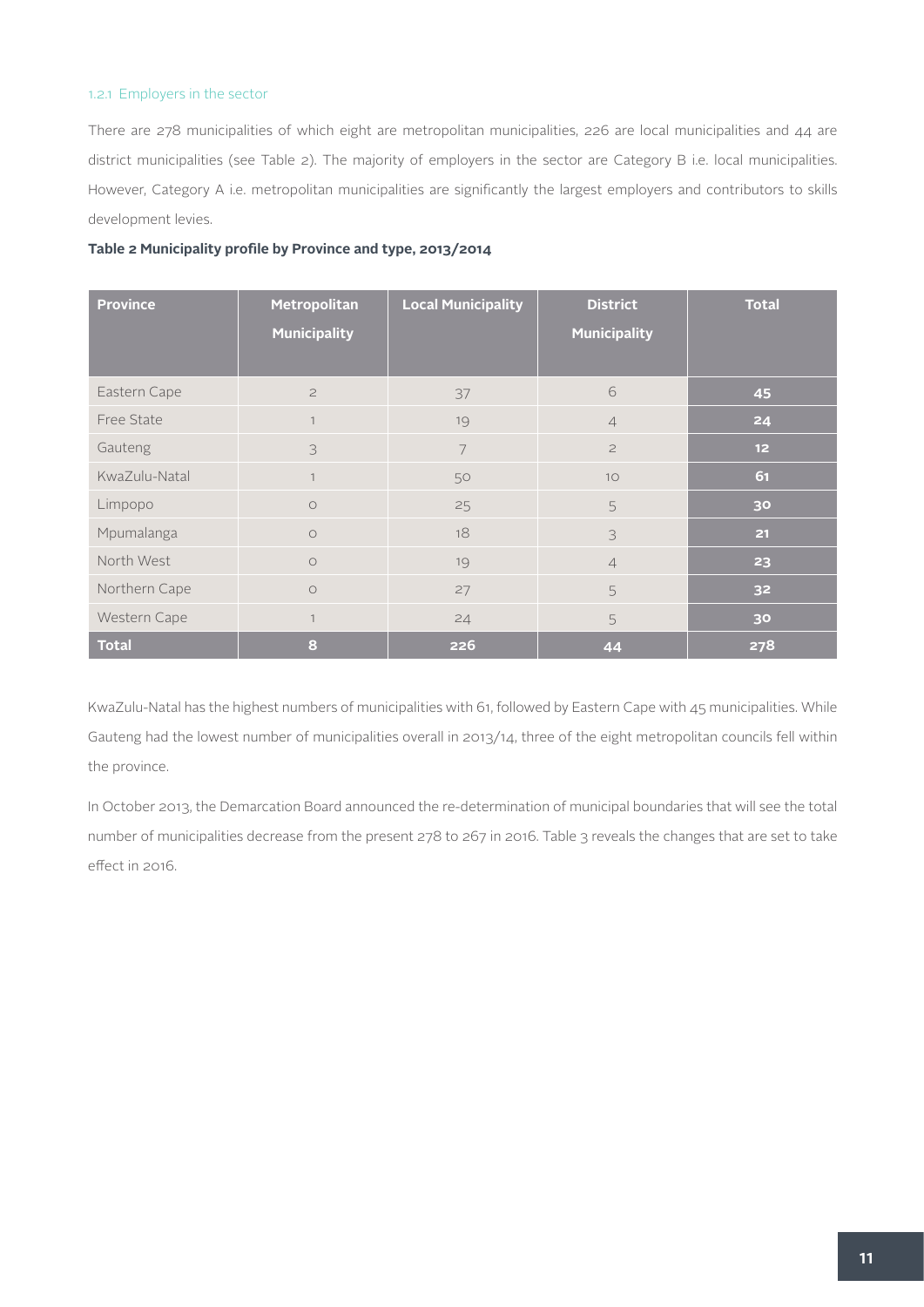### 1.2.1 Employers in the sector

There are 278 municipalities of which eight are metropolitan municipalities, 226 are local municipalities and 44 are district municipalities (see Table 2). The majority of employers in the sector are Category B i.e. local municipalities. However, Category A i.e. metropolitan municipalities are significantly the largest employers and contributors to skills development levies.

**Table 2 Municipality profile by Province and type, 2013/2014**

| Province | Metropolitan Municipality | Local Municipality | District Municipality | Total |
|---|---|---|---|---|
| Eastern Cape | 2 | 37 | 6 | **45** |
| Free State | 1 | 19 | 4 | **24** |
| Gauteng | 3 | 7 | 2 | **12** |
| KwaZulu-Natal | 1 | 50 | 10 | **61** |
| Limpopo | 0 | 25 | 5 | **30** |
| Mpumalanga | 0 | 18 | 3 | **21** |
| North West | 0 | 19 | 4 | **23** |
| Northern Cape | 0 | 27 | 5 | **32** |
| Western Cape | 1 | 24 | 5 | **30** |
| **Total** | **8** | **226** | **44** | **278** |

KwaZulu-Natal has the highest numbers of municipalities with 61, followed by Eastern Cape with 45 municipalities. While Gauteng had the lowest number of municipalities overall in 2013/14, three of the eight metropolitan councils fell within the province.

In October 2013, the Demarcation Board announced the re-determination of municipal boundaries that will see the total number of municipalities decrease from the present 278 to 267 in 2016. Table 3 reveals the changes that are set to take effect in 2016.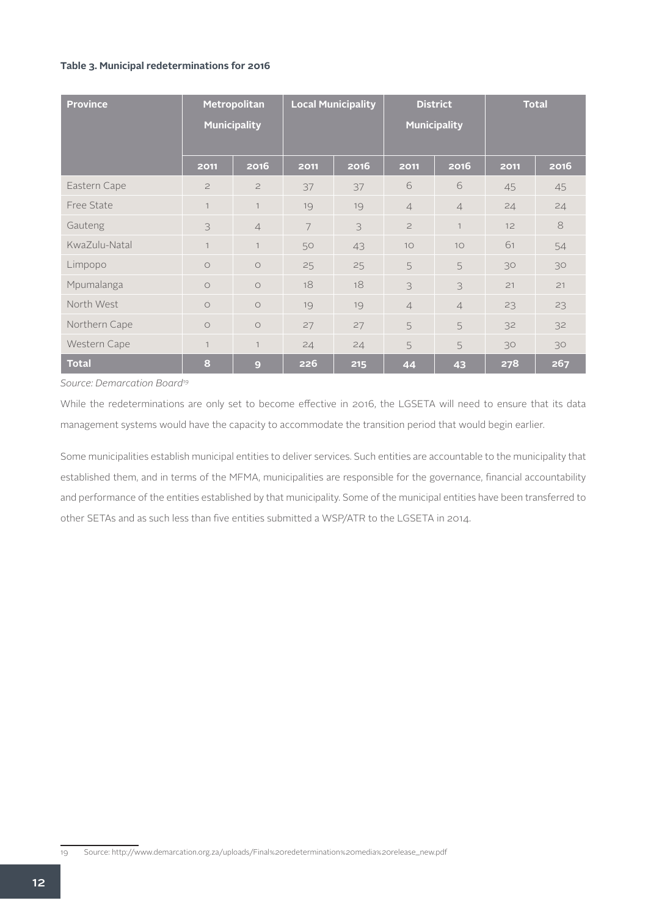**Table 3. Municipal redeterminations for 2016**

| Province | Metropolitan Municipality | | Local Municipality | | District Municipality | | Total | |
|---|---|---|---|---|---|---|---|---|
| | 2011 | 2016 | 2011 | 2016 | 2011 | 2016 | 2011 | 2016 |
| Eastern Cape | 2 | 2 | 37 | 37 | 6 | 6 | 45 | 45 |
| Free State | 1 | 1 | 19 | 19 | 4 | 4 | 24 | 24 |
| Gauteng | 3 | 4 | 7 | 3 | 2 | 1 | 12 | 8 |
| KwaZulu-Natal | 1 | 1 | 50 | 43 | 10 | 10 | 61 | 54 |
| Limpopo | 0 | 0 | 25 | 25 | 5 | 5 | 30 | 30 |
| Mpumalanga | 0 | 0 | 18 | 18 | 3 | 3 | 21 | 21 |
| North West | 0 | 0 | 19 | 19 | 4 | 4 | 23 | 23 |
| Northern Cape | 0 | 0 | 27 | 27 | 5 | 5 | 32 | 32 |
| Western Cape | 1 | 1 | 24 | 24 | 5 | 5 | 30 | 30 |
| **Total** | **8** | **9** | **226** | **215** | **44** | **43** | **278** | **267** |

*Source: Demarcation Board*[19]

While the redeterminations are only set to become effective in 2016, the LGSETA will need to ensure that its data management systems would have the capacity to accommodate the transition period that would begin earlier.

Some municipalities establish municipal entities to deliver services. Such entities are accountable to the municipality that established them, and in terms of the MFMA, municipalities are responsible for the governance, financial accountability and performance of the entities established by that municipality. Some of the municipal entities have been transferred to other SETAs and as such less than five entities submitted a WSP/ATR to the LGSETA in 2014.

19 Source: http://www.demarcation.org.za/uploads/Final%20redetermination%20media%20release_new.pdf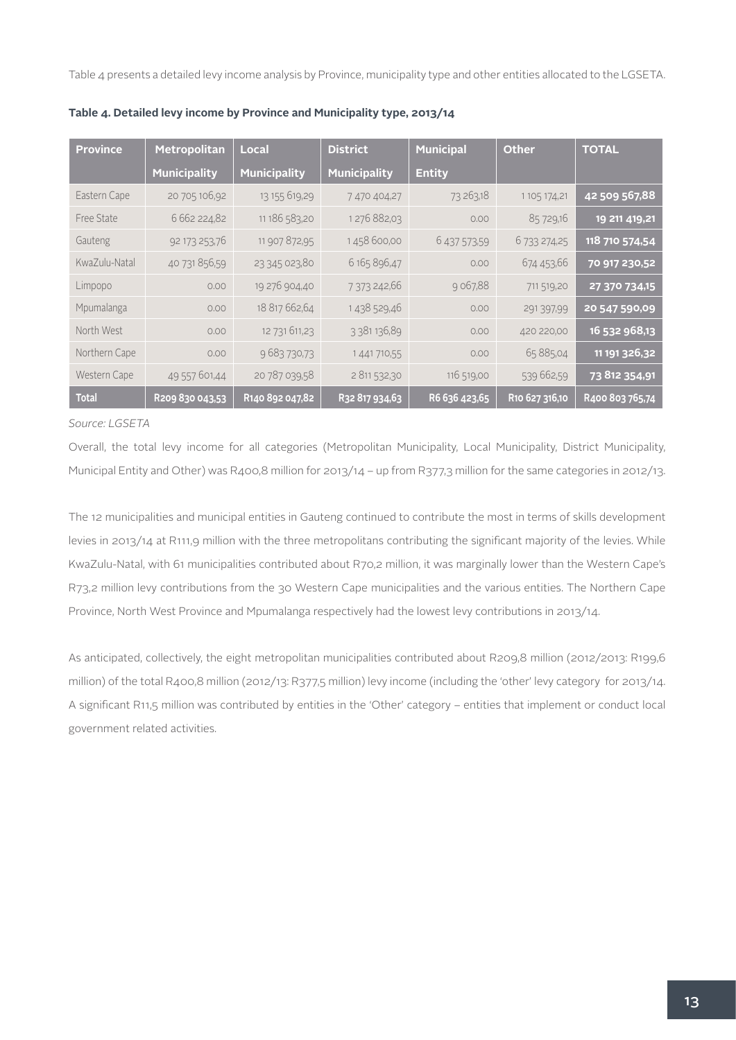Table 4 presents a detailed levy income analysis by Province, municipality type and other entities allocated to the LGSETA.

**Table 4. Detailed levy income by Province and Municipality type, 2013/14**

| Province | Metropolitan Municipality | Local Municipality | District Municipality | Municipal Entity | Other | TOTAL |
|---|---|---|---|---|---|---|
| Eastern Cape | 20 705 106,92 | 13 155 619,29 | 7 470 404,27 | 73 263,18 | 1 105 174,21 | **42 509 567,88** |
| Free State | 6 662 224,82 | 11 186 583,20 | 1 276 882,03 | 0.00 | 85 729,16 | **19 211 419,21** |
| Gauteng | 92 173 253,76 | 11 907 872,95 | 1 458 600,00 | 6 437 573,59 | 6 733 274,25 | **118 710 574,54** |
| KwaZulu-Natal | 40 731 856,59 | 23 345 023,80 | 6 165 896,47 | 0.00 | 674 453,66 | **70 917 230,52** |
| Limpopo | 0.00 | 19 276 904,40 | 7 373 242,66 | 9 067,88 | 711 519,20 | **27 370 734,15** |
| Mpumalanga | 0.00 | 18 817 662,64 | 1 438 529,46 | 0.00 | 291 397,99 | **20 547 590,09** |
| North West | 0.00 | 12 731 611,23 | 3 381 136,89 | 0.00 | 420 220,00 | **16 532 968,13** |
| Northern Cape | 0.00 | 9 683 730,73 | 1 441 710,55 | 0.00 | 65 885,04 | **11 191 326,32** |
| Western Cape | 49 557 601,44 | 20 787 039,58 | 2 811 532,30 | 116 519,00 | 539 662,59 | **73 812 354,91** |
| **Total** | **R209 830 043,53** | **R140 892 047,82** | **R32 817 934,63** | **R6 636 423,65** | **R10 627 316,10** | **R400 803 765,74** |

*Source: LGSETA*

Overall, the total levy income for all categories (Metropolitan Municipality, Local Municipality, District Municipality, Municipal Entity and Other) was R400,8 million for 2013/14 – up from R377,3 million for the same categories in 2012/13.

The 12 municipalities and municipal entities in Gauteng continued to contribute the most in terms of skills development levies in 2013/14 at R111,9 million with the three metropolitans contributing the significant majority of the levies. While KwaZulu-Natal, with 61 municipalities contributed about R70,2 million, it was marginally lower than the Western Cape's R73,2 million levy contributions from the 30 Western Cape municipalities and the various entities. The Northern Cape Province, North West Province and Mpumalanga respectively had the lowest levy contributions in 2013/14.

As anticipated, collectively, the eight metropolitan municipalities contributed about R209,8 million (2012/2013: R199,6 million) of the total R400,8 million (2012/13: R377,5 million) levy income (including the 'other' levy category for 2013/14. A significant R11,5 million was contributed by entities in the 'Other' category – entities that implement or conduct local government related activities.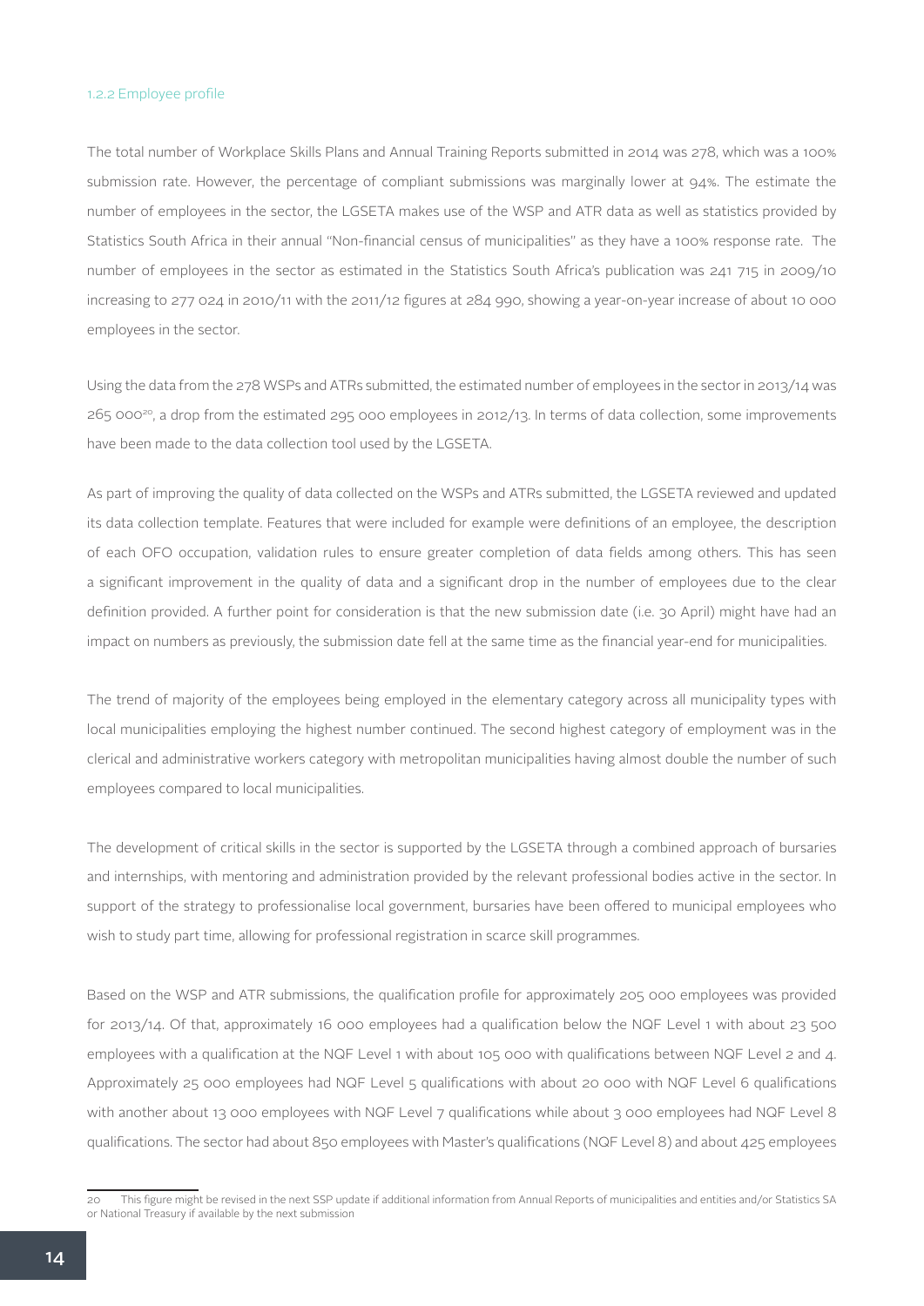### 1.2.2 Employee profile

The total number of Workplace Skills Plans and Annual Training Reports submitted in 2014 was 278, which was a 100% submission rate. However, the percentage of compliant submissions was marginally lower at 94%. The estimate the number of employees in the sector, the LGSETA makes use of the WSP and ATR data as well as statistics provided by Statistics South Africa in their annual "Non-financial census of municipalities" as they have a 100% response rate. The number of employees in the sector as estimated in the Statistics South Africa's publication was 241 715 in 2009/10 increasing to 277 024 in 2010/11 with the 2011/12 figures at 284 990, showing a year-on-year increase of about 10 000 employees in the sector.

Using the data from the 278 WSPs and ATRs submitted, the estimated number of employees in the sector in 2013/14 was 265 000[20], a drop from the estimated 295 000 employees in 2012/13. In terms of data collection, some improvements have been made to the data collection tool used by the LGSETA.

As part of improving the quality of data collected on the WSPs and ATRs submitted, the LGSETA reviewed and updated its data collection template. Features that were included for example were definitions of an employee, the description of each OFO occupation, validation rules to ensure greater completion of data fields among others. This has seen a significant improvement in the quality of data and a significant drop in the number of employees due to the clear definition provided. A further point for consideration is that the new submission date (i.e. 30 April) might have had an impact on numbers as previously, the submission date fell at the same time as the financial year-end for municipalities.

The trend of majority of the employees being employed in the elementary category across all municipality types with local municipalities employing the highest number continued. The second highest category of employment was in the clerical and administrative workers category with metropolitan municipalities having almost double the number of such employees compared to local municipalities.

The development of critical skills in the sector is supported by the LGSETA through a combined approach of bursaries and internships, with mentoring and administration provided by the relevant professional bodies active in the sector. In support of the strategy to professionalise local government, bursaries have been offered to municipal employees who wish to study part time, allowing for professional registration in scarce skill programmes.

Based on the WSP and ATR submissions, the qualification profile for approximately 205 000 employees was provided for 2013/14. Of that, approximately 16 000 employees had a qualification below the NQF Level 1 with about 23 500 employees with a qualification at the NQF Level 1 with about 105 000 with qualifications between NQF Level 2 and 4. Approximately 25 000 employees had NQF Level 5 qualifications with about 20 000 with NQF Level 6 qualifications with another about 13 000 employees with NQF Level 7 qualifications while about 3 000 employees had NQF Level 8 qualifications. The sector had about 850 employees with Master's qualifications (NQF Level 8) and about 425 employees

[20] This figure might be revised in the next SSP update if additional information from Annual Reports of municipalities and entities and/or Statistics SA or National Treasury if available by the next submission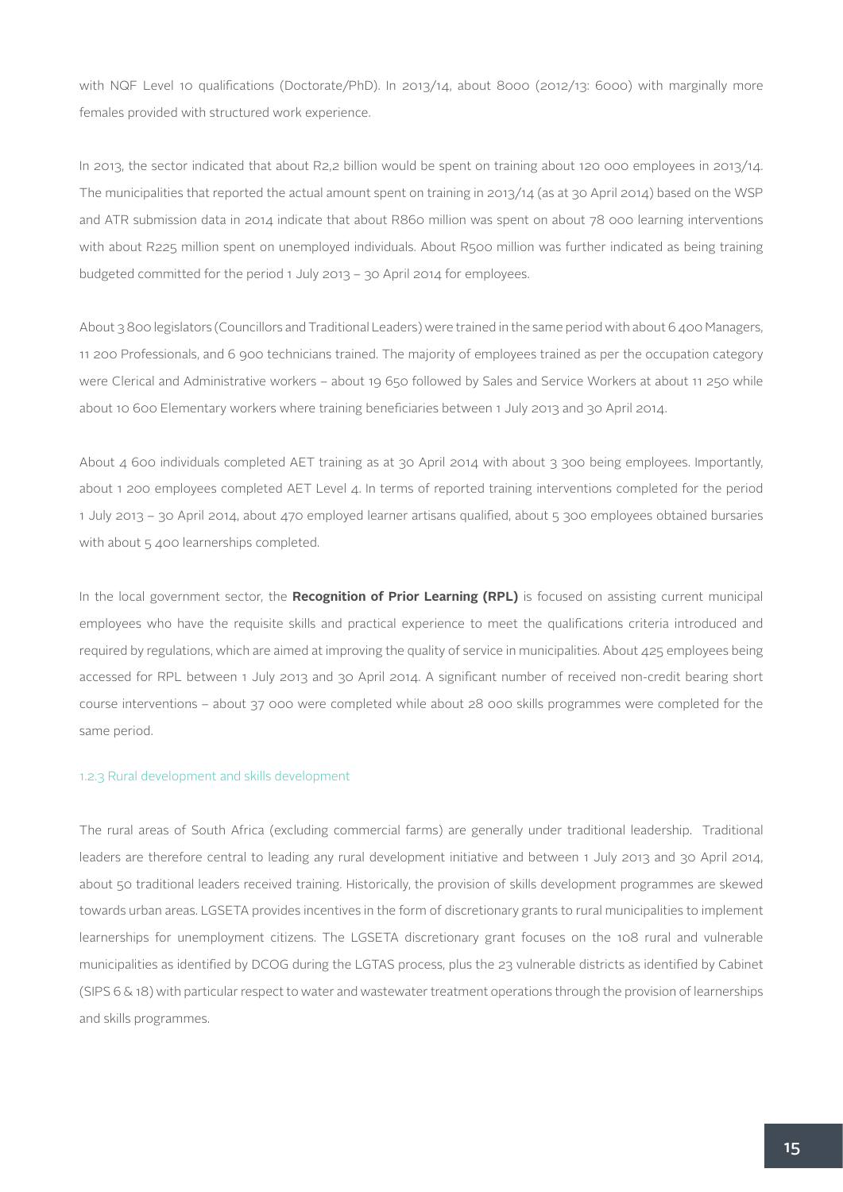with NQF Level 10 qualifications (Doctorate/PhD). In 2013/14, about 8000 (2012/13: 6000) with marginally more females provided with structured work experience.

In 2013, the sector indicated that about R2,2 billion would be spent on training about 120 000 employees in 2013/14. The municipalities that reported the actual amount spent on training in 2013/14 (as at 30 April 2014) based on the WSP and ATR submission data in 2014 indicate that about R860 million was spent on about 78 000 learning interventions with about R225 million spent on unemployed individuals. About R500 million was further indicated as being training budgeted committed for the period 1 July 2013 – 30 April 2014 for employees.

About 3 800 legislators (Councillors and Traditional Leaders) were trained in the same period with about 6 400 Managers, 11 200 Professionals, and 6 900 technicians trained. The majority of employees trained as per the occupation category were Clerical and Administrative workers – about 19 650 followed by Sales and Service Workers at about 11 250 while about 10 600 Elementary workers where training beneficiaries between 1 July 2013 and 30 April 2014.

About 4 600 individuals completed AET training as at 30 April 2014 with about 3 300 being employees. Importantly, about 1 200 employees completed AET Level 4. In terms of reported training interventions completed for the period 1 July 2013 – 30 April 2014, about 470 employed learner artisans qualified, about 5 300 employees obtained bursaries with about 5 400 learnerships completed.

In the local government sector, the **Recognition of Prior Learning (RPL)** is focused on assisting current municipal employees who have the requisite skills and practical experience to meet the qualifications criteria introduced and required by regulations, which are aimed at improving the quality of service in municipalities. About 425 employees being accessed for RPL between 1 July 2013 and 30 April 2014. A significant number of received non-credit bearing short course interventions – about 37 000 were completed while about 28 000 skills programmes were completed for the same period.

### 1.2.3 Rural development and skills development

The rural areas of South Africa (excluding commercial farms) are generally under traditional leadership. Traditional leaders are therefore central to leading any rural development initiative and between 1 July 2013 and 30 April 2014, about 50 traditional leaders received training. Historically, the provision of skills development programmes are skewed towards urban areas. LGSETA provides incentives in the form of discretionary grants to rural municipalities to implement learnerships for unemployment citizens. The LGSETA discretionary grant focuses on the 108 rural and vulnerable municipalities as identified by DCOG during the LGTAS process, plus the 23 vulnerable districts as identified by Cabinet (SIPS 6 & 18) with particular respect to water and wastewater treatment operations through the provision of learnerships and skills programmes.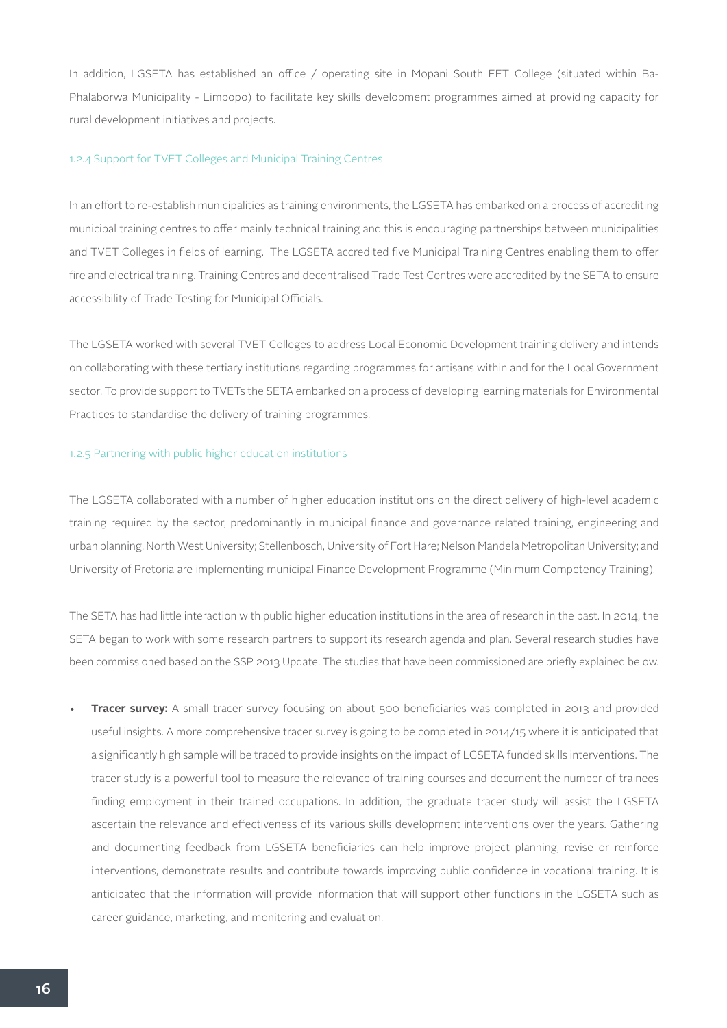In addition, LGSETA has established an office / operating site in Mopani South FET College (situated within Ba-Phalaborwa Municipality - Limpopo) to facilitate key skills development programmes aimed at providing capacity for rural development initiatives and projects.

### 1.2.4 Support for TVET Colleges and Municipal Training Centres

In an effort to re-establish municipalities as training environments, the LGSETA has embarked on a process of accrediting municipal training centres to offer mainly technical training and this is encouraging partnerships between municipalities and TVET Colleges in fields of learning. The LGSETA accredited five Municipal Training Centres enabling them to offer fire and electrical training. Training Centres and decentralised Trade Test Centres were accredited by the SETA to ensure accessibility of Trade Testing for Municipal Officials.

The LGSETA worked with several TVET Colleges to address Local Economic Development training delivery and intends on collaborating with these tertiary institutions regarding programmes for artisans within and for the Local Government sector. To provide support to TVETs the SETA embarked on a process of developing learning materials for Environmental Practices to standardise the delivery of training programmes.

### 1.2.5 Partnering with public higher education institutions

The LGSETA collaborated with a number of higher education institutions on the direct delivery of high-level academic training required by the sector, predominantly in municipal finance and governance related training, engineering and urban planning. North West University; Stellenbosch, University of Fort Hare; Nelson Mandela Metropolitan University; and University of Pretoria are implementing municipal Finance Development Programme (Minimum Competency Training).

The SETA has had little interaction with public higher education institutions in the area of research in the past. In 2014, the SETA began to work with some research partners to support its research agenda and plan. Several research studies have been commissioned based on the SSP 2013 Update. The studies that have been commissioned are briefly explained below.

- **Tracer survey:** A small tracer survey focusing on about 500 beneficiaries was completed in 2013 and provided useful insights. A more comprehensive tracer survey is going to be completed in 2014/15 where it is anticipated that a significantly high sample will be traced to provide insights on the impact of LGSETA funded skills interventions. The tracer study is a powerful tool to measure the relevance of training courses and document the number of trainees finding employment in their trained occupations. In addition, the graduate tracer study will assist the LGSETA ascertain the relevance and effectiveness of its various skills development interventions over the years. Gathering and documenting feedback from LGSETA beneficiaries can help improve project planning, revise or reinforce interventions, demonstrate results and contribute towards improving public confidence in vocational training. It is anticipated that the information will provide information that will support other functions in the LGSETA such as career guidance, marketing, and monitoring and evaluation.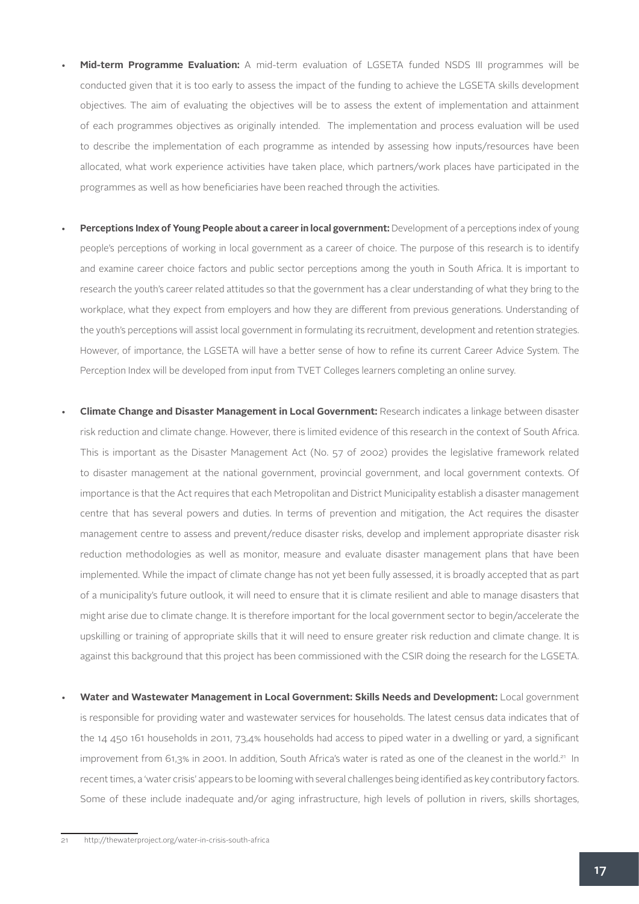- **Mid-term Programme Evaluation:** A mid-term evaluation of LGSETA funded NSDS III programmes will be conducted given that it is too early to assess the impact of the funding to achieve the LGSETA skills development objectives. The aim of evaluating the objectives will be to assess the extent of implementation and attainment of each programmes objectives as originally intended. The implementation and process evaluation will be used to describe the implementation of each programme as intended by assessing how inputs/resources have been allocated, what work experience activities have taken place, which partners/work places have participated in the programmes as well as how beneficiaries have been reached through the activities.

- **Perceptions Index of Young People about a career in local government:** Development of a perceptions index of young people's perceptions of working in local government as a career of choice. The purpose of this research is to identify and examine career choice factors and public sector perceptions among the youth in South Africa. It is important to research the youth's career related attitudes so that the government has a clear understanding of what they bring to the workplace, what they expect from employers and how they are different from previous generations. Understanding of the youth's perceptions will assist local government in formulating its recruitment, development and retention strategies. However, of importance, the LGSETA will have a better sense of how to refine its current Career Advice System. The Perception Index will be developed from input from TVET Colleges learners completing an online survey.

- **Climate Change and Disaster Management in Local Government:** Research indicates a linkage between disaster risk reduction and climate change. However, there is limited evidence of this research in the context of South Africa. This is important as the Disaster Management Act (No. 57 of 2002) provides the legislative framework related to disaster management at the national government, provincial government, and local government contexts. Of importance is that the Act requires that each Metropolitan and District Municipality establish a disaster management centre that has several powers and duties. In terms of prevention and mitigation, the Act requires the disaster management centre to assess and prevent/reduce disaster risks, develop and implement appropriate disaster risk reduction methodologies as well as monitor, measure and evaluate disaster management plans that have been implemented. While the impact of climate change has not yet been fully assessed, it is broadly accepted that as part of a municipality's future outlook, it will need to ensure that it is climate resilient and able to manage disasters that might arise due to climate change. It is therefore important for the local government sector to begin/accelerate the upskilling or training of appropriate skills that it will need to ensure greater risk reduction and climate change. It is against this background that this project has been commissioned with the CSIR doing the research for the LGSETA.

- **Water and Wastewater Management in Local Government: Skills Needs and Development:** Local government is responsible for providing water and wastewater services for households. The latest census data indicates that of the 14 450 161 households in 2011, 73,4% households had access to piped water in a dwelling or yard, a significant improvement from 61,3% in 2001. In addition, South Africa's water is rated as one of the cleanest in the world.[21] In recent times, a 'water crisis' appears to be looming with several challenges being identified as key contributory factors. Some of these include inadequate and/or aging infrastructure, high levels of pollution in rivers, skills shortages,

---

21 http://thewaterproject.org/water-in-crisis-south-africa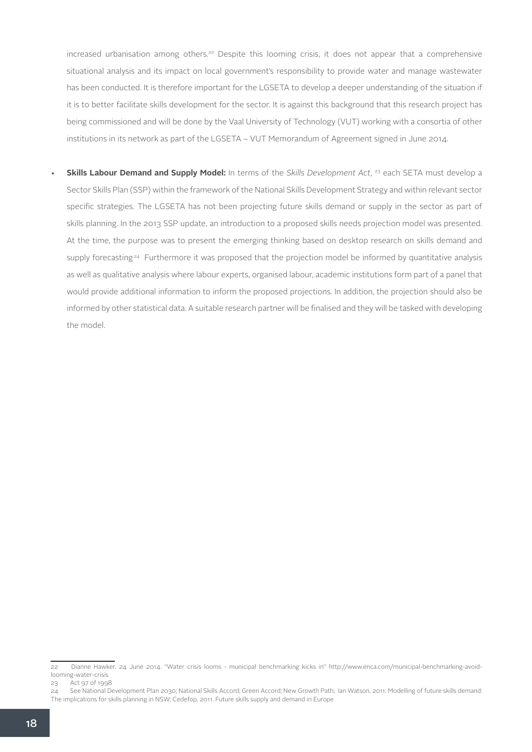increased urbanisation among others.[22] Despite this looming crisis, it does not appear that a comprehensive situational analysis and its impact on local government's responsibility to provide water and manage wastewater has been conducted. It is therefore important for the LGSETA to develop a deeper understanding of the situation if it is to better facilitate skills development for the sector. It is against this background that this research project has being commissioned and will be done by the Vaal University of Technology (VUT) working with a consortia of other institutions in its network as part of the LGSETA – VUT Memorandum of Agreement signed in June 2014.

- **Skills Labour Demand and Supply Model:** In terms of the *Skills Development Act*, [23] each SETA must develop a Sector Skills Plan (SSP) within the framework of the National Skills Development Strategy and within relevant sector specific strategies. The LGSETA has not been projecting future skills demand or supply in the sector as part of skills planning. In the 2013 SSP update, an introduction to a proposed skills needs projection model was presented. At the time, the purpose was to present the emerging thinking based on desktop research on skills demand and supply forecasting[24] Furthermore it was proposed that the projection model be informed by quantitative analysis as well as qualitative analysis where labour experts, organised labour, academic institutions form part of a panel that would provide additional information to inform the proposed projections. In addition, the projection should also be informed by other statistical data. A suitable research partner will be finalised and they will be tasked with developing the model.

---

22 Dianne Hawker. 24 June 2014. "Water crisis looms - municipal benchmarking kicks in" http://www.enca.com/municipal-benchmarking-avoid-looming-water-crisis

23 Act 97 of 1998

24 See National Development Plan 2030; National Skills Accord; Green Accord; New Growth Path; Ian Watson, 2011. Modelling of future skills demand: The implications for skills planning in NSW; Cedefop, 2011. Future skills supply and demand in Europe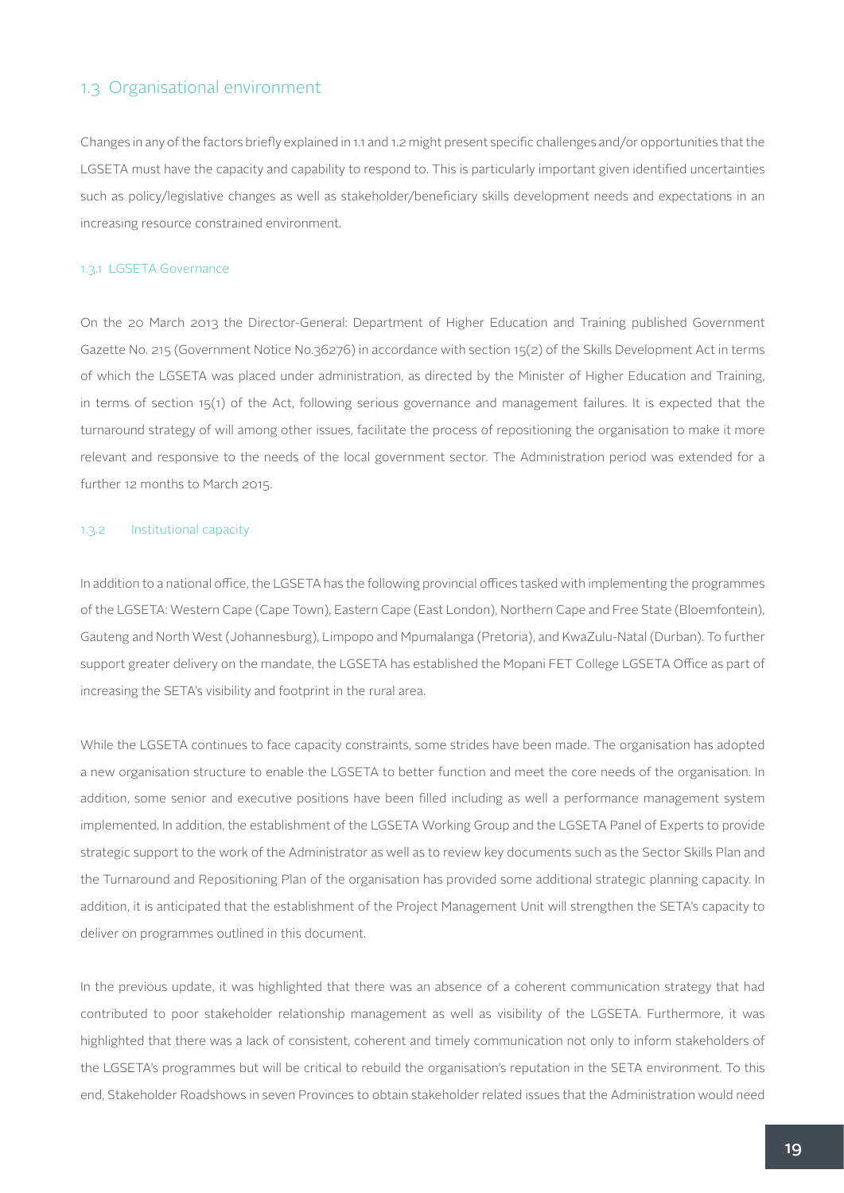## 1.3 Organisational environment

Changes in any of the factors briefly explained in 1.1 and 1.2 might present specific challenges and/or opportunities that the LGSETA must have the capacity and capability to respond to. This is particularly important given identified uncertainties such as policy/legislative changes as well as stakeholder/beneficiary skills development needs and expectations in an increasing resource constrained environment.

### 1.3.1 LGSETA Governance

On the 20 March 2013 the Director-General: Department of Higher Education and Training published Government Gazette No. 215 (Government Notice No.36276) in accordance with section 15(2) of the Skills Development Act in terms of which the LGSETA was placed under administration, as directed by the Minister of Higher Education and Training, in terms of section 15(1) of the Act, following serious governance and management failures. It is expected that the turnaround strategy of will among other issues, facilitate the process of repositioning the organisation to make it more relevant and responsive to the needs of the local government sector. The Administration period was extended for a further 12 months to March 2015.

### 1.3.2 Institutional capacity

In addition to a national office, the LGSETA has the following provincial offices tasked with implementing the programmes of the LGSETA: Western Cape (Cape Town), Eastern Cape (East London), Northern Cape and Free State (Bloemfontein), Gauteng and North West (Johannesburg), Limpopo and Mpumalanga (Pretoria), and KwaZulu-Natal (Durban). To further support greater delivery on the mandate, the LGSETA has established the Mopani FET College LGSETA Office as part of increasing the SETA's visibility and footprint in the rural area.

While the LGSETA continues to face capacity constraints, some strides have been made. The organisation has adopted a new organisation structure to enable the LGSETA to better function and meet the core needs of the organisation. In addition, some senior and executive positions have been filled including as well a performance management system implemented. In addition, the establishment of the LGSETA Working Group and the LGSETA Panel of Experts to provide strategic support to the work of the Administrator as well as to review key documents such as the Sector Skills Plan and the Turnaround and Repositioning Plan of the organisation has provided some additional strategic planning capacity. In addition, it is anticipated that the establishment of the Project Management Unit will strengthen the SETA's capacity to deliver on programmes outlined in this document.

In the previous update, it was highlighted that there was an absence of a coherent communication strategy that had contributed to poor stakeholder relationship management as well as visibility of the LGSETA. Furthermore, it was highlighted that there was a lack of consistent, coherent and timely communication not only to inform stakeholders of the LGSETA's programmes but will be critical to rebuild the organisation's reputation in the SETA environment. To this end, Stakeholder Roadshows in seven Provinces to obtain stakeholder related issues that the Administration would need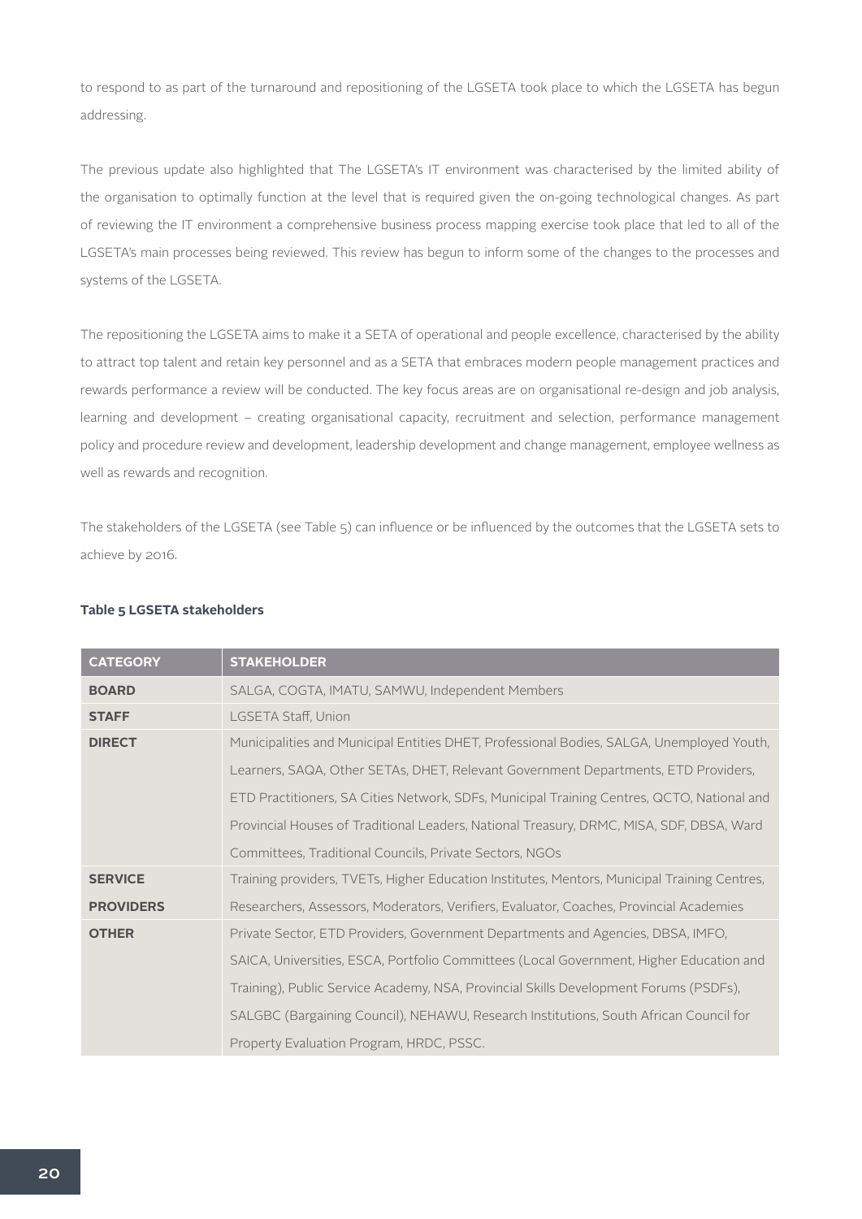to respond to as part of the turnaround and repositioning of the LGSETA took place to which the LGSETA has begun addressing.

The previous update also highlighted that The LGSETA's IT environment was characterised by the limited ability of the organisation to optimally function at the level that is required given the on-going technological changes. As part of reviewing the IT environment a comprehensive business process mapping exercise took place that led to all of the LGSETA's main processes being reviewed. This review has begun to inform some of the changes to the processes and systems of the LGSETA.

The repositioning the LGSETA aims to make it a SETA of operational and people excellence, characterised by the ability to attract top talent and retain key personnel and as a SETA that embraces modern people management practices and rewards performance a review will be conducted. The key focus areas are on organisational re-design and job analysis, learning and development – creating organisational capacity, recruitment and selection, performance management policy and procedure review and development, leadership development and change management, employee wellness as well as rewards and recognition.

The stakeholders of the LGSETA (see Table 5) can influence or be influenced by the outcomes that the LGSETA sets to achieve by 2016.

**Table 5 LGSETA stakeholders**

| CATEGORY | STAKEHOLDER |
|---|---|
| **BOARD** | SALGA, COGTA, IMATU, SAMWU, Independent Members |
| **STAFF** | LGSETA Staff, Union |
| **DIRECT** | Municipalities and Municipal Entities DHET, Professional Bodies, SALGA, Unemployed Youth, Learners, SAQA, Other SETAs, DHET, Relevant Government Departments, ETD Providers, ETD Practitioners, SA Cities Network, SDFs, Municipal Training Centres, QCTO, National and Provincial Houses of Traditional Leaders, National Treasury, DRMC, MISA, SDF, DBSA, Ward Committees, Traditional Councils, Private Sectors, NGOs |
| **SERVICE PROVIDERS** | Training providers, TVETs, Higher Education Institutes, Mentors, Municipal Training Centres, Researchers, Assessors, Moderators, Verifiers, Evaluator, Coaches, Provincial Academies |
| **OTHER** | Private Sector, ETD Providers, Government Departments and Agencies, DBSA, IMFO, SAICA, Universities, ESCA, Portfolio Committees (Local Government, Higher Education and Training), Public Service Academy, NSA, Provincial Skills Development Forums (PSDFs), SALGBC (Bargaining Council), NEHAWU, Research Institutions, South African Council for Property Evaluation Program, HRDC, PSSC. |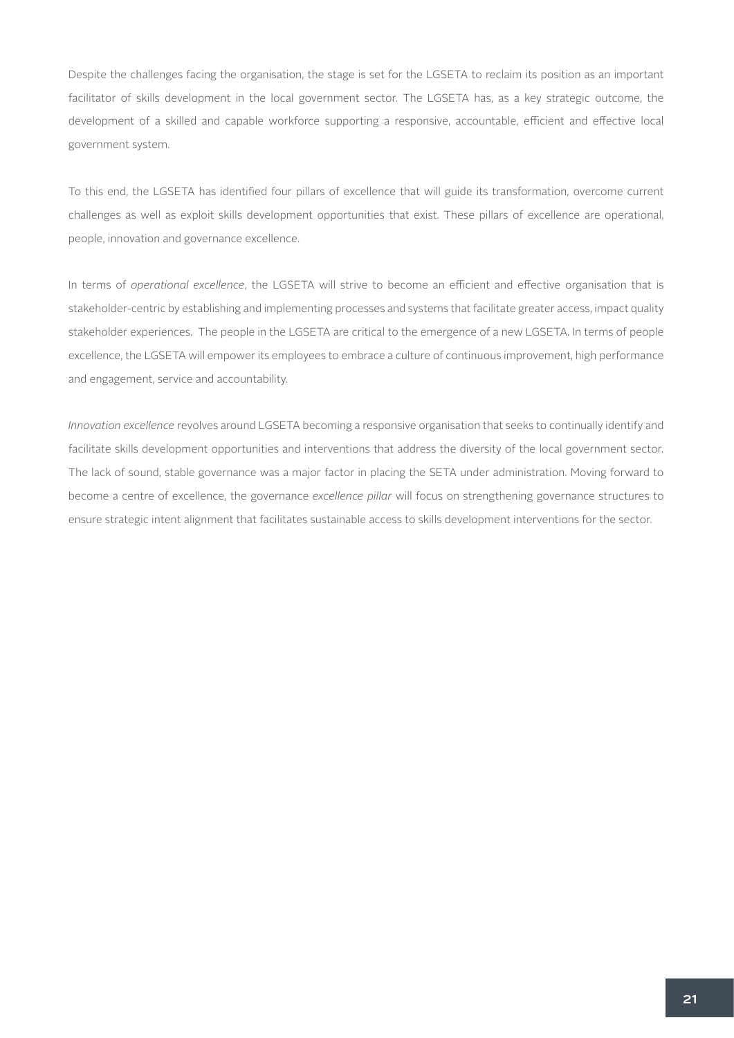Despite the challenges facing the organisation, the stage is set for the LGSETA to reclaim its position as an important facilitator of skills development in the local government sector. The LGSETA has, as a key strategic outcome, the development of a skilled and capable workforce supporting a responsive, accountable, efficient and effective local government system.

To this end, the LGSETA has identified four pillars of excellence that will guide its transformation, overcome current challenges as well as exploit skills development opportunities that exist. These pillars of excellence are operational, people, innovation and governance excellence.

In terms of *operational excellence*, the LGSETA will strive to become an efficient and effective organisation that is stakeholder-centric by establishing and implementing processes and systems that facilitate greater access, impact quality stakeholder experiences. The people in the LGSETA are critical to the emergence of a new LGSETA. In terms of people excellence, the LGSETA will empower its employees to embrace a culture of continuous improvement, high performance and engagement, service and accountability.

*Innovation excellence* revolves around LGSETA becoming a responsive organisation that seeks to continually identify and facilitate skills development opportunities and interventions that address the diversity of the local government sector. The lack of sound, stable governance was a major factor in placing the SETA under administration. Moving forward to become a centre of excellence, the governance *excellence pillar* will focus on strengthening governance structures to ensure strategic intent alignment that facilitates sustainable access to skills development interventions for the sector.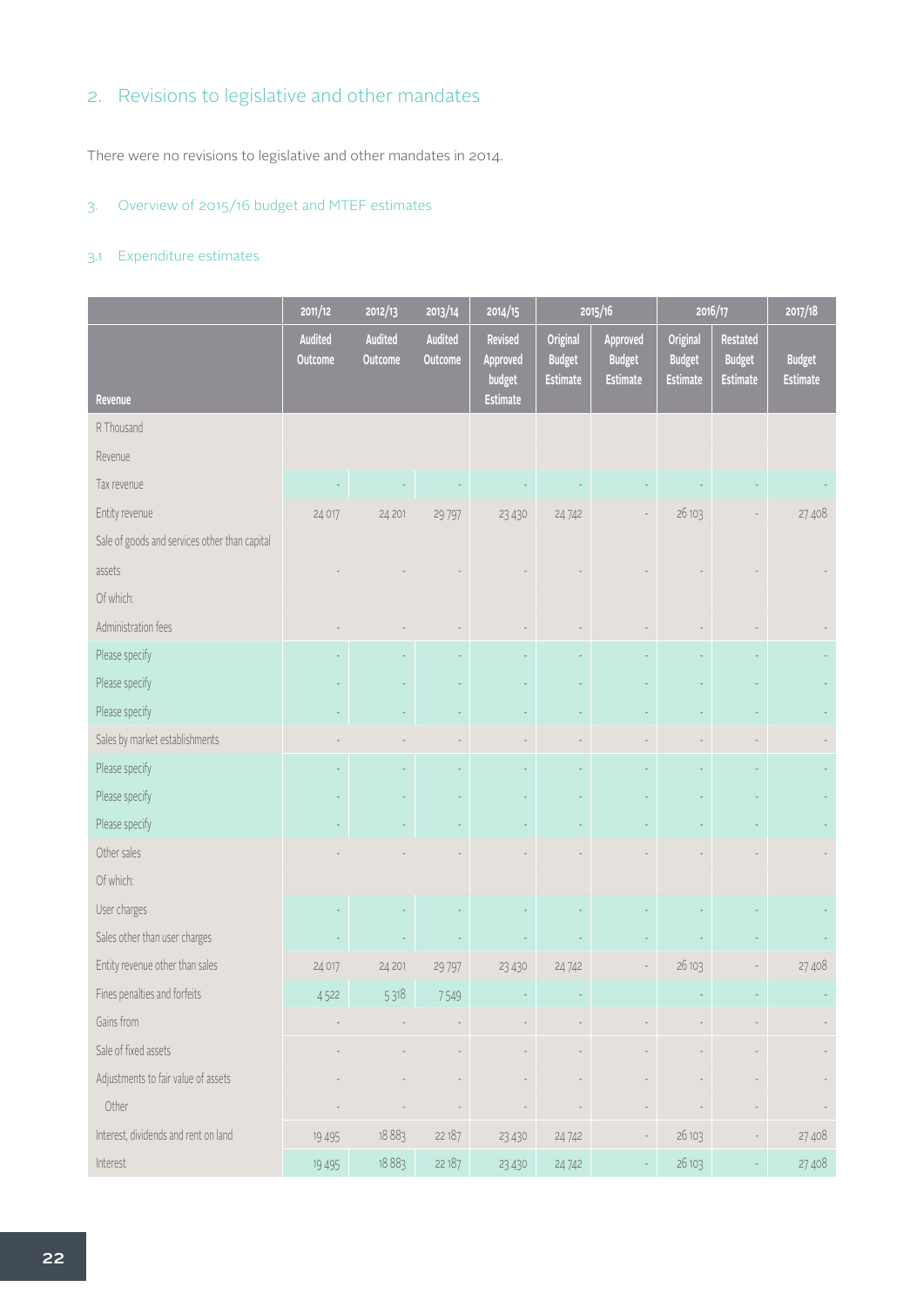## 2. Revisions to legislative and other mandates

There were no revisions to legislative and other mandates in 2014.

## 3. Overview of 2015/16 budget and MTEF estimates

### 3.1 Expenditure estimates

| | 2011/12 | 2012/13 | 2013/14 | 2014/15 | 2015/16 | | 2016/17 | | 2017/18 |
|---|---|---|---|---|---|---|---|---|---|
| Revenue | Audited Outcome | Audited Outcome | Audited Outcome | Revised Approved budget Estimate | Original Budget Estimate | Approved Budget Estimate | Original Budget Estimate | Restated Budget Estimate | Budget Estimate |
| R Thousand | | | | | | | | | |
| Revenue | | | | | | | | | |
| Tax revenue | - | - | - | - | - | - | - | - | - |
| Entity revenue | 24 017 | 24 201 | 29 797 | 23 430 | 24 742 | - | 26 103 | - | 27 408 |
| Sale of goods and services other than capital assets | - | - | - | - | - | - | - | - | - |
| Of which: | | | | | | | | | |
| Administration fees | - | - | - | - | - | - | - | - | - |
| Please specify | - | - | - | - | - | - | - | - | - |
| Please specify | - | - | - | - | - | - | - | - | - |
| Please specify | - | - | - | - | - | - | - | - | - |
| Sales by market establishments | - | - | - | - | - | - | - | - | - |
| Please specify | - | - | - | - | - | - | - | - | - |
| Please specify | - | - | - | - | - | - | - | - | - |
| Please specify | - | - | - | - | - | - | - | - | - |
| Other sales | - | - | - | - | - | - | - | - | - |
| Of which: | | | | | | | | | |
| User charges | - | - | - | - | - | - | - | - | - |
| Sales other than user charges | - | - | - | - | - | - | - | - | - |
| Entity revenue other than sales | 24 017 | 24 201 | 29 797 | 23 430 | 24 742 | - | 26 103 | - | 27 408 |
| Fines penalties and forfeits | 4 522 | 5 318 | 7 549 | - | - | | - | - | - |
| Gains from | - | - | - | - | - | - | - | - | - |
| Sale of fixed assets | - | - | - | - | - | - | - | - | - |
| Adjustments to fair value of assets | - | - | - | - | - | - | - | - | - |
| Other | - | - | - | - | - | - | - | - | - |
| Interest, dividends and rent on land | 19 495 | 18 883 | 22 187 | 23 430 | 24 742 | - | 26 103 | - | 27 408 |
| Interest | 19 495 | 18 883 | 22 187 | 23 430 | 24 742 | - | 26 103 | - | 27 408 |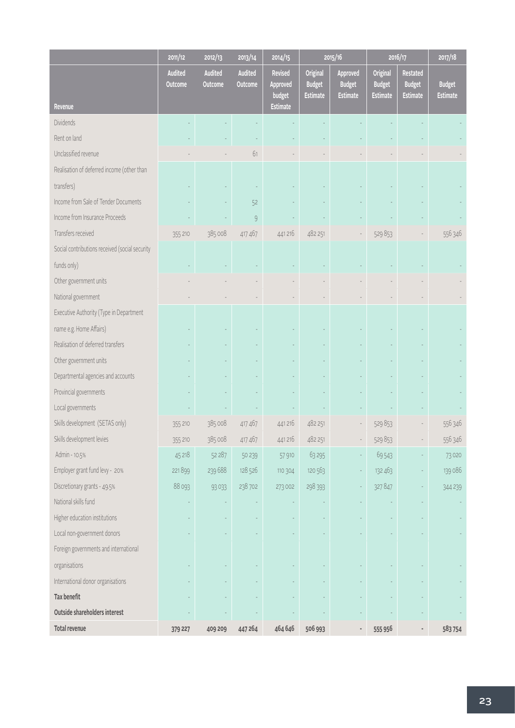| Revenue | 2011/12 | 2012/13 | 2013/14 | 2014/15 | 2015/16 | | 2016/17 | | 2017/18 |
|---|---|---|---|---|---|---|---|---|---|
| | Audited Outcome | Audited Outcome | Audited Outcome | Revised Approved budget Estimate | Original Budget Estimate | Approved Budget Estimate | Original Budget Estimate | Restated Budget Estimate | Budget Estimate |
| Dividends | - | - | - | - | - | - | - | - | - |
| Rent on land | - | - | - | - | - | - | - | - | - |
| Unclassified revenue | - | - | 61 | - | - | - | - | - | - |
| Realisation of deferred income (other than transfers) | - | - | - | - | - | - | - | - | - |
| Income from Sale of Tender Documents | - | - | 52 | - | - | - | - | - | - |
| Income from Insurance Proceeds | - | - | 9 | - | - | - | - | - | - |
| Transfers received | 355 210 | 385 008 | 417 467 | 441 216 | 482 251 | - | 529 853 | - | 556 346 |
| Social contributions received (social security funds only) | - | - | - | - | - | - | - | - | - |
| Other government units | - | - | - | - | - | - | - | - | - |
| National government | - | - | - | - | - | - | - | - | - |
| Executive Authority (Type in Department name e.g. Home Affairs) | - | - | - | - | - | - | - | - | - |
| Realisation of deferred transfers | - | - | - | - | - | - | - | - | - |
| Other government units | - | - | - | - | - | - | - | - | - |
| Departmental agencies and accounts | - | - | - | - | - | - | - | - | - |
| Provincial governments | - | - | - | - | - | - | - | - | - |
| Local governments | - | - | - | - | - | - | - | - | - |
| Skills development (SETAS only) | 355 210 | 385 008 | 417 467 | 441 216 | 482 251 | - | 529 853 | - | 556 346 |
| Skills development levies | 355 210 | 385 008 | 417 467 | 441 216 | 482 251 | - | 529 853 | - | 556 346 |
| Admin - 10.5% | 45 218 | 52 287 | 50 239 | 57 910 | 63 295 | - | 69 543 | - | 73 020 |
| Employer grant fund levy - 20% | 221 899 | 239 688 | 128 526 | 110 304 | 120 563 | - | 132 463 | - | 139 086 |
| Discretionary grants - 49.5% | 88 093 | 93 033 | 238 702 | 273 002 | 298 393 | - | 327 847 | - | 344 239 |
| National skills fund | - | - | - | - | - | - | - | - | - |
| Higher education institutions | - | - | - | - | - | - | - | - | - |
| Local non-government donors | - | - | - | - | - | - | - | - | - |
| Foreign governments and international organisations | - | - | - | - | - | - | - | - | - |
| International donor organisations | - | - | - | - | - | - | - | - | - |
| **Tax benefit** | - | - | - | - | - | - | - | - | - |
| **Outside shareholders interest** | - | - | - | - | - | - | - | - | - |
| **Total revenue** | **379 227** | **409 209** | **447 264** | **464 646** | **506 993** | **-** | **555 956** | **-** | **583 754** |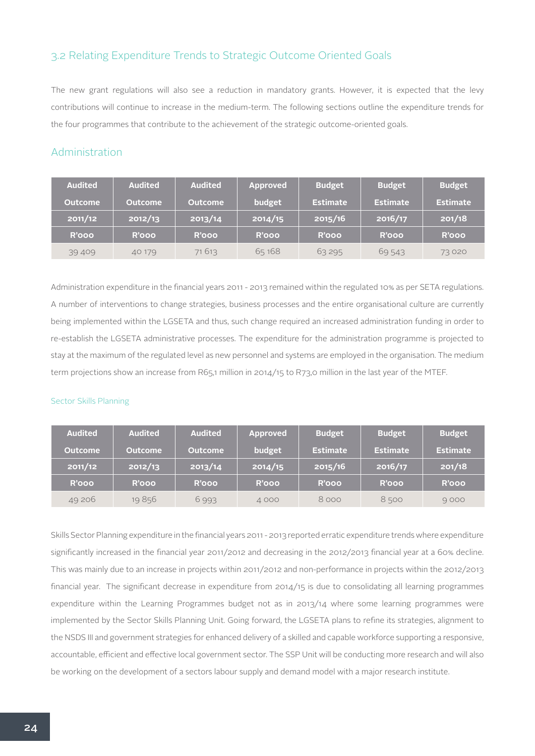## 3.2 Relating Expenditure Trends to Strategic Outcome Oriented Goals

The new grant regulations will also see a reduction in mandatory grants. However, it is expected that the levy contributions will continue to increase in the medium-term. The following sections outline the expenditure trends for the four programmes that contribute to the achievement of the strategic outcome-oriented goals.

### Administration

| Audited Outcome | Audited Outcome | Audited Outcome | Approved budget | Budget Estimate | Budget Estimate | Budget Estimate |
|---|---|---|---|---|---|---|
| 2011/12 | 2012/13 | 2013/14 | 2014/15 | 2015/16 | 2016/17 | 201/18 |
| R'000 | R'000 | R'000 | R'000 | R'000 | R'000 | R'000 |
| 39 409 | 40 179 | 71 613 | 65 168 | 63 295 | 69 543 | 73 020 |

Administration expenditure in the financial years 2011 - 2013 remained within the regulated 10% as per SETA regulations. A number of interventions to change strategies, business processes and the entire organisational culture are currently being implemented within the LGSETA and thus, such change required an increased administration funding in order to re-establish the LGSETA administrative processes. The expenditure for the administration programme is projected to stay at the maximum of the regulated level as new personnel and systems are employed in the organisation. The medium term projections show an increase from R65,1 million in 2014/15 to R73,0 million in the last year of the MTEF.

#### Sector Skills Planning

| Audited Outcome | Audited Outcome | Audited Outcome | Approved budget | Budget Estimate | Budget Estimate | Budget Estimate |
|---|---|---|---|---|---|---|
| 2011/12 | 2012/13 | 2013/14 | 2014/15 | 2015/16 | 2016/17 | 201/18 |
| R'000 | R'000 | R'000 | R'000 | R'000 | R'000 | R'000 |
| 49 206 | 19 856 | 6 993 | 4 000 | 8 000 | 8 500 | 9 000 |

Skills Sector Planning expenditure in the financial years 2011 - 2013 reported erratic expenditure trends where expenditure significantly increased in the financial year 2011/2012 and decreasing in the 2012/2013 financial year at a 60% decline. This was mainly due to an increase in projects within 2011/2012 and non-performance in projects within the 2012/2013 financial year. The significant decrease in expenditure from 2014/15 is due to consolidating all learning programmes expenditure within the Learning Programmes budget not as in 2013/14 where some learning programmes were implemented by the Sector Skills Planning Unit. Going forward, the LGSETA plans to refine its strategies, alignment to the NSDS III and government strategies for enhanced delivery of a skilled and capable workforce supporting a responsive, accountable, efficient and effective local government sector. The SSP Unit will be conducting more research and will also be working on the development of a sectors labour supply and demand model with a major research institute.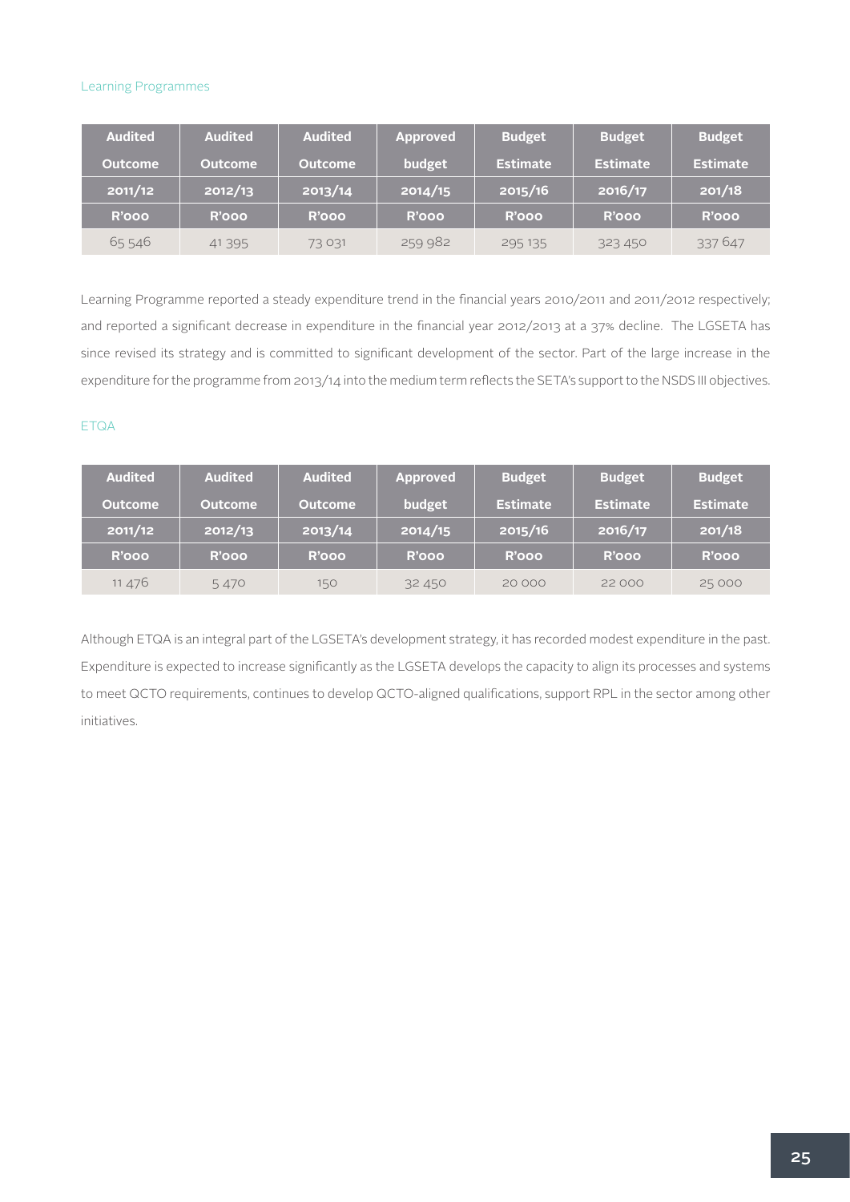### Learning Programmes

| Audited Outcome | Audited Outcome | Audited Outcome | Approved budget | Budget Estimate | Budget Estimate | Budget Estimate |
|---|---|---|---|---|---|---|
| 2011/12 | 2012/13 | 2013/14 | 2014/15 | 2015/16 | 2016/17 | 201/18 |
| R'000 | R'000 | R'000 | R'000 | R'000 | R'000 | R'000 |
| 65 546 | 41 395 | 73 031 | 259 982 | 295 135 | 323 450 | 337 647 |

Learning Programme reported a steady expenditure trend in the financial years 2010/2011 and 2011/2012 respectively; and reported a significant decrease in expenditure in the financial year 2012/2013 at a 37% decline. The LGSETA has since revised its strategy and is committed to significant development of the sector. Part of the large increase in the expenditure for the programme from 2013/14 into the medium term reflects the SETA's support to the NSDS III objectives.

### ETQA

| Audited Outcome | Audited Outcome | Audited Outcome | Approved budget | Budget Estimate | Budget Estimate | Budget Estimate |
|---|---|---|---|---|---|---|
| 2011/12 | 2012/13 | 2013/14 | 2014/15 | 2015/16 | 2016/17 | 201/18 |
| R'000 | R'000 | R'000 | R'000 | R'000 | R'000 | R'000 |
| 11 476 | 5 470 | 150 | 32 450 | 20 000 | 22 000 | 25 000 |

Although ETQA is an integral part of the LGSETA's development strategy, it has recorded modest expenditure in the past. Expenditure is expected to increase significantly as the LGSETA develops the capacity to align its processes and systems to meet QCTO requirements, continues to develop QCTO-aligned qualifications, support RPL in the sector among other initiatives.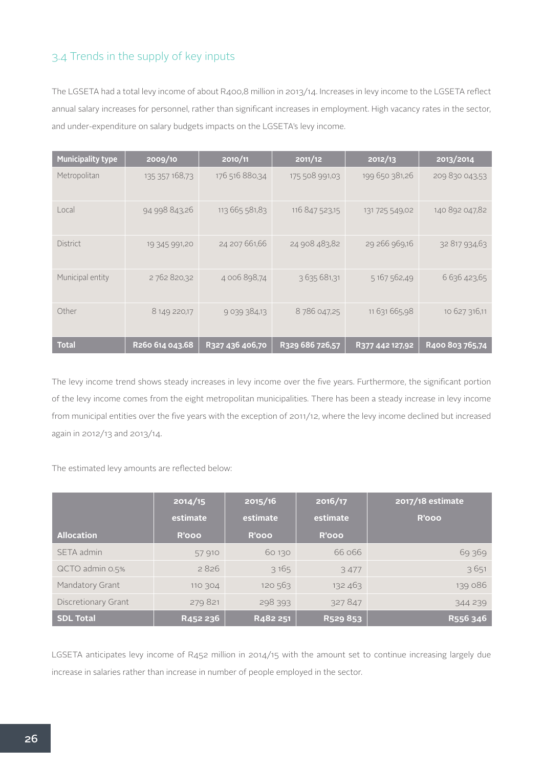## 3.4 Trends in the supply of key inputs

The LGSETA had a total levy income of about R400,8 million in 2013/14. Increases in levy income to the LGSETA reflect annual salary increases for personnel, rather than significant increases in employment. High vacancy rates in the sector, and under-expenditure on salary budgets impacts on the LGSETA's levy income.

| Municipality type | 2009/10 | 2010/11 | 2011/12 | 2012/13 | 2013/2014 |
|---|---|---|---|---|---|
| Metropolitan | 135 357 168,73 | 176 516 880,34 | 175 508 991,03 | 199 650 381,26 | 209 830 043,53 |
| Local | 94 998 843,26 | 113 665 581,83 | 116 847 523,15 | 131 725 549,02 | 140 892 047,82 |
| District | 19 345 991,20 | 24 207 661,66 | 24 908 483,82 | 29 266 969,16 | 32 817 934,63 |
| Municipal entity | 2 762 820,32 | 4 006 898,74 | 3 635 681,31 | 5 167 562,49 | 6 636 423,65 |
| Other | 8 149 220,17 | 9 039 384,13 | 8 786 047,25 | 11 631 665,98 | 10 627 316,11 |
| **Total** | **R260 614 043.68** | **R327 436 406,70** | **R329 686 726,57** | **R377 442 127,92** | **R400 803 765,74** |

The levy income trend shows steady increases in levy income over the five years. Furthermore, the significant portion of the levy income comes from the eight metropolitan municipalities. There has been a steady increase in levy income from municipal entities over the five years with the exception of 2011/12, where the levy income declined but increased again in 2012/13 and 2013/14.

The estimated levy amounts are reflected below:

| Allocation | 2014/15 estimate R'000 | 2015/16 estimate R'000 | 2016/17 estimate R'000 | 2017/18 estimate R'000 |
|---|---|---|---|---|
| SETA admin | 57 910 | 60 130 | 66 066 | 69 369 |
| QCTO admin 0.5% | 2 826 | 3 165 | 3 477 | 3 651 |
| Mandatory Grant | 110 304 | 120 563 | 132 463 | 139 086 |
| Discretionary Grant | 279 821 | 298 393 | 327 847 | 344 239 |
| **SDL Total** | **R452 236** | **R482 251** | **R529 853** | **R556 346** |

LGSETA anticipates levy income of R452 million in 2014/15 with the amount set to continue increasing largely due increase in salaries rather than increase in number of people employed in the sector.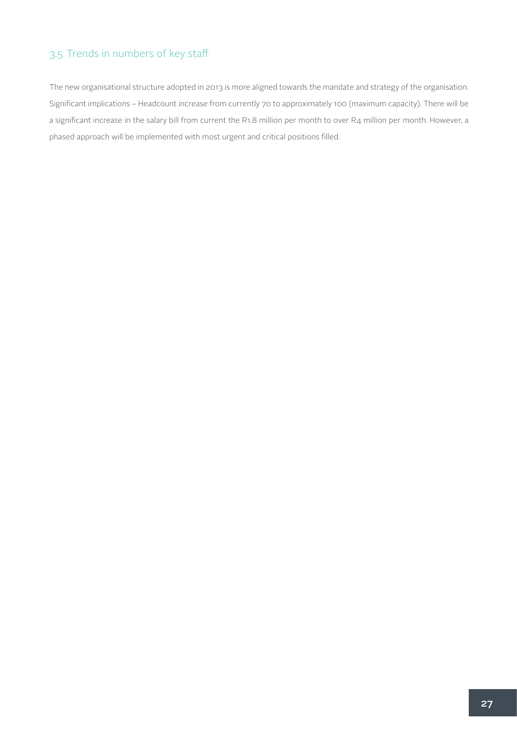## 3.5 Trends in numbers of key staff

The new organisational structure adopted in 2013 is more aligned towards the mandate and strategy of the organisation. Significant implications – Headcount increase from currently 70 to approximately 100 (maximum capacity). There will be a significant increase in the salary bill from current the R1.8 million per month to over R4 million per month. However, a phased approach will be implemented with most urgent and critical positions filled.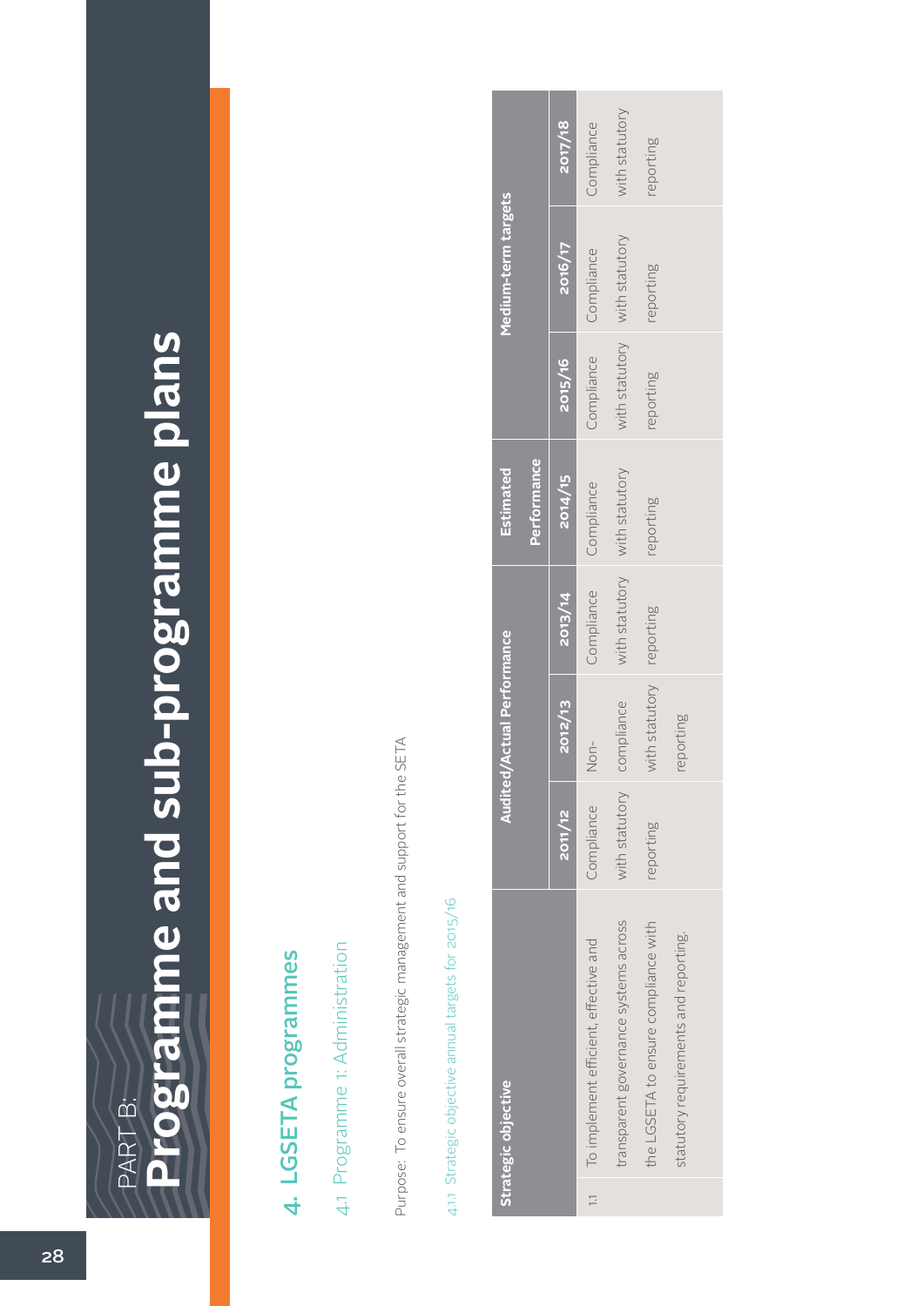PART B:

# Programme and sub-programme plans

## 4. LGSETA programmes

### 4.1 Programme 1: Administration

Purpose: To ensure overall strategic management and support for the SETA

#### 4.1.1 Strategic objective annual targets for 2015/16

| | Strategic objective | Audited/Actual Performance | | | Estimated Performance | Medium-term targets | | |
|---|---|---|---|---|---|---|---|---|
| | | 2011/12 | 2012/13 | 2013/14 | 2014/15 | 2015/16 | 2016/17 | 2017/18 |
| 1.1 | To implement efficient, effective and transparent governance systems across the LGSETA to ensure compliance with statutory requirements and reporting. | Compliance with statutory reporting | Non-compliance with statutory reporting | Compliance with statutory reporting | Compliance with statutory reporting | Compliance with statutory reporting | Compliance with statutory reporting | Compliance with statutory reporting |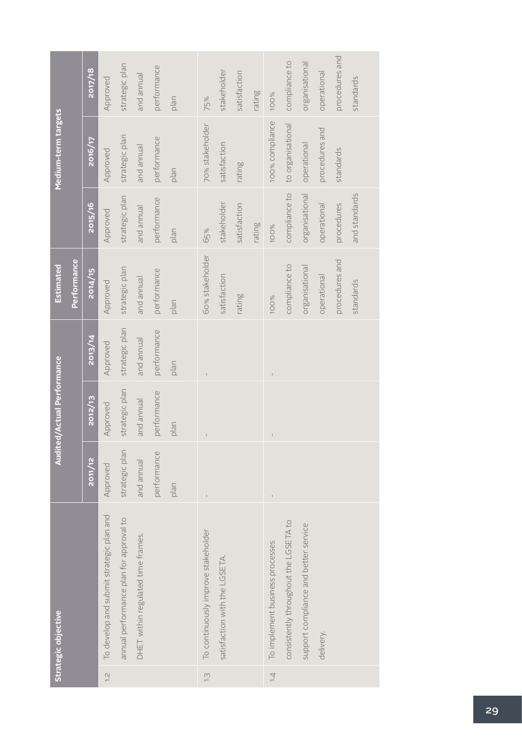| Strategic objective | | Audited/Actual Performance | | | Estimated Performance | Medium-term targets | | |
|---|---|---|---|---|---|---|---|---|
| | | 2011/12 | 2012/13 | 2013/14 | 2014/15 | 2015/16 | 2016/17 | 2017/18 |
| 1.2 | To develop and submit strategic plan and annual performance plan for approval to DHET within regulated time frames. | Approved strategic plan and annual performance plan | Approved strategic plan and annual performance plan | Approved strategic plan and annual performance plan | Approved strategic plan and annual performance plan | Approved strategic plan and annual performance plan | Approved strategic plan and annual performance plan | Approved strategic plan and annual performance plan |
| 1.3 | To continuously improve stakeholder satisfaction with the LGSETA. | - | - | - | 60% stakeholder satisfaction rating | 65% stakeholder satisfaction rating | 70% stakeholder satisfaction rating | 75% stakeholder satisfaction rating |
| 1.4 | To implement business processes consistently throughout the LGSETA to support compliance and better service delivery. | - | - | - | 100% compliance to organisational operational procedures and standards | 100% compliance to organisational operational procedures and standards | 100% compliance to organisational operational procedures and standards | 100% compliance to organisational operational procedures and standards |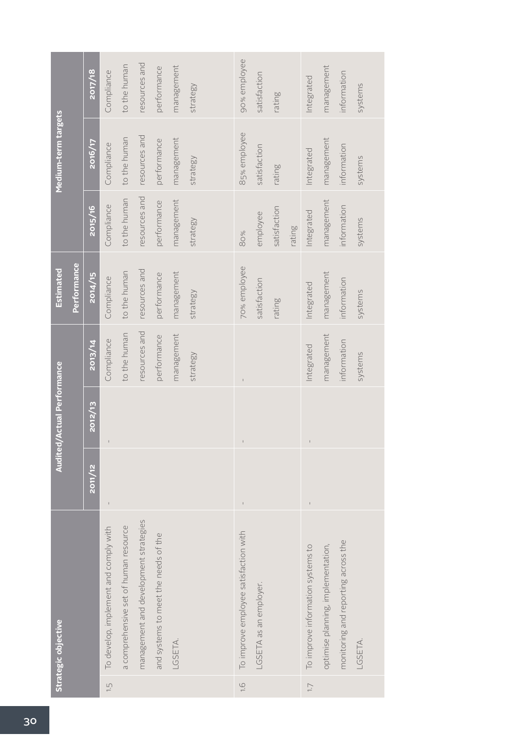| Strategic objective | | Audited/Actual Performance | | | Estimated Performance | Medium-term targets | | |
|---|---|---|---|---|---|---|---|---|
| | | 2011/12 | 2012/13 | 2013/14 | 2014/15 | 2015/16 | 2016/17 | 2017/18 |
| 1.5 | To develop, implement and comply with a comprehensive set of human resource management and development strategies and systems to meet the needs of the LGSETA. | - | - | Compliance to the human resources and performance management strategy | Compliance to the human resources and performance management strategy | Compliance to the human resources and performance management strategy | Compliance to the human resources and performance management strategy | Compliance to the human resources and performance management strategy |
| 1.6 | To improve employee satisfaction with LGSETA as an employer. | - | - | - | 70% employee satisfaction rating | 80% employee satisfaction rating | 85% employee satisfaction rating | 90% employee satisfaction rating |
| 1.7 | To improve information systems to optimise planning, implementation, monitoring and reporting across the LGSETA. | - | - | Integrated management information systems | Integrated management information systems | Integrated management information systems | Integrated management information systems | Integrated management information systems |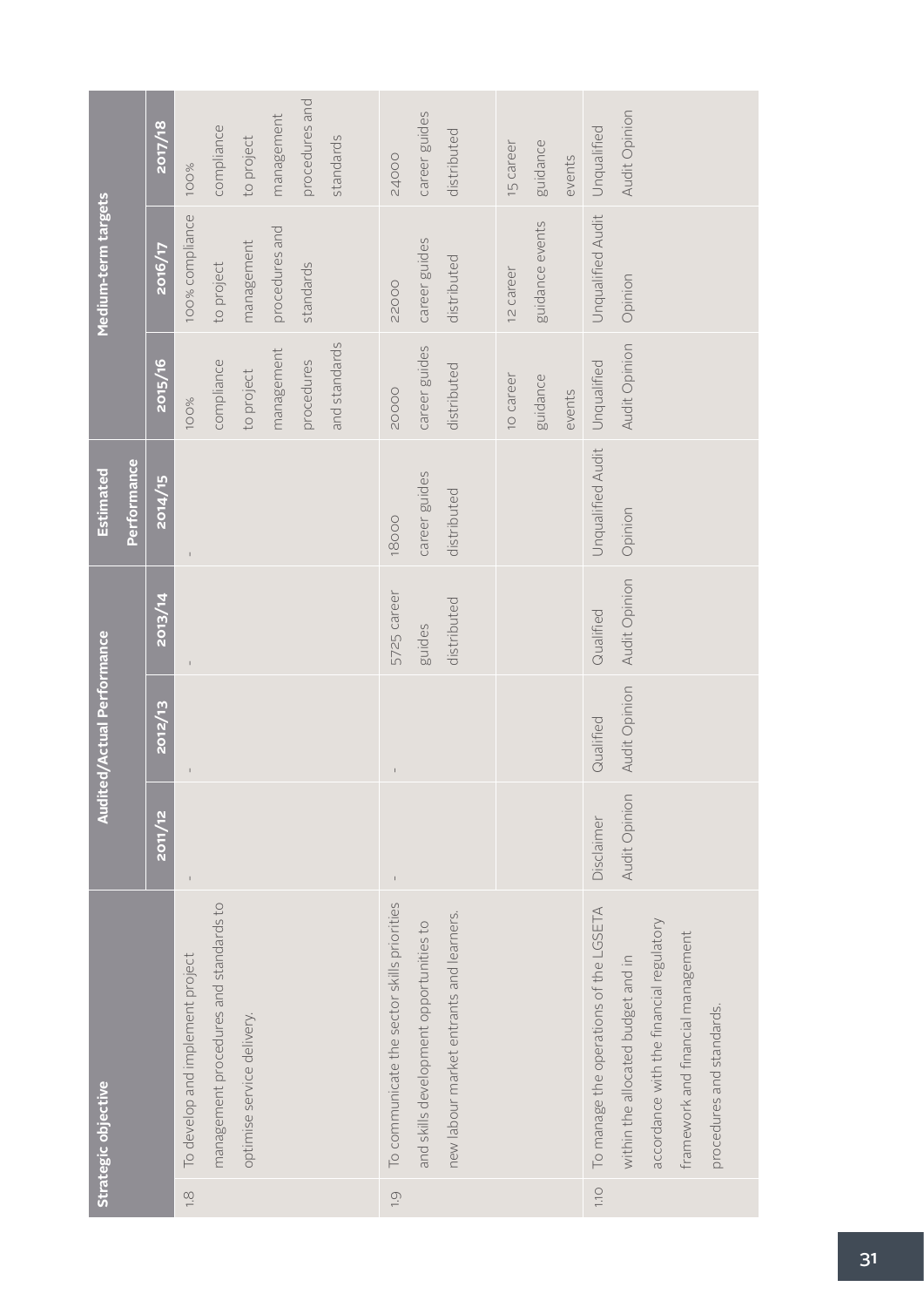| Strategic objective | | Audited/Actual Performance | | | Estimated Performance | Medium-term targets | | |
|---|---|---|---|---|---|---|---|---|
| | | 2011/12 | 2012/13 | 2013/14 | 2014/15 | 2015/16 | 2016/17 | 2017/18 |
| 1.8 | To develop and implement project management procedures and standards to optimise service delivery. | - | - | - | - | 100% compliance to project management procedures and standards | 100% compliance to project management procedures and standards | 100% compliance to project management procedures and standards |
| 1.9 | To communicate the sector skills priorities and skills development opportunities to new labour market entrants and learners. | - | - | 5725 career guides distributed | 18000 career guides distributed | 20000 career guides distributed | 22000 career guides distributed | 24000 career guides distributed |
| | | | | | | 10 career guidance events | 12 career guidance events | 15 career guidance events |
| 1.10 | To manage the operations of the LGSETA within the allocated budget and in accordance with the financial regulatory framework and financial management procedures and standards. | Disclaimer Audit Opinion | Qualified Audit Opinion | Qualified Audit Opinion | Unqualified Audit Opinion | Unqualified Audit Opinion | Unqualified Audit Opinion | Unqualified Audit Opinion |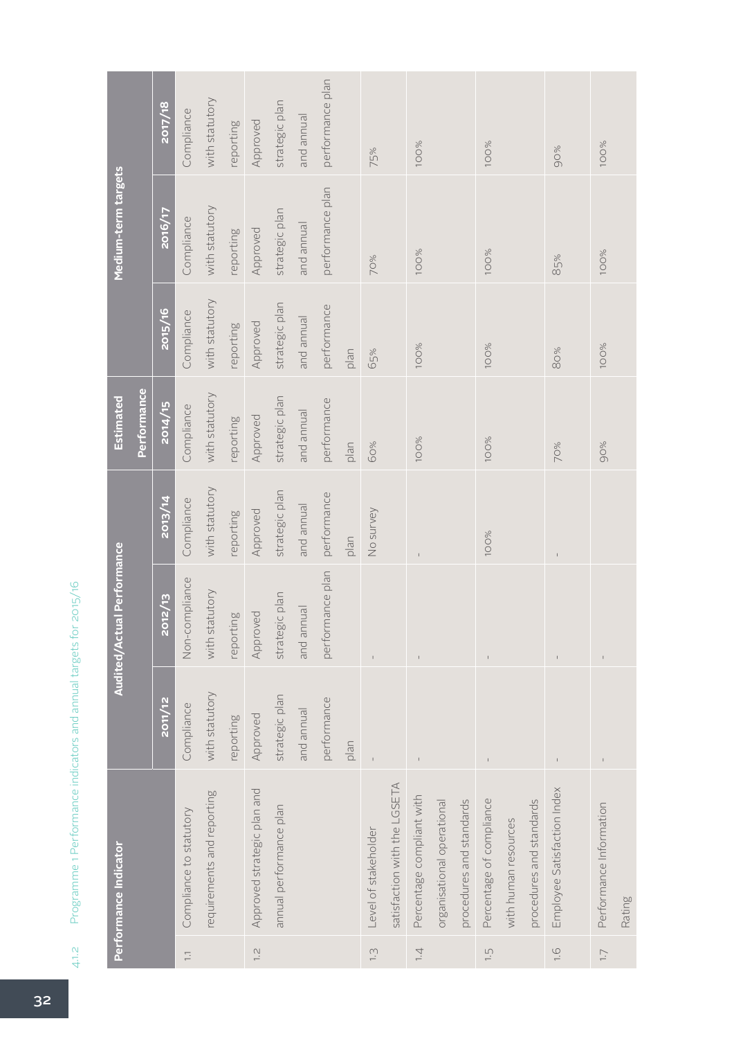4.1.2 Programme 1 Performance indicators and annual targets for 2015/16

| | Performance Indicator | Audited/Actual Performance | | | Estimated Performance | Medium-term targets | | |
|---|---|---|---|---|---|---|---|---|
| | | 2011/12 | 2012/13 | 2013/14 | 2014/15 | 2015/16 | 2016/17 | 2017/18 |
| 1.1 | Compliance to statutory requirements and reporting | Compliance with statutory reporting | Non-compliance with statutory reporting | Compliance with statutory reporting | Compliance with statutory reporting | Compliance with statutory reporting | Compliance with statutory reporting | Compliance with statutory reporting |
| 1.2 | Approved strategic plan and annual performance plan | Approved strategic plan and annual performance plan | Approved strategic plan and annual performance plan | Approved strategic plan and annual performance plan | Approved strategic plan and annual performance plan | Approved strategic plan and annual performance plan | Approved strategic plan and annual performance plan | Approved strategic plan and annual performance plan |
| 1.3 | Level of stakeholder satisfaction with the LGSETA | - | - | No survey | 60% | 65% | 70% | 75% |
| 1.4 | Percentage compliant with organisational operational procedures and standards | - | - | - | 100% | 100% | 100% | 100% |
| 1.5 | Percentage of compliance with human resources procedures and standards | - | - | 100% | 100% | 100% | 100% | 100% |
| 1.6 | Employee Satisfaction Index | - | - | - | 70% | 80% | 85% | 90% |
| 1.7 | Performance Information Rating | - | - | | 90% | 100% | 100% | 100% |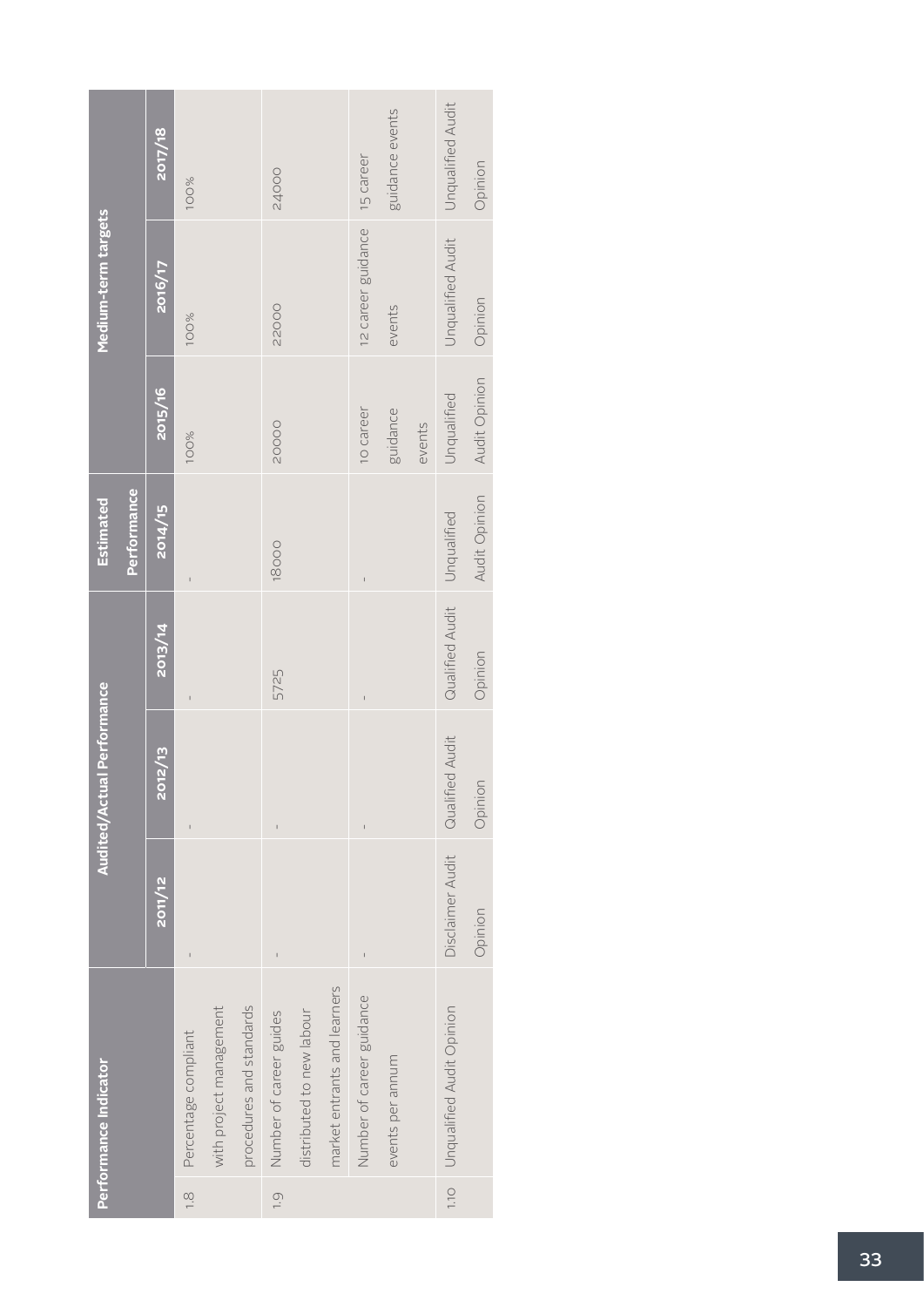| Performance Indicator | | Audited/Actual Performance | | | Estimated Performance | Medium-term targets | | |
|---|---|---|---|---|---|---|---|---|
| | | 2011/12 | 2012/13 | 2013/14 | 2014/15 | 2015/16 | 2016/17 | 2017/18 |
| 1.8 | Percentage compliant with project management procedures and standards | - | - | - | - | 100% | 100% | 100% |
| 1.9 | Number of career guides distributed to new labour market entrants and learners | - | - | 5725 | 18000 | 20000 | 22000 | 24000 |
| | Number of career guidance events per annum | - | - | - | - | 10 career guidance events | 12 career guidance events | 15 career guidance events |
| 1.10 | Unqualified Audit Opinion | Disclaimer Audit Opinion | Qualified Audit Opinion | Qualified Audit Opinion | Unqualified Audit Opinion | Unqualified Audit Opinion | Unqualified Audit Opinion | Unqualified Audit Opinion |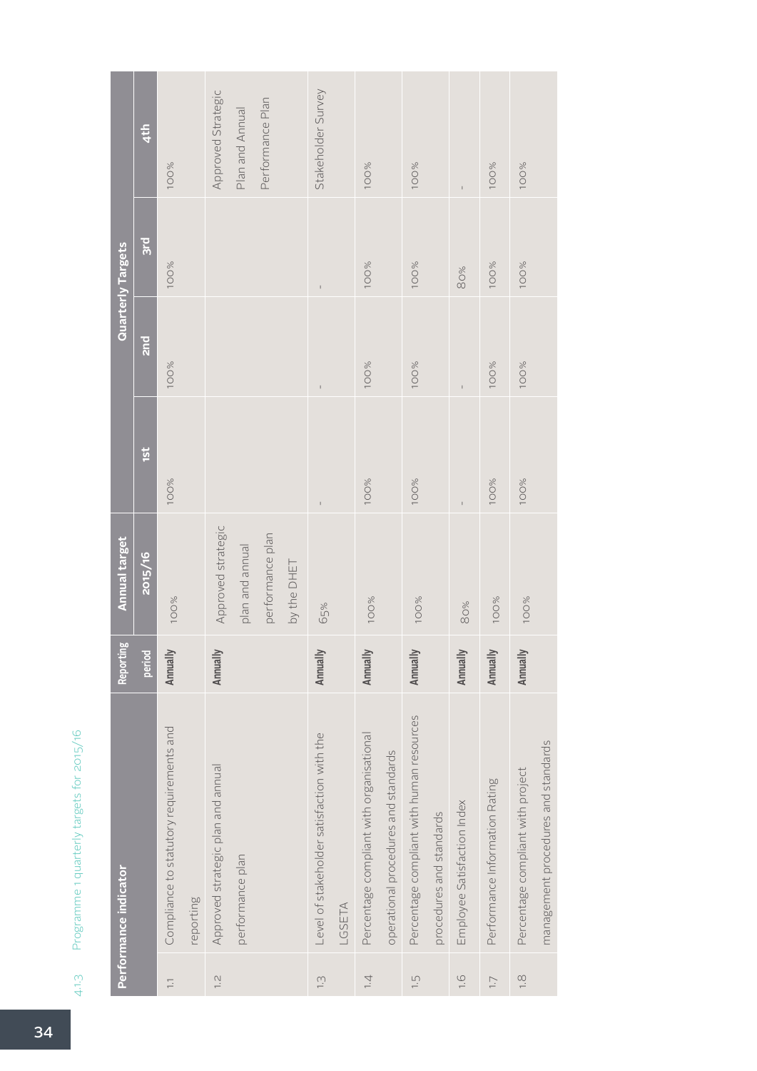### 4.1.3 Programme 1 quarterly targets for 2015/16

| Performance indicator | | Reporting period | Annual target 2015/16 | Quarterly Targets | | | |
|---|---|---|---|---|---|---|---|
| | | | | 1st | 2nd | 3rd | 4th |
| 1.1 | Compliance to statutory requirements and reporting | Annually | 100% | 100% | 100% | 100% | 100% |
| 1.2 | Approved strategic plan and annual performance plan | Annually | Approved strategic plan and annual performance plan by the DHET | | | | Approved Strategic Plan and Annual Performance Plan |
| 1.3 | Level of stakeholder satisfaction with the LGSETA | Annually | 65% | - | - | - | Stakeholder Survey |
| 1.4 | Percentage compliant with organisational operational procedures and standards | Annually | 100% | 100% | 100% | 100% | 100% |
| 1.5 | Percentage compliant with human resources procedures and standards | Annually | 100% | 100% | 100% | 100% | 100% |
| 1.6 | Employee Satisfaction Index | Annually | 80% | - | - | 80% | - |
| 1.7 | Performance Information Rating | Annually | 100% | 100% | 100% | 100% | 100% |
| 1.8 | Percentage compliant with project management procedures and standards | Annually | 100% | 100% | 100% | 100% | 100% |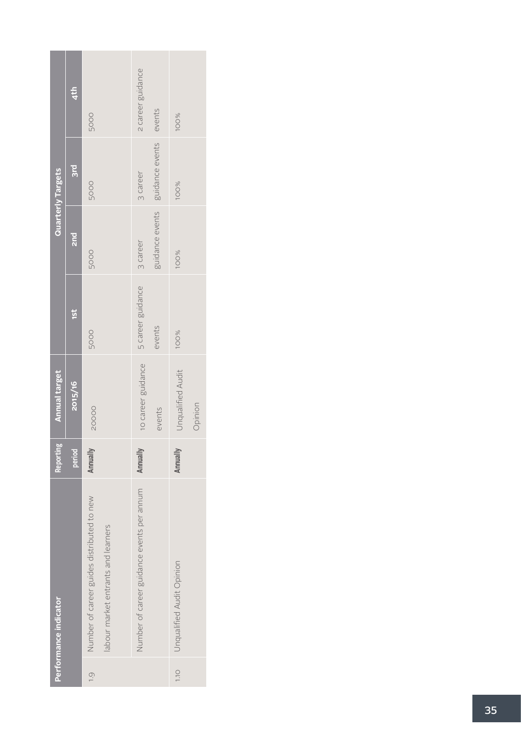| Performance indicator | | Reporting period | Annual target 2015/16 | Quarterly Targets | | | |
|---|---|---|---|---|---|---|---|
| | | | | 1st | 2nd | 3rd | 4th |
| 1.9 | Number of career guides distributed to new labour market entrants and learners | Annually | 20000 | 5000 | 5000 | 5000 | 5000 |
| | Number of career guidance events per annum | Annually | 10 career guidance events | 5 career guidance events | 3 career guidance events | 3 career guidance events | 2 career guidance events |
| 1.10 | Unqualified Audit Opinion | Annually | Unqualified Audit Opinion | 100% | 100% | 100% | 100% |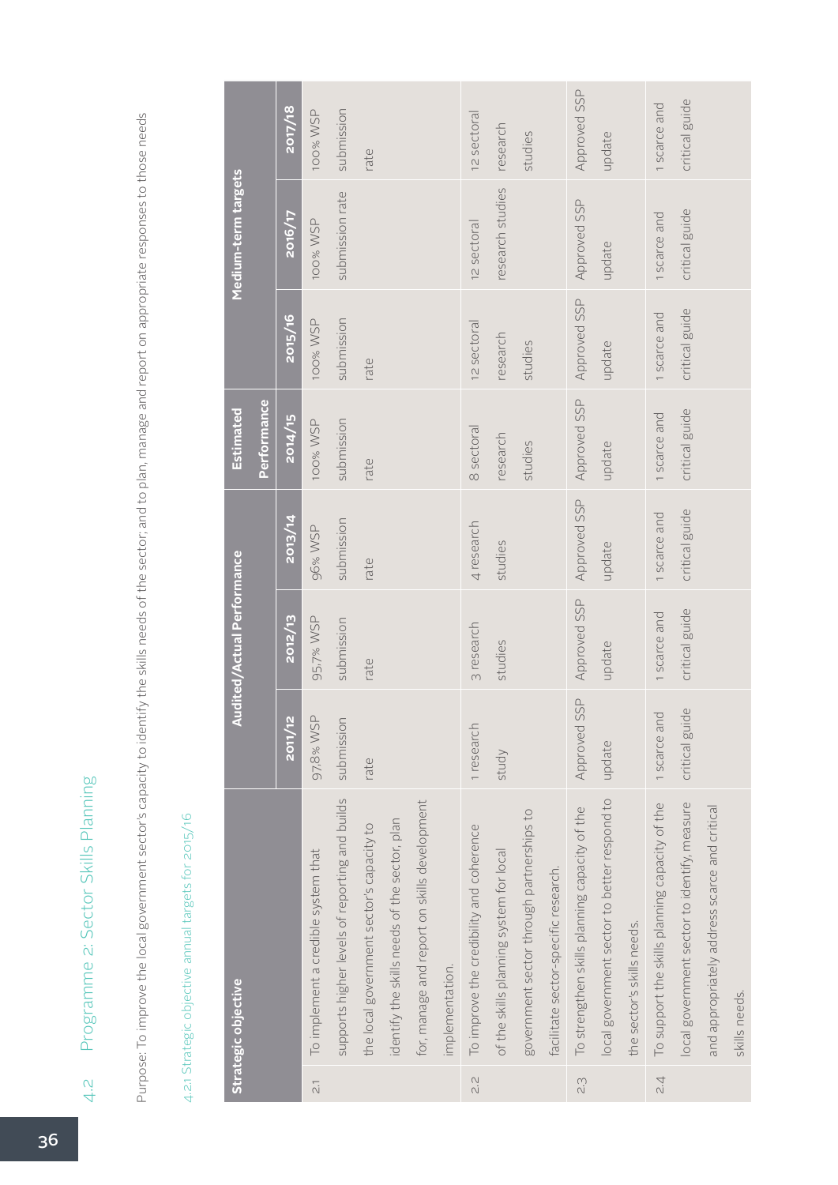## 4.2 Programme 2: Sector Skills Planning

Purpose: To improve the local government sector's capacity to identify the skills needs of the sector; and to plan, manage and report on appropriate responses to those needs

### 4.2.1 Strategic objective annual targets for 2015/16

| Strategic objective | | Audited/Actual Performance | | | Estimated Performance | Medium-term targets | | |
|---|---|---|---|---|---|---|---|---|
| | | 2011/12 | 2012/13 | 2013/14 | 2014/15 | 2015/16 | 2016/17 | 2017/18 |
| 2.1 | To implement a credible system that supports higher levels of reporting and builds the local government sector's capacity to identify the skills needs of the sector, plan for, manage and report on skills development implementation. | 97,8% WSP submission rate | 95,7% WSP submission rate | 96% WSP submission rate | 100% WSP submission rate | 100% WSP submission rate | 100% WSP submission rate | 100% WSP submission rate |
| 2.2 | To improve the credibility and coherence of the skills planning system for local government sector through partnerships to facilitate sector-specific research. | 1 research study | 3 research studies | 4 research studies | 8 sectoral research studies | 12 sectoral research studies | 12 sectoral research studies | 12 sectoral research studies |
| 2.3 | To strengthen skills planning capacity of the local government sector to better respond to the sector's skills needs. | Approved SSP update | Approved SSP update | Approved SSP update | Approved SSP update | Approved SSP update | Approved SSP update | Approved SSP update |
| 2.4 | To support the skills planning capacity of the local government sector to identify, measure and appropriately address scarce and critical skills needs. | 1 scarce and critical guide | 1 scarce and critical guide | 1 scarce and critical guide | 1 scarce and critical guide | 1 scarce and critical guide | 1 scarce and critical guide | 1 scarce and critical guide |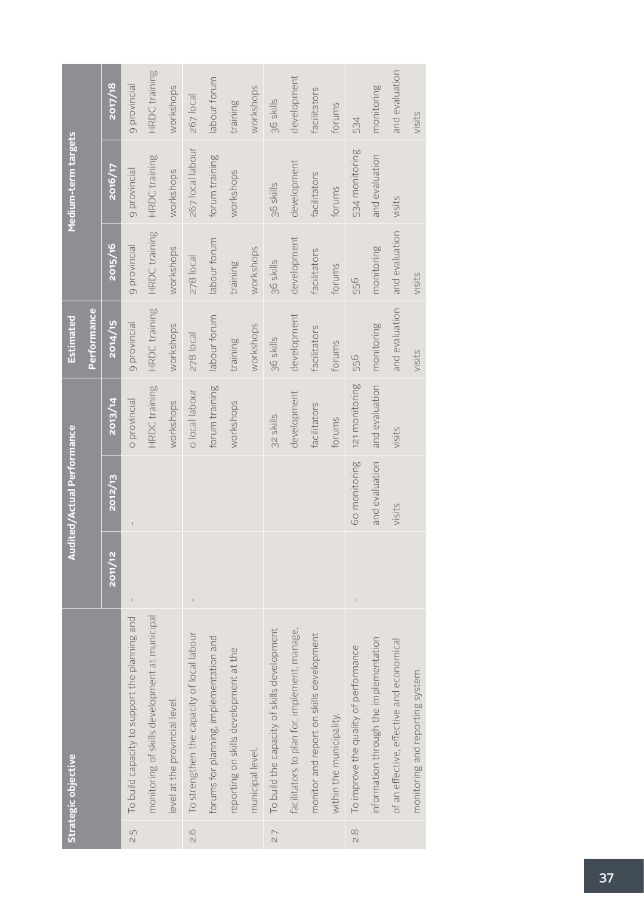| Strategic objective | | Audited/Actual Performance | | | Estimated Performance | Medium-term targets | | |
|---|---|---|---|---|---|---|---|---|
| | | 2011/12 | 2012/13 | 2013/14 | 2014/15 | 2015/16 | 2016/17 | 2017/18 |
| 2.5 | To build capacity to support the planning and monitoring of skills development at municipal level at the provincial level. | - | - | 0 provincial HRDC training workshops | 9 provincial HRDC training workshops | 9 provincial HRDC training workshops | 9 provincial HRDC training workshops | 9 provincial HRDC training workshops |
| 2.6 | To strengthen the capacity of local labour forums for planning, implementation and reporting on skills development at the municipal level. | - | | 0 local labour forum training workshops | 278 local labour forum training workshops | 278 local labour forum training workshops | 267 local labour forum training workshops | 267 local labour forum training workshops |
| 2.7 | To build the capacity of skills development facilitators to plan for, implement, manage, monitor and report on skills development within the municipality. | | | 32 skills development facilitators forums | 36 skills development facilitators forums | 36 skills development facilitators forums | 36 skills development facilitators forums | 36 skills development facilitators forums |
| 2.8 | To improve the quality of performance information through the implementation of an effective, effective and economical monitoring and reporting system. | - | 60 monitoring and evaluation visits | 121 monitoring and evaluation visits | 556 monitoring and evaluation visits | 556 monitoring and evaluation visits | 534 monitoring and evaluation visits | 534 monitoring and evaluation visits |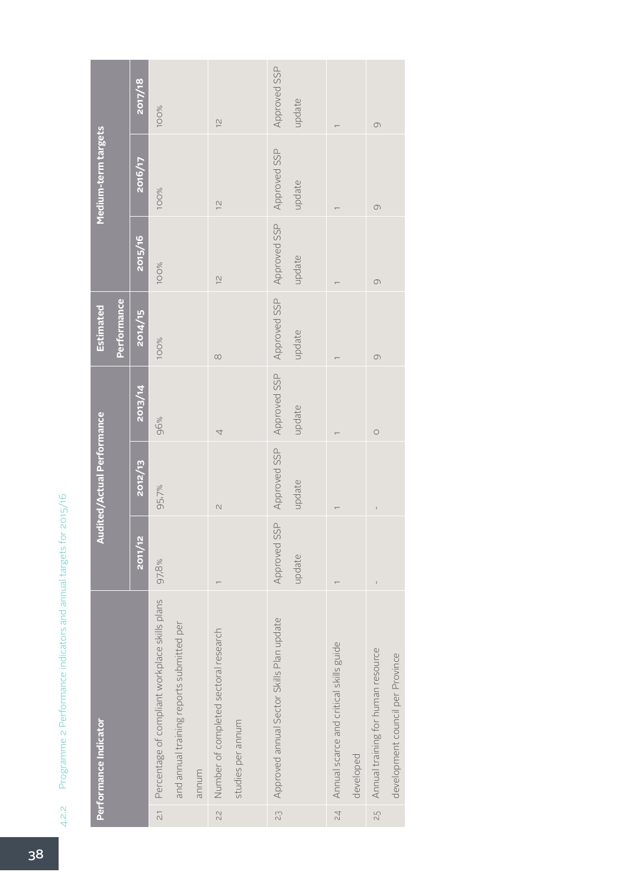### 4.2.2 Programme 2 Performance indicators and annual targets for 2015/16

| | Performance Indicator | Audited/Actual Performance | | | Estimated Performance | Medium-term targets | | |
|---|---|---|---|---|---|---|---|---|
| | | 2011/12 | 2012/13 | 2013/14 | 2014/15 | 2015/16 | 2016/17 | 2017/18 |
| 2.1 | Percentage of compliant workplace skills plans and annual training reports submitted per annum | 97,8% | 95,7% | 96% | 100% | 100% | 100% | 100% |
| 2.2 | Number of completed sectoral research studies per annum | 1 | 2 | 4 | 8 | 12 | 12 | 12 |
| 2.3 | Approved annual Sector Skills Plan update | Approved SSP update | Approved SSP update | Approved SSP update | Approved SSP update | Approved SSP update | Approved SSP update | Approved SSP update |
| 2.4 | Annual scarce and critical skills guide developed | 1 | 1 | 1 | 1 | 1 | 1 | 1 |
| 2.5 | Annual training for human resource development council per Province | - | - | 0 | 9 | 9 | 9 | 9 |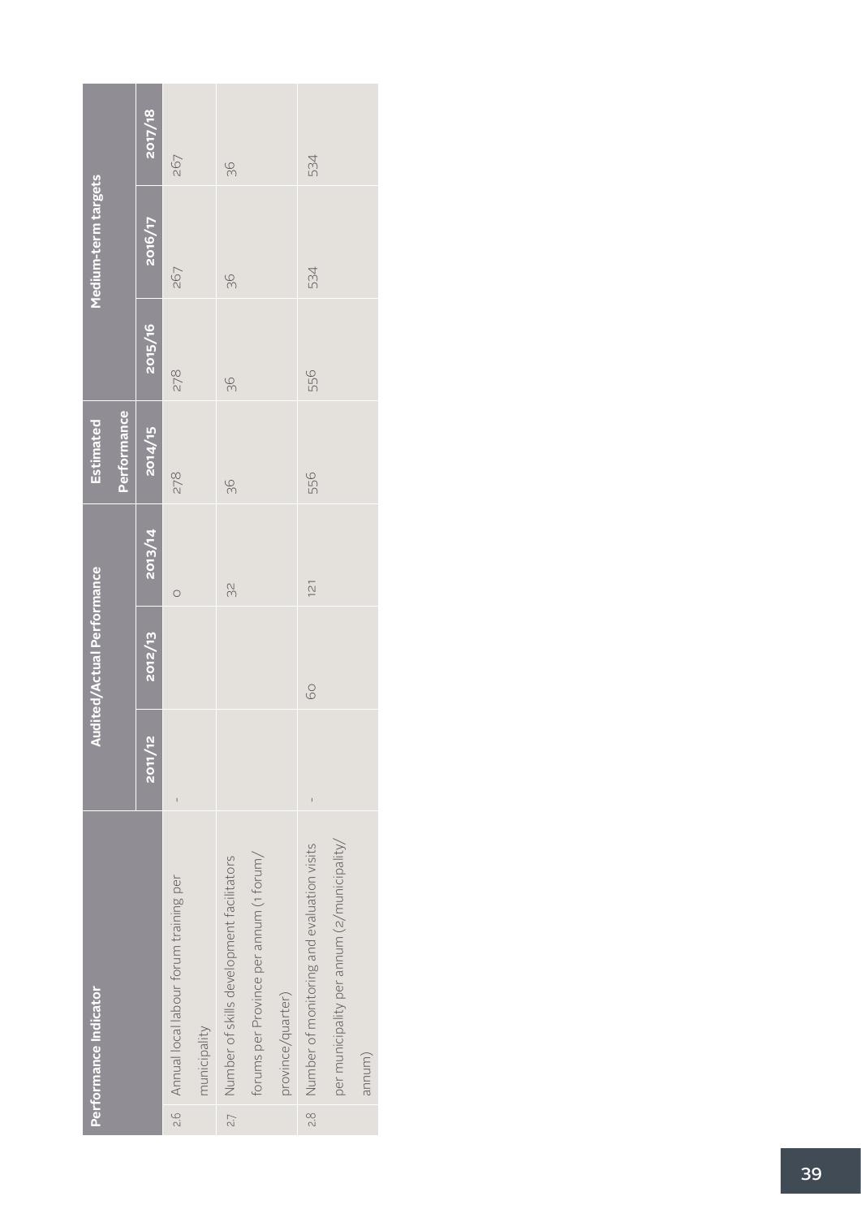| Performance Indicator | | Audited/Actual Performance | | | Estimated Performance | Medium-term targets | | |
|---|---|---|---|---|---|---|---|---|
| | | 2011/12 | 2012/13 | 2013/14 | 2014/15 | 2015/16 | 2016/17 | 2017/18 |
| 2.6 | Annual local labour forum training per municipality | - | | 0 | 278 | 278 | 267 | 267 |
| 2.7 | Number of skills development facilitators forums per Province per annum (1 forum/ province/quarter) | | | 32 | 36 | 36 | 36 | 36 |
| 2.8 | Number of monitoring and evaluation visits per municipality per annum (2/municipality/ annum) | - | 60 | 121 | 556 | 556 | 534 | 534 |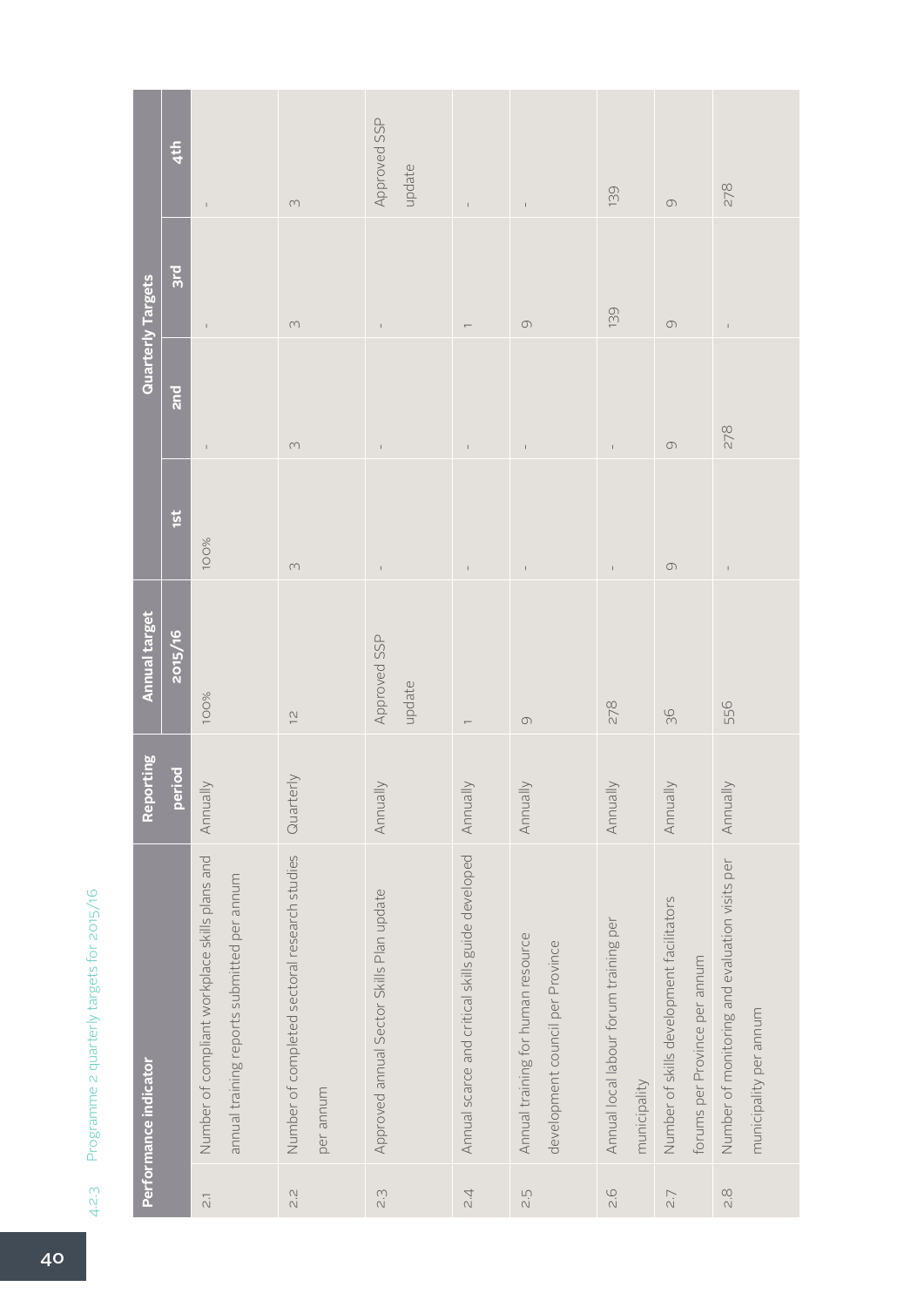### 4.2.3 Programme 2 quarterly targets for 2015/16

| | Performance indicator | Reporting period | Annual target 2015/16 | Quarterly Targets | | | |
|---|---|---|---|---|---|---|---|
| | | | | 1st | 2nd | 3rd | 4th |
| 2.1 | Number of compliant workplace skills plans and annual training reports submitted per annum | Annually | 100% | 100% | - | - | - |
| 2.2 | Number of completed sectoral research studies per annum | Quarterly | 12 | 3 | 3 | 3 | 3 |
| 2.3 | Approved annual Sector Skills Plan update | Annually | Approved SSP update | - | - | - | Approved SSP update |
| 2.4 | Annual scarce and critical skills guide developed | Annually | 1 | - | - | 1 | - |
| 2.5 | Annual training for human resource development council per Province | Annually | 9 | - | - | 9 | - |
| 2.6 | Annual local labour forum training per municipality | Annually | 278 | - | - | 139 | 139 |
| 2.7 | Number of skills development facilitators forums per Province per annum | Annually | 36 | 9 | 9 | 9 | 9 |
| 2.8 | Number of monitoring and evaluation visits per municipality per annum | Annually | 556 | - | 278 | - | 278 |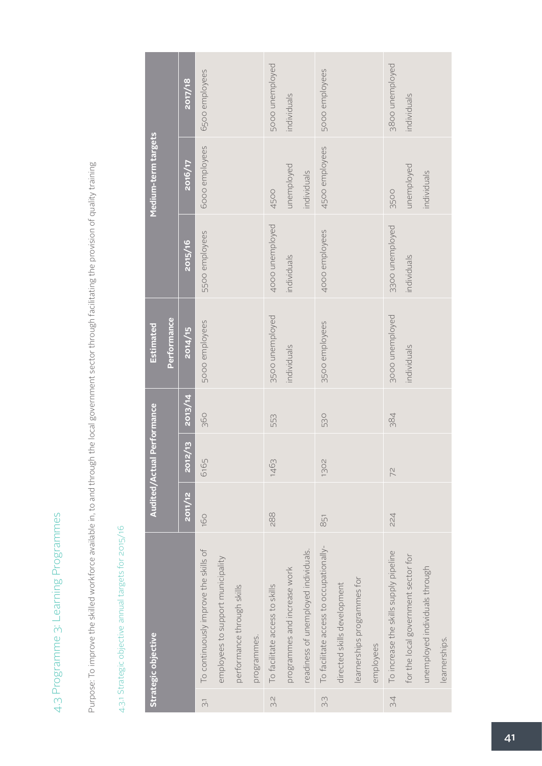## 4.3 Programme 3: Learning Programmes

Purpose: To improve the skilled workforce available in, to and through the local government sector through facilitating the provision of quality training

### 4.3.1 Strategic objective annual targets for 2015/16

| | Strategic objective | Audited/Actual Performance | | | Estimated Performance | Medium-term targets | | |
|---|---|---|---|---|---|---|---|---|
| | | 2011/12 | 2012/13 | 2013/14 | 2014/15 | 2015/16 | 2016/17 | 2017/18 |
| 3.1 | To continuously improve the skills of employees to support municipality performance through skills programmes. | 160 | 6165 | 360 | 5000 employees | 5500 employees | 6000 employees | 6500 employees |
| 3.2 | To facilitate access to skills programmes and increase work readiness of unemployed individuals. | 288 | 1463 | 553 | 3500 unemployed individuals | 4000 unemployed individuals | 4500 unemployed individuals | 5000 unemployed individuals |
| 3.3 | To facilitate access to occupationally-directed skills development learnerships programmes for employees | 851 | 1302 | 530 | 3500 employees | 4000 employees | 4500 employees | 5000 employees |
| 3.4 | To increase the skills supply pipeline for the local government sector for unemployed individuals through learnerships. | 224 | 72 | 384 | 3000 unemployed individuals | 3300 unemployed individuals | 3500 unemployed individuals | 3800 unemployed individuals |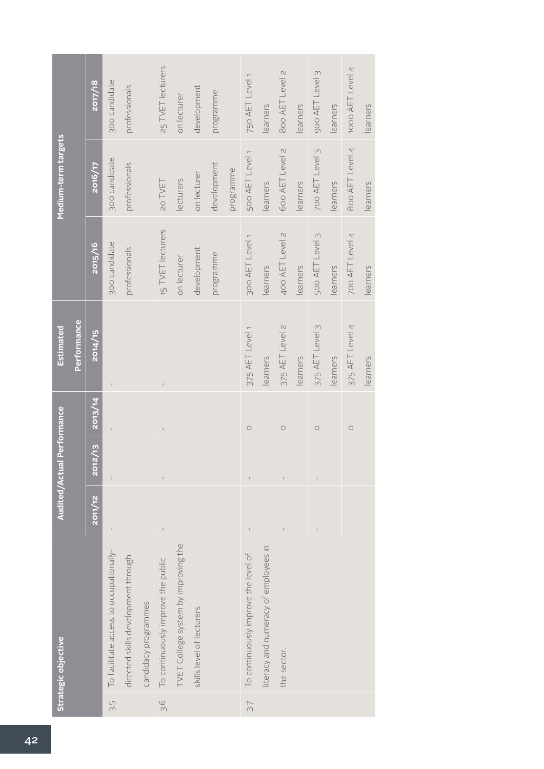| Strategic objective | | Audited/Actual Performance | | | Estimated Performance | Medium-term targets | | |
|---|---|---|---|---|---|---|---|---|
| | | 2011/12 | 2012/13 | 2013/14 | 2014/15 | 2015/16 | 2016/17 | 2017/18 |
| 3.5 | To facilitate access to occupationally-directed skills development through candidacy programmes | - | - | - | - | 300 candidate professionals | 300 candidate professionals | 300 candidate professionals |
| 3.6 | To continuously improve the public TVET College system by improving the skills level of lecturers | - | - | - | - | 15 TVET lecturers on lecturer development programme | 20 TVET lecturers on lecturer development programme | 25 TVET lecturers on lecturer development programme |
| 3.7 | To continuously improve the level of literacy and numeracy of employees in the sector. | - | - | 0 | 375 AET Level 1 learners | 300 AET Level 1 learners | 500 AET Level 1 learners | 750 AET Level 1 learners |
| | | - | - | 0 | 375 AET Level 2 learners | 400 AET Level 2 learners | 600 AET Level 2 learners | 800 AET Level 2 learners |
| | | - | - | 0 | 375 AET Level 3 learners | 500 AET Level 3 learners | 700 AET Level 3 learners | 900 AET Level 3 learners |
| | | - | - | 0 | 375 AET Level 4 learners | 700 AET Level 4 learners | 800 AET Level 4 learners | 1000 AET Level 4 learners |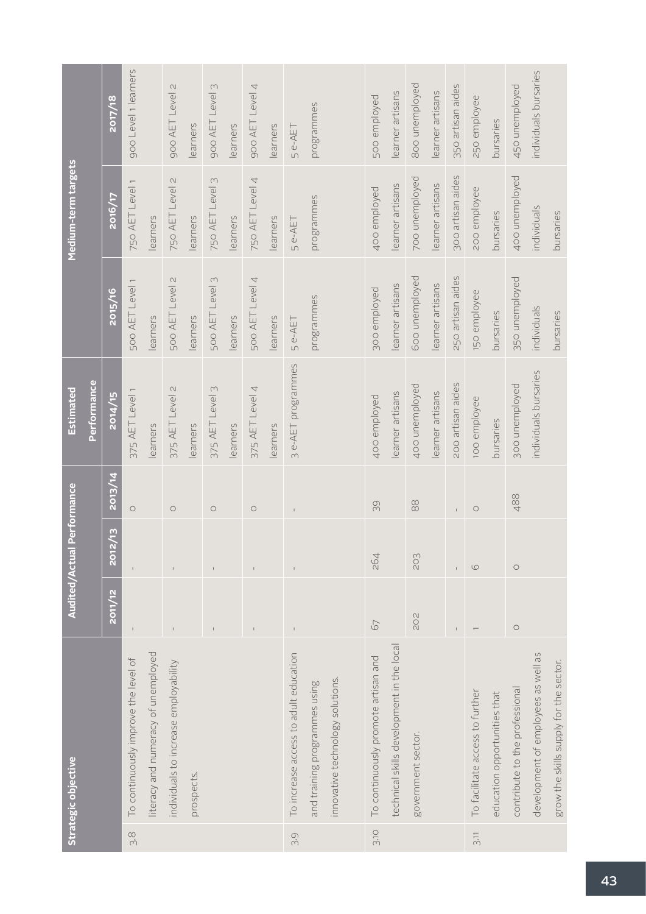| Strategic objective | | Audited/Actual Performance | | | Estimated Performance | Medium-term targets | | |
|---|---|---|---|---|---|---|---|---|
| | | 2011/12 | 2012/13 | 2013/14 | 2014/15 | 2015/16 | 2016/17 | 2017/18 |
| 3.8 | To continuously improve the level of literacy and numeracy of unemployed individuals to increase employability prospects. | - | - | 0 | 375 AET Level 1 learners | 500 AET Level 1 learners | 750 AET Level 1 learners | 900 Level 1 learners |
| | | - | - | 0 | 375 AET Level 2 learners | 500 AET Level 2 learners | 750 AET Level 2 learners | 900 AET Level 2 learners |
| | | - | - | 0 | 375 AET Level 3 learners | 500 AET Level 3 learners | 750 AET Level 3 learners | 900 AET Level 3 learners |
| | | - | - | 0 | 375 AET Level 4 learners | 500 AET Level 4 learners | 750 AET Level 4 learners | 900 AET Level 4 learners |
| 3.9 | To increase access to adult education and training programmes using innovative technology solutions. | - | - | - | 3 e-AET programmes | 5 e-AET programmes | 5 e-AET programmes | 5 e-AET programmes |
| 3.10 | To continuously promote artisan and technical skills development in the local government sector. | 67 | 264 | 39 | 400 employed learner artisans | 300 employed learner artisans | 400 employed learner artisans | 500 employed learner artisans |
| | | 202 | 203 | 88 | 400 unemployed learner artisans | 600 unemployed learner artisans | 700 unemployed learner artisans | 800 unemployed learner artisans |
| | | - | - | - | 200 artisan aides | 250 artisan aides | 300 artisan aides | 350 artisan aides |
| 3.11 | To facilitate access to further education opportunities that contribute to the professional development of employees as well as grow the skills supply for the sector. | 1 | 6 | 0 | 100 employee bursaries | 150 employee bursaries | 200 employee bursaries | 250 employee bursaries |
| | | 0 | 0 | 488 | 300 unemployed individuals bursaries | 350 unemployed individuals bursaries | 400 unemployed individuals bursaries | 450 unemployed individuals bursaries |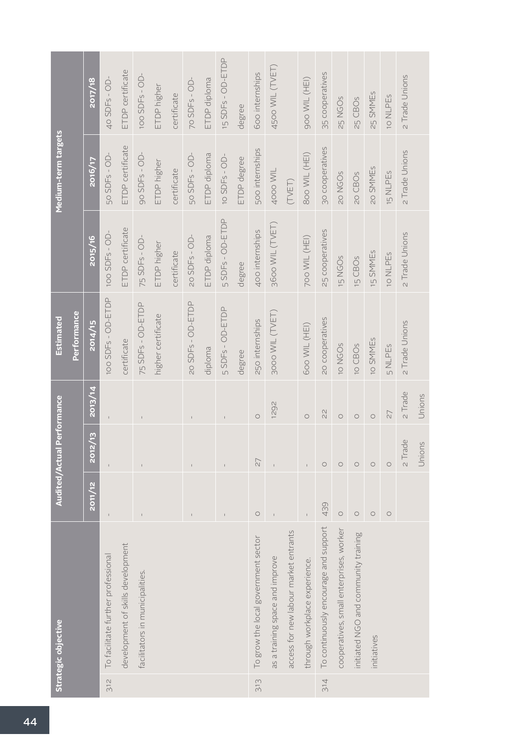| Strategic objective | | Audited/Actual Performance | | | Estimated Performance | Medium-term targets | | |
|---|---|---|---|---|---|---|---|---|
| | | 2011/12 | 2012/13 | 2013/14 | 2014/15 | 2015/16 | 2016/17 | 2017/18 |
| 3.12 | To facilitate further professional development of skills development facilitators in municipalities. | - | - | - | 100 SDFs - OD-ETDP certificate | 100 SDFs - OD-ETDP certificate | 50 SDFs - OD-ETDP certificate | 40 SDFs - OD-ETDP certificate |
| | | - | - | - | 75 SDFs - OD-ETDP higher certificate | 75 SDFs - OD-ETDP higher certificate | 90 SDFs - OD-ETDP higher certificate | 100 SDFs - OD-ETDP higher certificate |
| | | - | - | - | 20 SDFs - OD-ETDP diploma | 20 SDFs - OD-ETDP diploma | 50 SDFs - OD-ETDP diploma | 70 SDFs - OD-ETDP diploma |
| | | - | - | - | 5 SDFs - OD-ETDP degree | 5 SDFs - OD-ETDP degree | 10 SDFs - OD-ETDP degree | 15 SDFs - OD-ETDP degree |
| 3.13 | To grow the local government sector as a training space and improve access for new labour market entrants through workplace experience. | 0 | 27 | 0 | 250 internships | 400 internships | 500 internships | 600 internships |
| | | - | - | 1292 | 3000 WIL (TVET) | 3600 WIL (TVET) | 4000 WIL (TVET) | 4500 WIL (TVET) |
| | | - | - | 0 | 600 WIL (HEI) | 700 WIL (HEI) | 800 WIL (HEI) | 900 WIL (HEI) |
| 3.14 | To continuously encourage and support cooperatives, small enterprises, worker initiated NGO and community training initiatives | 439 | 0 | 22 | 20 cooperatives | 25 cooperatives | 30 cooperatives | 35 cooperatives |
| | | 0 | 0 | 0 | 10 NGOs | 15 NGOs | 20 NGOs | 25 NGOs |
| | | 0 | 0 | 0 | 10 CBOs | 15 CBOs | 20 CBOs | 25 CBOs |
| | | 0 | 0 | 0 | 10 SMMEs | 15 SMMEs | 20 SMMEs | 25 SMMEs |
| | | 0 | 0 | 27 | 5 NLPEs | 10 NLPEs | 15 NLPEs | 10 NLPEs |
| | | | 2 Trade Unions | 2 Trade Unions | 2 Trade Unions | 2 Trade Unions | 2 Trade Unions | 2 Trade Unions |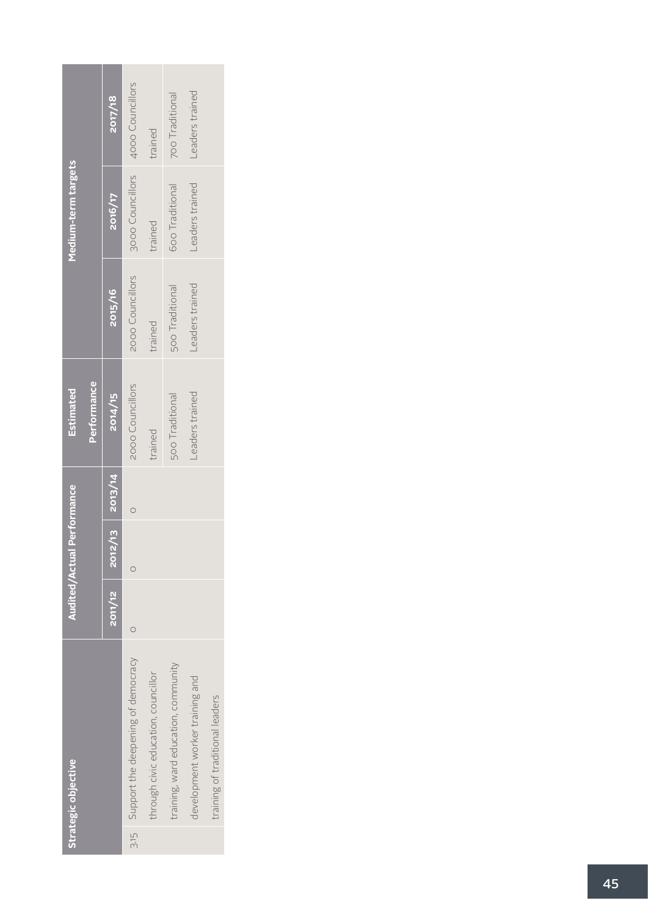| Strategic objective | | Audited/Actual Performance | | | Estimated Performance | Medium-term targets | | |
|---|---|---|---|---|---|---|---|---|
| | | 2011/12 | 2012/13 | 2013/14 | 2014/15 | 2015/16 | 2016/17 | 2017/18 |
| 3.15 | Support the deepening of democracy through civic education, councillor training, ward education, community development worker training and training of traditional leaders | 0 | 0 | 0 | 2000 Councillors trained | 2000 Councillors trained | 3000 Councillors trained | 4000 Councillors trained |
| | | | | | 500 Traditional Leaders trained | 500 Traditional Leaders trained | 600 Traditional Leaders trained | 700 Traditional Leaders trained |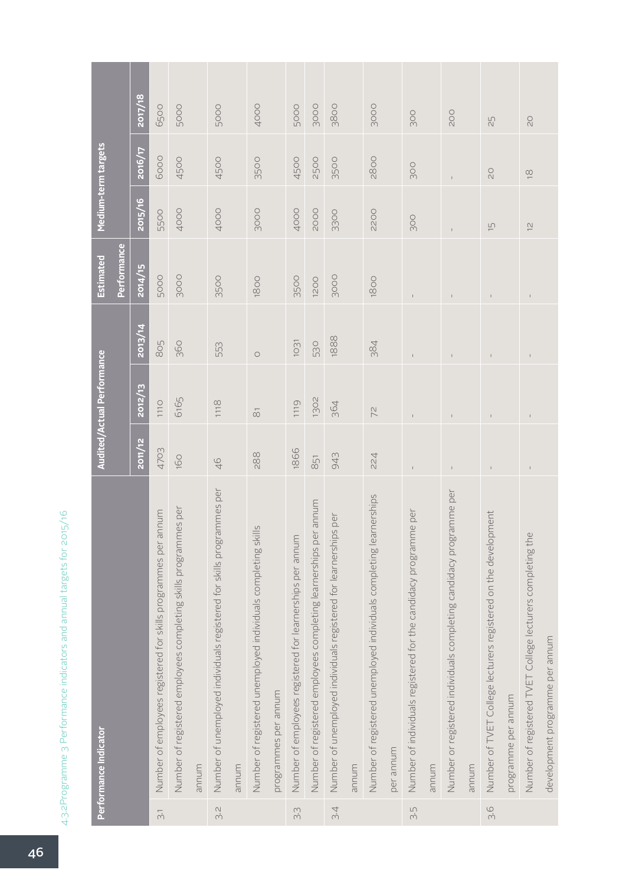### 4.3.2 Programme 3 Performance indicators and annual targets for 2015/16

| | Performance Indicator | Audited/Actual Performance | | | Estimated Performance | Medium-term targets | | |
|---|---|---|---|---|---|---|---|---|
| | | 2011/12 | 2012/13 | 2013/14 | 2014/15 | 2015/16 | 2016/17 | 2017/18 |
| 3.1 | Number of employees registered for skills programmes per annum | 4703 | 1110 | 805 | 5000 | 5500 | 6000 | 6500 |
| | Number of registered employees completing skills programmes per annum | 160 | 6165 | 360 | 3000 | 4000 | 4500 | 5000 |
| 3.2 | Number of unemployed individuals registered for skills programmes per annum | 46 | 1118 | 553 | 3500 | 4000 | 4500 | 5000 |
| | Number of registered unemployed individuals completing skills programmes per annum | 288 | 81 | 0 | 1800 | 3000 | 3500 | 4000 |
| 3.3 | Number of employees registered for learnerships per annum | 1866 | 1119 | 1031 | 3500 | 4000 | 4500 | 5000 |
| | Number of registered employees completing learnerships per annum | 851 | 1302 | 530 | 1200 | 2000 | 2500 | 3000 |
| 3.4 | Number of unemployed individuals registered for learnerships per annum | 943 | 364 | 1888 | 3000 | 3300 | 3500 | 3800 |
| | Number of registered unemployed individuals completing learnerships per annum | 224 | 72 | 384 | 1800 | 2200 | 2800 | 3000 |
| 3.5 | Number of individuals registered for the candidacy programme per annum | - | - | - | - | 300 | 300 | 300 |
| | Number or registered individuals completing candidacy programme per annum | - | - | - | - | - | - | 200 |
| 3.6 | Number of TVET College lecturers registered on the development programme per annum | - | - | - | - | 15 | 20 | 25 |
| | Number of registered TVET College lecturers completing the development programme per annum | - | - | - | - | 12 | 18 | 20 |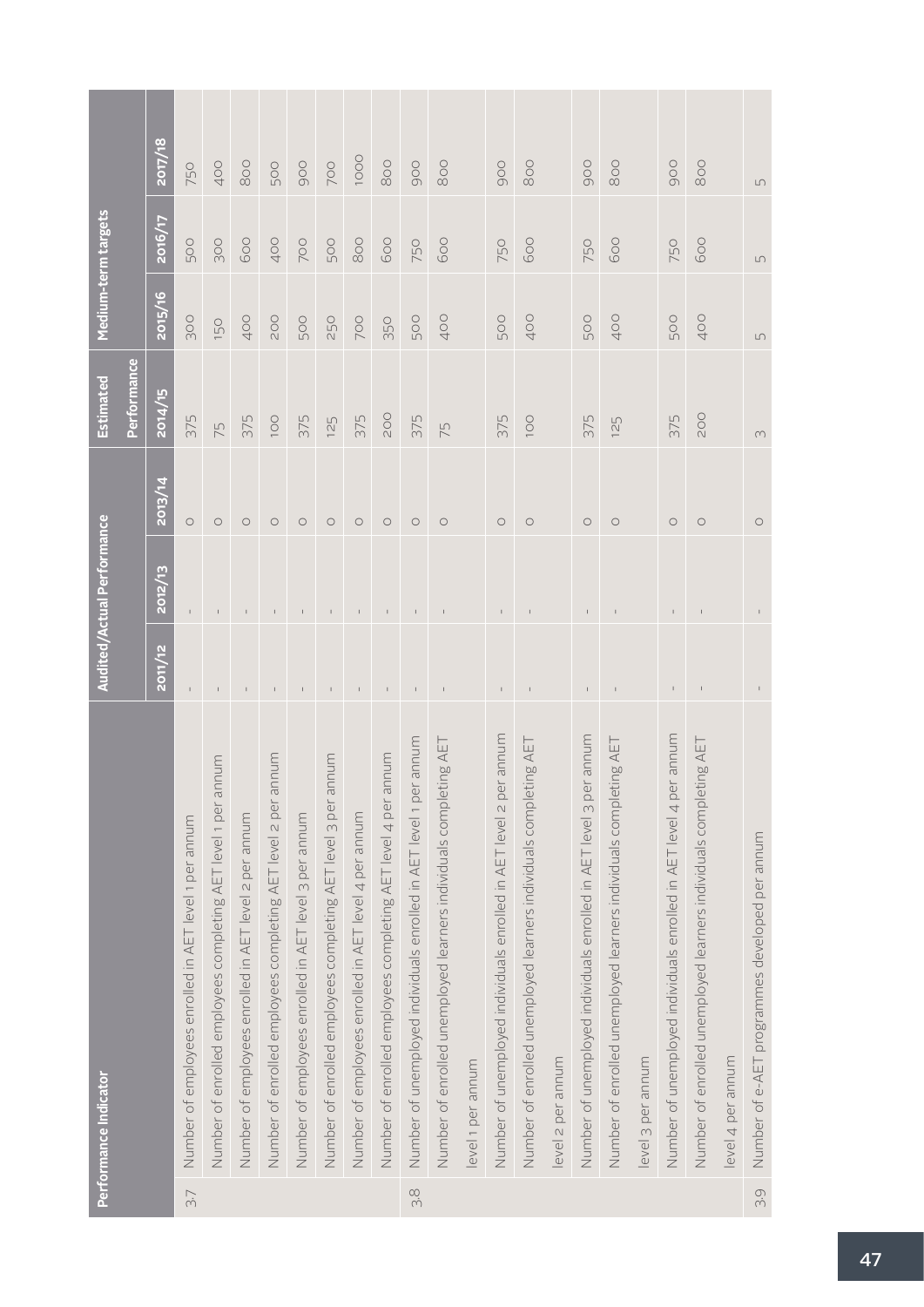| Performance Indicator | | Audited/Actual Performance | | | Estimated Performance | Medium-term targets | | |
|---|---|---|---|---|---|---|---|---|
| | | 2011/12 | 2012/13 | 2013/14 | 2014/15 | 2015/16 | 2016/17 | 2017/18 |
| 3.7 | Number of employees enrolled in AET level 1 per annum | - | - | 0 | 375 | 300 | 500 | 750 |
| | Number of enrolled employees completing AET level 1 per annum | - | - | 0 | 75 | 150 | 300 | 400 |
| | Number of employees enrolled in AET level 2 per annum | - | - | 0 | 375 | 400 | 600 | 800 |
| | Number of enrolled employees completing AET level 2 per annum | - | - | 0 | 100 | 200 | 400 | 500 |
| | Number of employees enrolled in AET level 3 per annum | - | - | 0 | 375 | 500 | 700 | 900 |
| | Number of enrolled employees completing AET level 3 per annum | - | - | 0 | 125 | 250 | 500 | 700 |
| | Number of employees enrolled in AET level 4 per annum | - | - | 0 | 375 | 700 | 800 | 1000 |
| | Number of enrolled employees completing AET level 4 per annum | - | - | 0 | 200 | 350 | 600 | 800 |
| 3.8 | Number of unemployed individuals enrolled in AET level 1 per annum | - | - | 0 | 375 | 500 | 750 | 900 |
| | Number of enrolled unemployed learners individuals completing AET level 1 per annum | - | - | 0 | 75 | 400 | 600 | 800 |
| | Number of unemployed individuals enrolled in AET level 2 per annum | - | - | 0 | 375 | 500 | 750 | 900 |
| | Number of enrolled unemployed learners individuals completing AET level 2 per annum | - | - | 0 | 100 | 400 | 600 | 800 |
| | Number of unemployed individuals enrolled in AET level 3 per annum | - | - | 0 | 375 | 500 | 750 | 900 |
| | Number of enrolled unemployed learners individuals completing AET level 3 per annum | - | - | 0 | 125 | 400 | 600 | 800 |
| | Number of unemployed individuals enrolled in AET level 4 per annum | - | - | 0 | 375 | 500 | 750 | 900 |
| | Number of enrolled unemployed learners individuals completing AET level 4 per annum | - | - | 0 | 200 | 400 | 600 | 800 |
| 3.9 | Number of e-AET programmes developed per annum | - | - | 0 | 3 | 5 | 5 | 5 |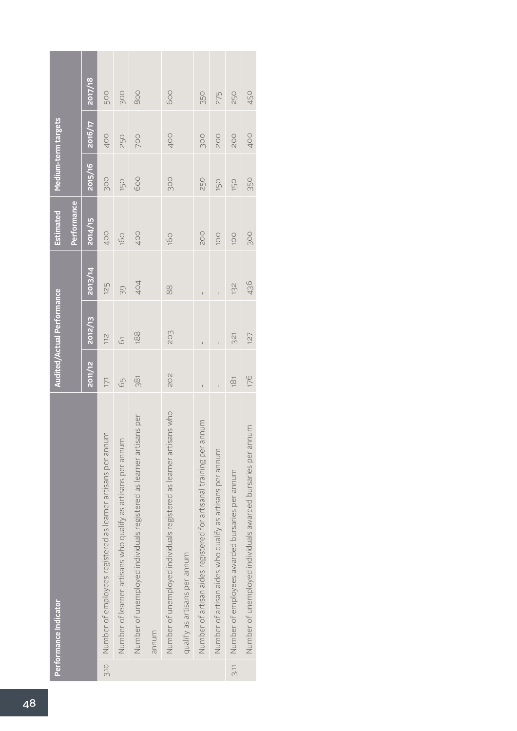| Performance Indicator | | Audited/Actual Performance | | | Estimated Performance | Medium-term targets | | |
|---|---|---|---|---|---|---|---|---|
| | | 2011/12 | 2012/13 | 2013/14 | 2014/15 | 2015/16 | 2016/17 | 2017/18 |
| 3.10 | Number of employees registered as learner artisans per annum | 171 | 112 | 125 | 400 | 300 | 400 | 500 |
| | Number of learner artisans who qualify as artisans per annum | 65 | 61 | 39 | 160 | 150 | 250 | 300 |
| | Number of unemployed individuals registered as learner artisans per annum | 381 | 188 | 404 | 400 | 600 | 700 | 800 |
| | Number of unemployed individuals registered as learner artisans who qualify as artisans per annum | 202 | 203 | 88 | 160 | 300 | 400 | 600 |
| | Number of artisan aides registered for artisanal training per annum | - | - | - | 200 | 250 | 300 | 350 |
| | Number of artisan aides who qualify as artisans per annum | - | - | - | 100 | 150 | 200 | 275 |
| 3.11 | Number of employees awarded bursaries per annum | 181 | 321 | 132 | 100 | 150 | 200 | 250 |
| | Number of unemployed individuals awarded bursaries per annum | 176 | 127 | 436 | 300 | 350 | 400 | 450 |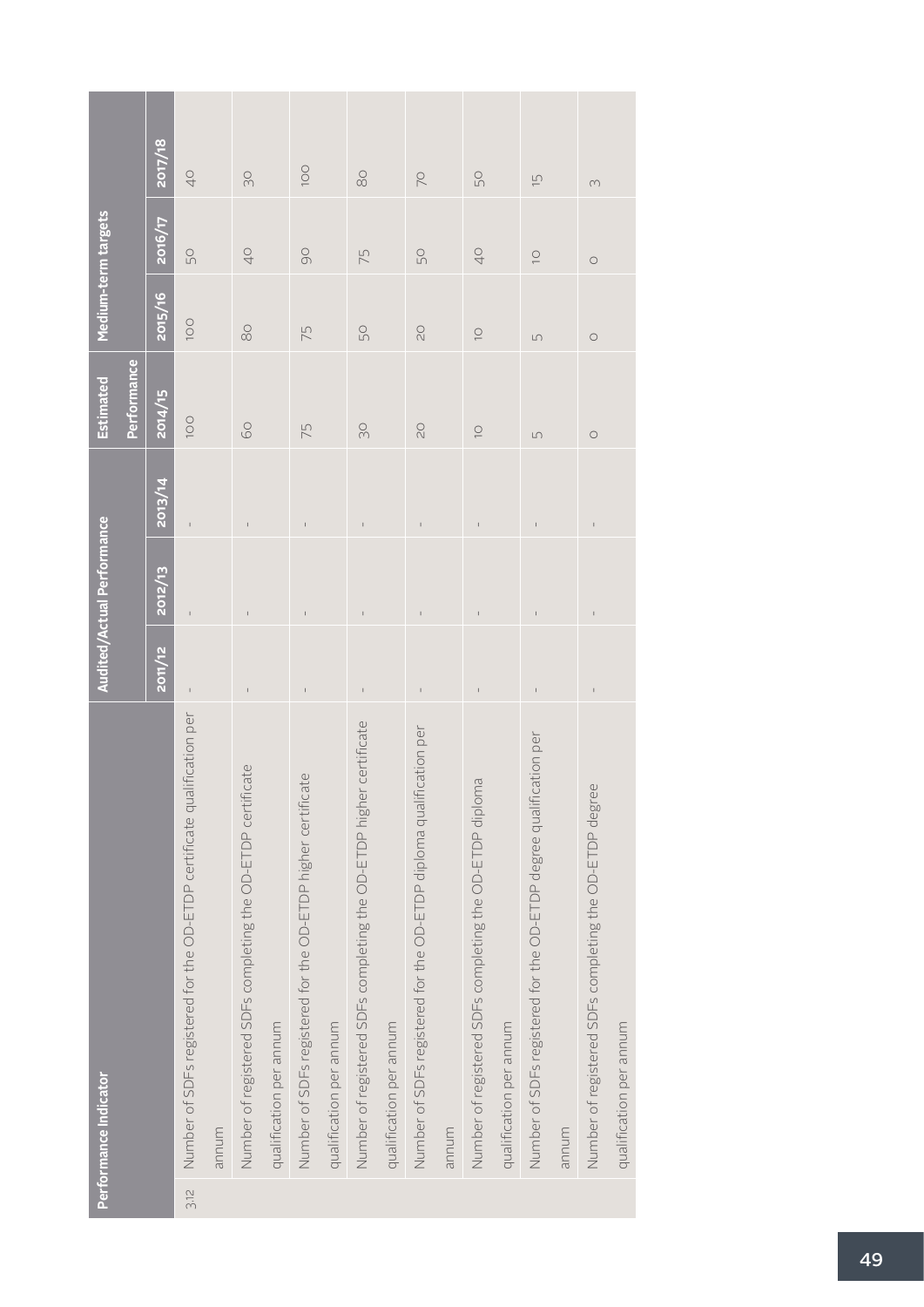| Performance Indicator | | Audited/Actual Performance | | | Estimated Performance | Medium-term targets | | |
|---|---|---|---|---|---|---|---|---|
| | | 2011/12 | 2012/13 | 2013/14 | 2014/15 | 2015/16 | 2016/17 | 2017/18 |
| 3.12 | Number of SDFs registered for the OD-ETDP certificate qualification per annum | - | - | - | 100 | 100 | 50 | 40 |
| | Number of registered SDFs completing the OD-ETDP certificate qualification per annum | - | - | - | 60 | 80 | 40 | 30 |
| | Number of SDFs registered for the OD-ETDP higher certificate qualification per annum | - | - | - | 75 | 75 | 90 | 100 |
| | Number of registered SDFs completing the OD-ETDP higher certificate qualification per annum | - | - | - | 30 | 50 | 75 | 80 |
| | Number of SDFs registered for the OD-ETDP diploma qualification per annum | - | - | - | 20 | 20 | 50 | 70 |
| | Number of registered SDFs completing the OD-ETDP diploma qualification per annum | - | - | - | 10 | 10 | 40 | 50 |
| | Number of SDFs registered for the OD-ETDP degree qualification per annum | - | - | - | 5 | 5 | 10 | 15 |
| | Number of registered SDFs completing the OD-ETDP degree qualification per annum | - | - | - | 0 | 0 | 0 | 3 |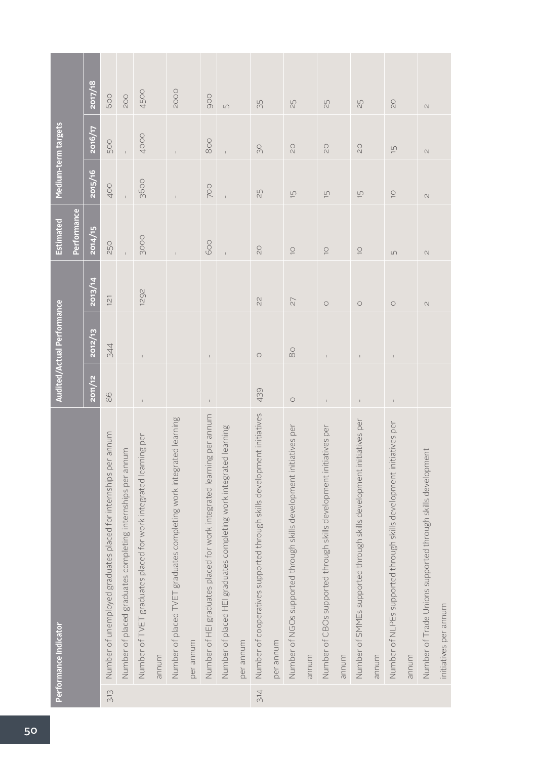| Performance Indicator | | Audited/Actual Performance | | | Estimated Performance | Medium-term targets | | |
|---|---|---|---|---|---|---|---|---|
| | | 2011/12 | 2012/13 | 2013/14 | 2014/15 | 2015/16 | 2016/17 | 2017/18 |
| 3.13 | Number of unemployed graduates placed for internships per annum | 86 | 344 | 121 | 250 | 400 | 500 | 600 |
| | Number of placed graduates completing internships per annum | | | | - | - | - | 200 |
| | Number of TVET graduates placed for work integrated learning per annum | - | - | 1292 | 3000 | 3600 | 4000 | 4500 |
| | Number of placed TVET graduates completing work integrated learning per annum | | | | - | - | - | 2000 |
| | Number of HEI graduates placed for work integrated learning per annum | - | - | | 600 | 700 | 800 | 900 |
| | Number of placed HEI graduates completing work integrated learning per annum | | | | - | - | - | 5 |
| 3.14 | Number of cooperatives supported through skills development initiatives per annum | 439 | 0 | 22 | 20 | 25 | 30 | 35 |
| | Number of NGOs supported through skills development initiatives per annum | 0 | 80 | 27 | 10 | 15 | 20 | 25 |
| | Number of CBOs supported through skills development initiatives per annum | - | - | 0 | 10 | 15 | 20 | 25 |
| | Number of SMMEs supported through skills development initiatives per annum | - | - | 0 | 10 | 15 | 20 | 25 |
| | Number of NLPEs supported through skills development initiatives per annum | - | - | 0 | 5 | 10 | 15 | 20 |
| | Number of Trade Unions supported through skills development initiatives per annum | | | 2 | 2 | 2 | 2 | 2 |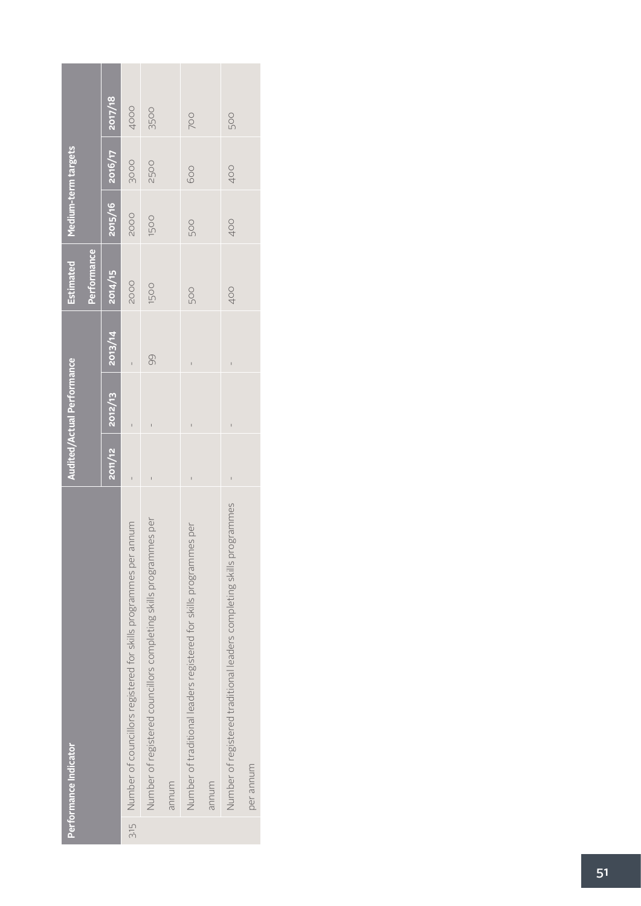| Performance Indicator | | Audited/Actual Performance | | | Estimated Performance | Medium-term targets | | |
|---|---|---|---|---|---|---|---|---|
| | | 2011/12 | 2012/13 | 2013/14 | 2014/15 | 2015/16 | 2016/17 | 2017/18 |
| 3.15 | Number of councillors registered for skills programmes per annum | - | - | - | 2000 | 2000 | 3000 | 4000 |
| | Number of registered councillors completing skills programmes per annum | - | - | 99 | 1500 | 1500 | 2500 | 3500 |
| | Number of traditional leaders registered for skills programmes per annum | - | - | - | 500 | 500 | 600 | 700 |
| | Number of registered traditional leaders completing skills programmes per annum | - | - | - | 400 | 400 | 400 | 500 |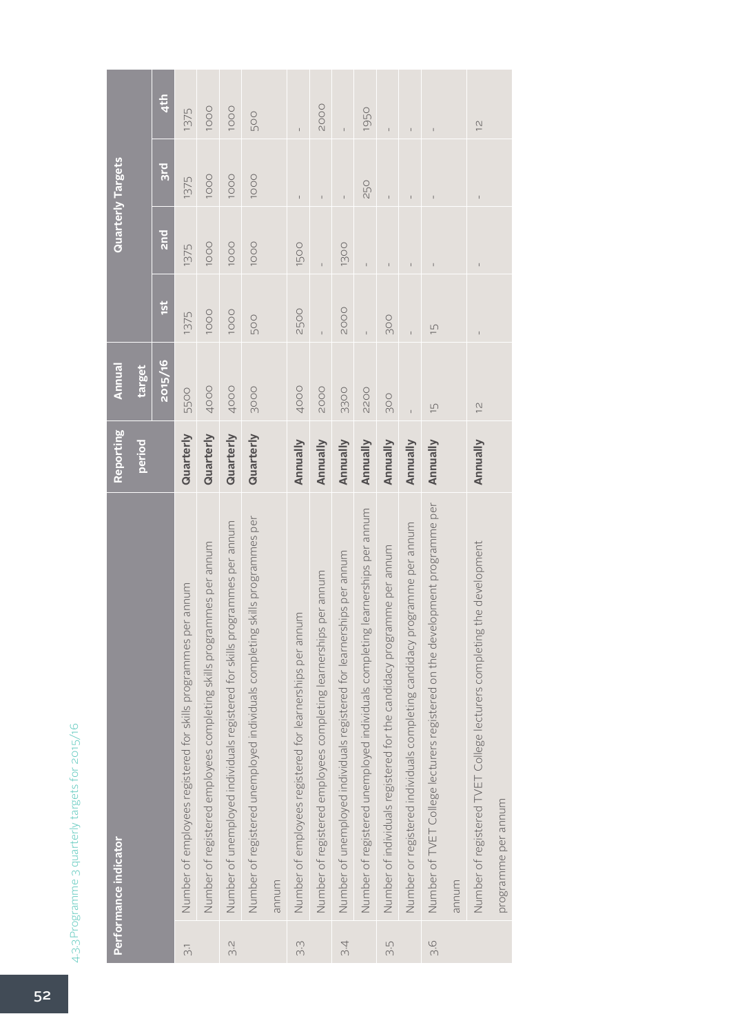4.3.3 Programme 3 quarterly targets for 2015/16

| Performance indicator | | Reporting period | Annual target | Quarterly Targets | | | |
|---|---|---|---|---|---|---|---|
| | | | 2015/16 | 1st | 2nd | 3rd | 4th |
| 3.1 | Number of employees registered for skills programmes per annum | Quarterly | 5500 | 1375 | 1375 | 1375 | 1375 |
| | Number of registered employees completing skills programmes per annum | Quarterly | 4000 | 1000 | 1000 | 1000 | 1000 |
| 3.2 | Number of unemployed individuals registered for skills programmes per annum | Quarterly | 4000 | 1000 | 1000 | 1000 | 1000 |
| | Number of registered unemployed individuals completing skills programmes per annum | Quarterly | 3000 | 500 | 1000 | 1000 | 500 |
| 3.3 | Number of employees registered for learnerships per annum | Annually | 4000 | 2500 | 1500 | - | - |
| | Number of registered employees completing learnerships per annum | Annually | 2000 | - | - | - | 2000 |
| 3.4 | Number of unemployed individuals registered for learnerships per annum | Annually | 3300 | 2000 | 1300 | - | - |
| | Number of registered unemployed individuals completing learnerships per annum | Annually | 2200 | - | - | 250 | 1950 |
| 3.5 | Number of individuals registered for the candidacy programme per annum | Annually | 300 | 300 | - | - | - |
| | Number or registered individuals completing candidacy programme per annum | Annually | - | - | - | - | - |
| 3.6 | Number of TVET College lecturers registered on the development programme per annum | Annually | 15 | 15 | - | - | - |
| | Number of registered TVET College lecturers completing the development programme per annum | Annually | 12 | - | - | - | 12 |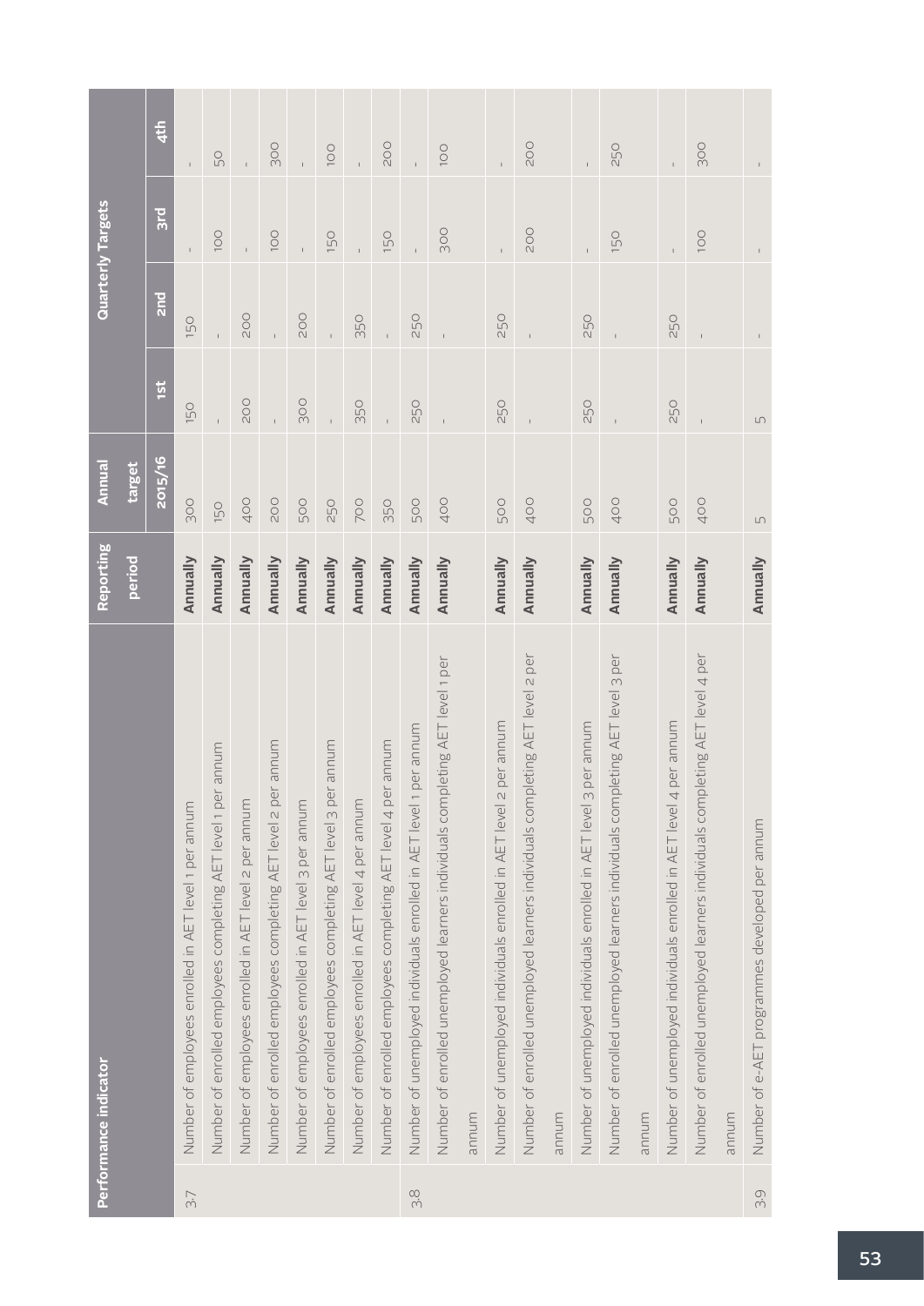| Performance indicator | | Reporting period | Annual target | Quarterly Targets | | | |
|---|---|---|---|---|---|---|---|
| | | | 2015/16 | 1st | 2nd | 3rd | 4th |
| 3.7 | Number of employees enrolled in AET level 1 per annum | Annually | 300 | 150 | 150 | - | - |
| | Number of enrolled employees completing AET level 1 per annum | Annually | 150 | - | - | 100 | 50 |
| | Number of employees enrolled in AET level 2 per annum | Annually | 400 | 200 | 200 | - | - |
| | Number of enrolled employees completing AET level 2 per annum | Annually | 200 | - | - | 100 | 300 |
| | Number of employees enrolled in AET level 3 per annum | Annually | 500 | 300 | 200 | - | - |
| | Number of enrolled employees completing AET level 3 per annum | Annually | 250 | - | - | 150 | 100 |
| | Number of employees enrolled in AET level 4 per annum | Annually | 700 | 350 | 350 | - | - |
| | Number of enrolled employees completing AET level 4 per annum | Annually | 350 | - | - | 150 | 200 |
| 3.8 | Number of unemployed individuals enrolled in AET level 1 per annum | Annually | 500 | 250 | 250 | - | - |
| | Number of enrolled unemployed learners individuals completing AET level 1 per annum | Annually | 400 | - | - | 300 | 100 |
| | Number of unemployed individuals enrolled in AET level 2 per annum | Annually | 500 | 250 | 250 | - | - |
| | Number of enrolled unemployed learners individuals completing AET level 2 per annum | Annually | 400 | - | - | 200 | 200 |
| | Number of unemployed individuals enrolled in AET level 3 per annum | Annually | 500 | 250 | 250 | - | - |
| | Number of enrolled unemployed learners individuals completing AET level 3 per annum | Annually | 400 | - | - | 150 | 250 |
| | Number of unemployed individuals enrolled in AET level 4 per annum | Annually | 500 | 250 | 250 | - | - |
| | Number of enrolled unemployed learners individuals completing AET level 4 per annum | Annually | 400 | - | - | 100 | 300 |
| 3.9 | Number of e-AET programmes developed per annum | Annually | 5 | 5 | - | - | - |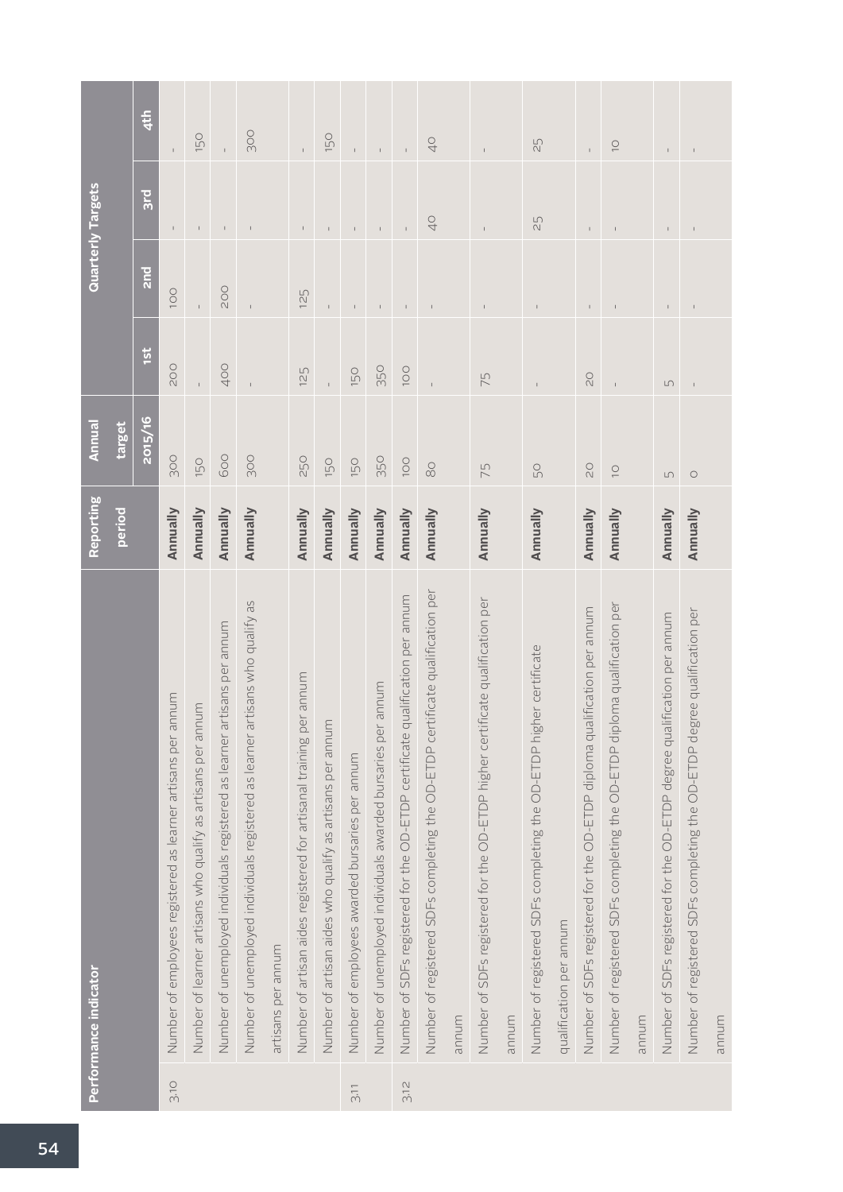| Performance indicator | | Reporting period | Annual target | Quarterly Targets | | | |
|---|---|---|---|---|---|---|---|
| | | | 2015/16 | 1st | 2nd | 3rd | 4th |
| 3.10 | Number of employees registered as learner artisans per annum | Annually | 300 | 200 | 100 | - | - |
| | Number of learner artisans who qualify as artisans per annum | Annually | 150 | - | - | - | 150 |
| | Number of unemployed individuals registered as learner artisans per annum | Annually | 600 | 400 | 200 | - | - |
| | Number of unemployed individuals registered as learner artisans who qualify as artisans per annum | Annually | 300 | - | - | - | 300 |
| | Number of artisan aides registered for artisanal training per annum | Annually | 250 | 125 | 125 | - | - |
| | Number of artisan aides who qualify as artisans per annum | Annually | 150 | - | - | - | 150 |
| 3.11 | Number of employees awarded bursaries per annum | Annually | 150 | 150 | - | - | - |
| | Number of unemployed individuals awarded bursaries per annum | Annually | 350 | 350 | - | - | - |
| 3.12 | Number of SDFs registered for the OD-ETDP certificate qualification per annum | Annually | 100 | 100 | - | - | - |
| | Number of registered SDFs completing the OD-ETDP certificate qualification per annum | Annually | 80 | - | - | 40 | 40 |
| | Number of SDFs registered for the OD-ETDP higher certificate qualification per annum | Annually | 75 | 75 | - | - | - |
| | Number of registered SDFs completing the OD-ETDP higher certificate qualification per annum | Annually | 50 | - | - | 25 | 25 |
| | Number of SDFs registered for the OD-ETDP diploma qualification per annum | Annually | 20 | 20 | - | - | - |
| | Number of registered SDFs completing the OD-ETDP diploma qualification per annum | Annually | 10 | - | - | - | 10 |
| | Number of SDFs registered for the OD-ETDP degree qualification per annum | Annually | 5 | 5 | - | - | - |
| | Number of registered SDFs completing the OD-ETDP degree qualification per annum | Annually | 0 | - | - | - | - |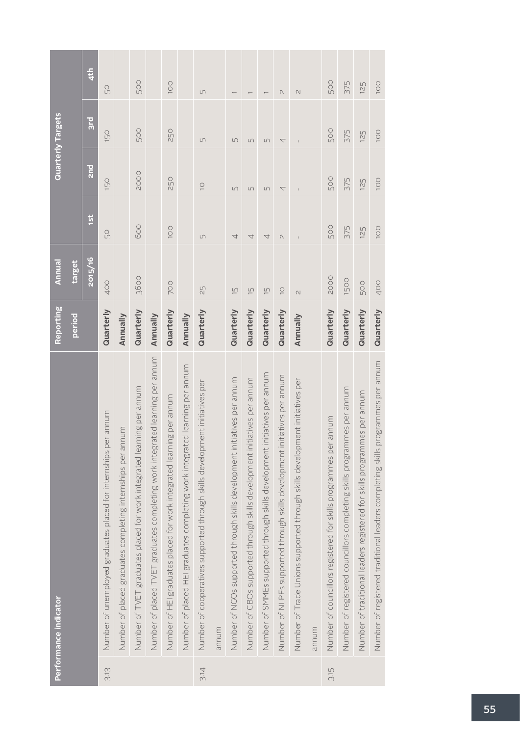| Performance indicator | | Reporting period | Annual target | Quarterly Targets | | | |
|---|---|---|---|---|---|---|---|
| | | | 2015/16 | 1st | 2nd | 3rd | 4th |
| 3.13 | Number of unemployed graduates placed for internships per annum | Quarterly | 400 | 50 | 150 | 150 | 50 |
| | Number of placed graduates completing internships per annum | Annually | | | | | |
| | Number of TVET graduates placed for work integrated learning per annum | Quarterly | 3600 | 600 | 2000 | 500 | 500 |
| | Number of placed TVET graduates completing work integrated learning per annum | Annually | | | | | |
| | Number of HEI graduates placed for work integrated learning per annum | Quarterly | 700 | 100 | 250 | 250 | 100 |
| | Number of placed HEI graduates completing work integrated learning per annum | Annually | | | | | |
| 3.14 | Number of cooperatives supported through skills development initiatives per annum | Quarterly | 25 | 5 | 10 | 5 | 5 |
| | Number of NGOs supported through skills development initiatives per annum | Quarterly | 15 | 4 | 5 | 5 | 1 |
| | Number of CBOs supported through skills development initiatives per annum | Quarterly | 15 | 4 | 5 | 5 | 1 |
| | Number of SMMEs supported through skills development initiatives per annum | Quarterly | 15 | 4 | 5 | 5 | 1 |
| | Number of NLPEs supported through skills development initiatives per annum | Quarterly | 10 | 2 | 4 | 4 | 2 |
| | Number of Trade Unions supported through skills development initiatives per annum | Annually | 2 | - | - | - | 2 |
| 3.15 | Number of councillors registered for skills programmes per annum | Quarterly | 2000 | 500 | 500 | 500 | 500 |
| | Number of registered councillors completing skills programmes per annum | Quarterly | 1500 | 375 | 375 | 375 | 375 |
| | Number of traditional leaders registered for skills programmes per annum | Quarterly | 500 | 125 | 125 | 125 | 125 |
| | Number of registered traditional leaders completing skills programmes per annum | Quarterly | 400 | 100 | 100 | 100 | 100 |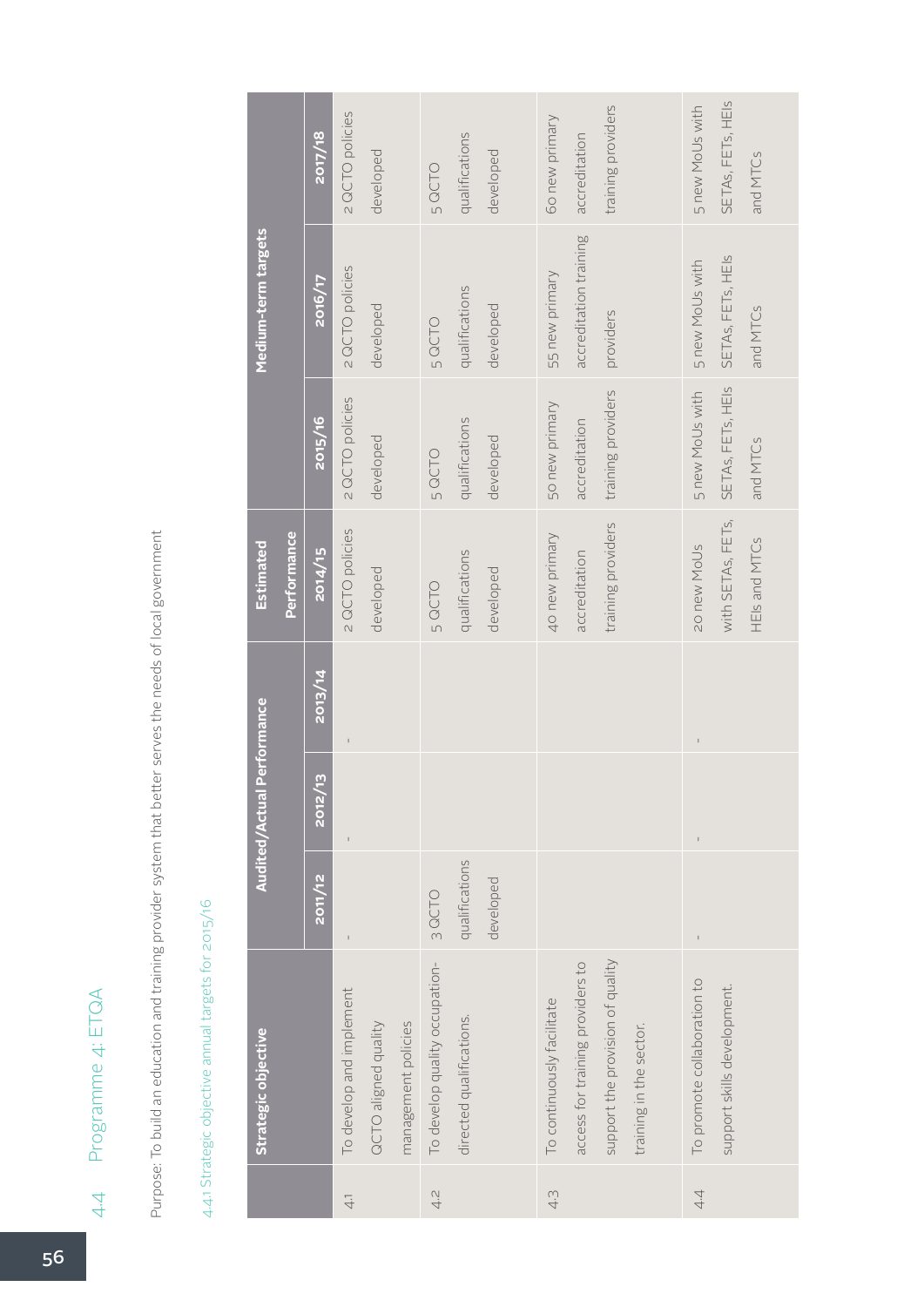## 4.4 Programme 4: ETQA

Purpose: To build an education and training provider system that better serves the needs of local government

### 4.4.1 Strategic objective annual targets for 2015/16

| | Strategic objective | Audited/Actual Performance | | | Estimated Performance | Medium-term targets | | |
|---|---|---|---|---|---|---|---|---|
| | | 2011/12 | 2012/13 | 2013/14 | 2014/15 | 2015/16 | 2016/17 | 2017/18 |
| 4.1 | To develop and implement QCTO aligned quality management policies | - | - | - | 2 QCTO policies developed | 2 QCTO policies developed | 2 QCTO policies developed | 2 QCTO policies developed |
| 4.2 | To develop quality occupation-directed qualifications. | 3 QCTO qualifications developed | | | 5 QCTO qualifications developed | 5 QCTO qualifications developed | 5 QCTO qualifications developed | 5 QCTO qualifications developed |
| 4.3 | To continuously facilitate access for training providers to support the provision of quality training in the sector. | | | | 40 new primary accreditation training providers | 50 new primary accreditation training providers | 55 new primary accreditation training providers | 60 new primary accreditation training providers |
| 4.4 | To promote collaboration to support skills development. | - | - | - | 20 new MoUs with SETAs, FETs, HEIs and MTCs | 5 new MoUs with SETAs, FETs, HEIs and MTCs | 5 new MoUs with SETAs, FETs, HEIs and MTCs | 5 new MoUs with SETAs, FETs, HEIs and MTCs |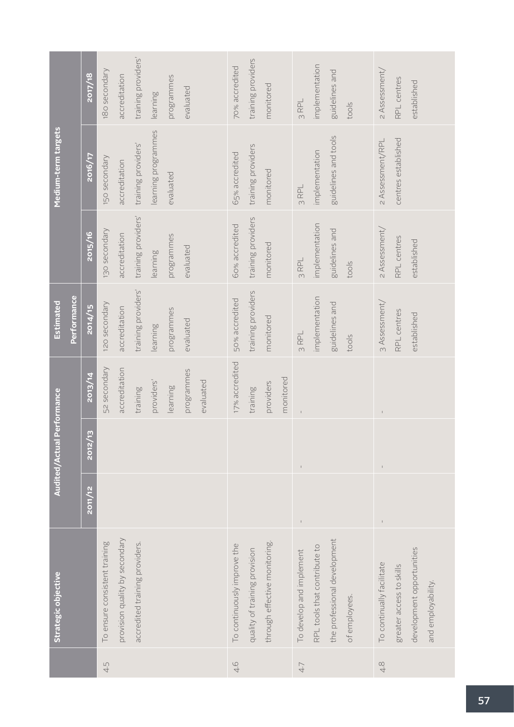| | Strategic objective | Audited/Actual Performance | | | Estimated Performance | Medium-term targets | | |
|---|---|---|---|---|---|---|---|---|
| | | 2011/12 | 2012/13 | 2013/14 | 2014/15 | 2015/16 | 2016/17 | 2017/18 |
| 4.5 | To ensure consistent training provision quality by secondary accredited training providers. | | | 52 secondary accreditation training providers' learning programmes evaluated | 120 secondary accreditation training providers' learning programmes evaluated | 130 secondary accreditation training providers' learning programmes evaluated | 150 secondary accreditation training providers' learning programmes evaluated | 180 secondary accreditation training providers' learning programmes evaluated |
| 4.6 | To continuously improve the quality of training provision through effective monitoring. | | | 17% accredited training providers monitored | 50% accredited training providers monitored | 60% accredited training providers monitored | 65% accredited training providers monitored | 70% accredited training providers monitored |
| 4.7 | To develop and implement RPL tools that contribute to the professional development of employees. | - | - | - | 3 RPL implementation guidelines and tools | 3 RPL implementation guidelines and tools | 3 RPL implementation guidelines and tools | 3 RPL implementation guidelines and tools |
| 4.8 | To continually facilitate greater access to skills development opportunities and employability. | - | - | - | 3 Assessment/ RPL centres established | 2 Assessment/ RPL centres established | 2 Assessment/RPL centres established | 2 Assessment/ RPL centres established |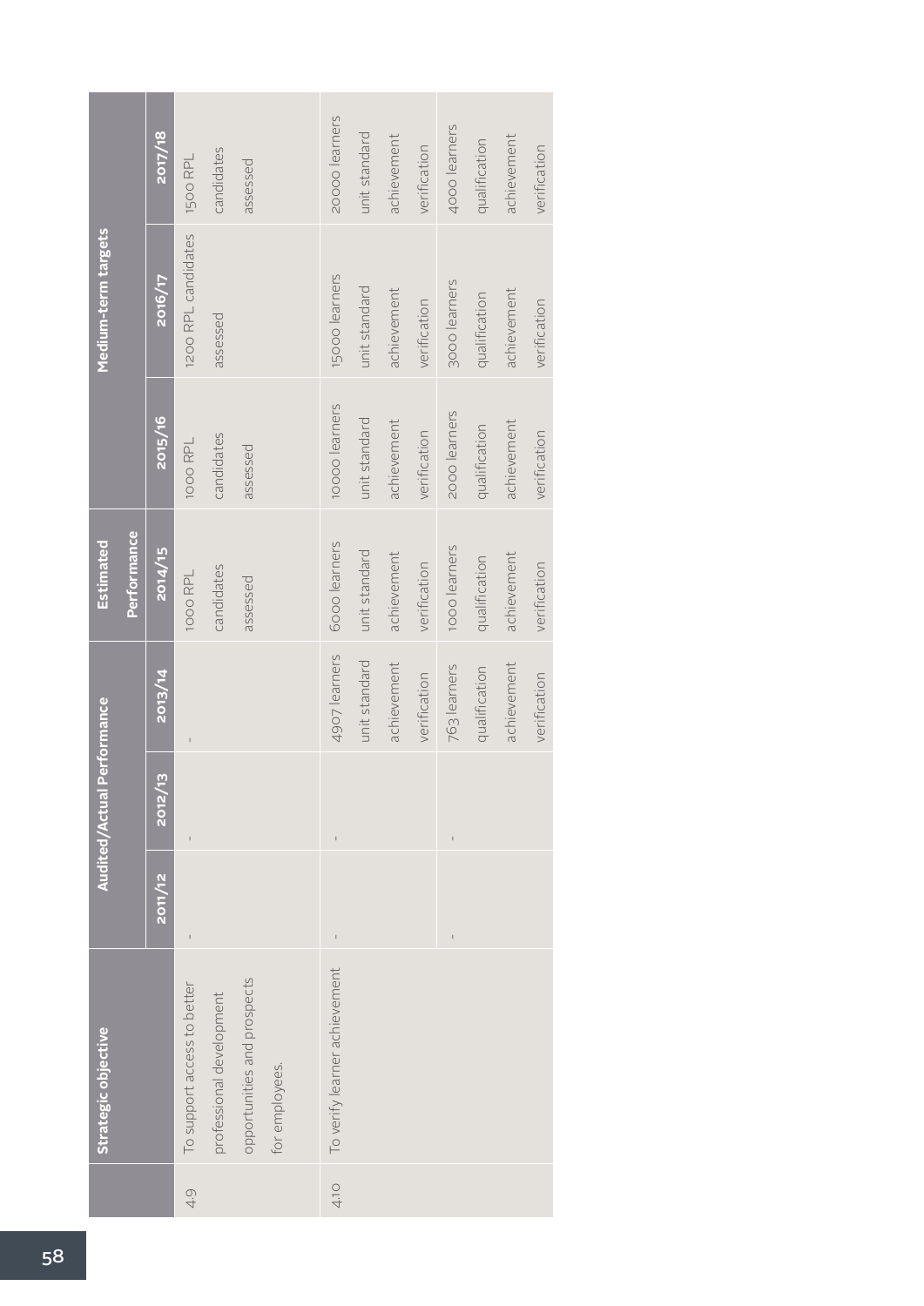| | Strategic objective | Audited/Actual Performance | | | Estimated Performance | Medium-term targets | | |
|---|---|---|---|---|---|---|---|---|
| | | 2011/12 | 2012/13 | 2013/14 | 2014/15 | 2015/16 | 2016/17 | 2017/18 |
| 4.9 | To support access to better professional development opportunities and prospects for employees. | - | - | - | 1000 RPL candidates assessed | 1000 RPL candidates assessed | 1200 RPL candidates assessed | 1500 RPL candidates assessed |
| 4.10 | To verify learner achievement | - | - | 4907 learners unit standard achievement verification | 6000 learners unit standard achievement verification | 10000 learners unit standard achievement verification | 15000 learners unit standard achievement verification | 20000 learners unit standard achievement verification |
| | | - | - | 763 learners qualification achievement verification | 1000 learners qualification achievement verification | 2000 learners qualification achievement verification | 3000 learners qualification achievement verification | 4000 learners qualification achievement verification |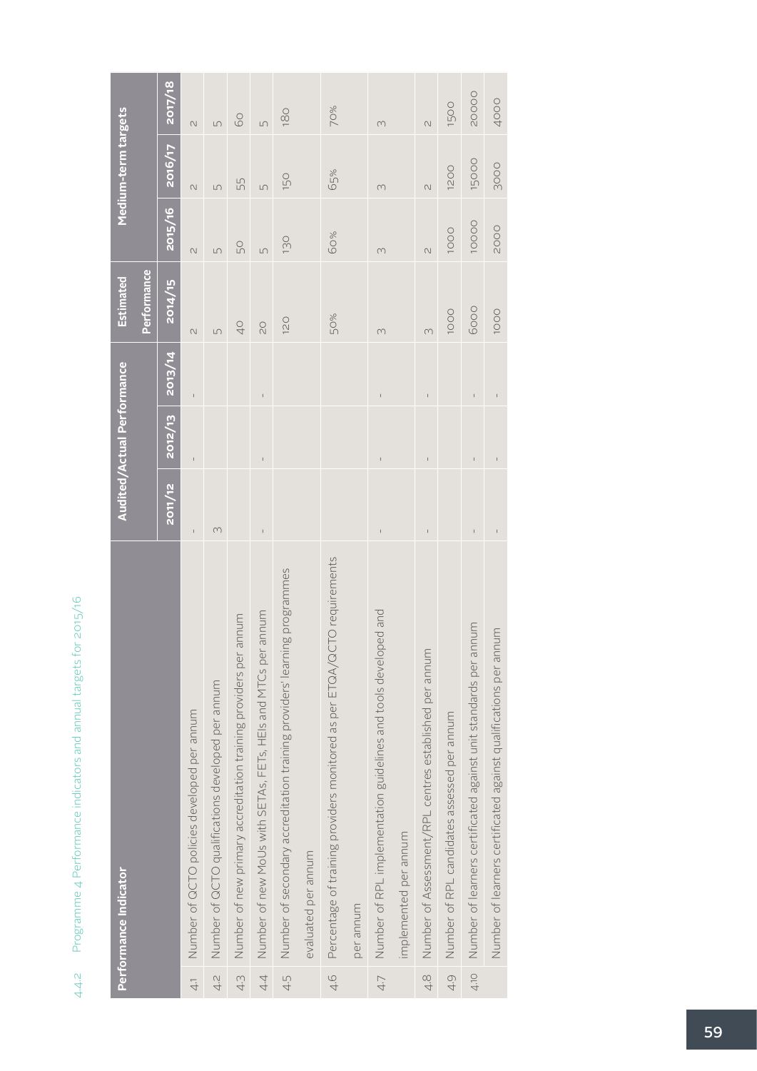4.4.2 Programme 4 Performance indicators and annual targets for 2015/16

| | Performance Indicator | Audited/Actual Performance | | | Estimated Performance | Medium-term targets | | |
|---|---|---|---|---|---|---|---|---|
| | | 2011/12 | 2012/13 | 2013/14 | 2014/15 | 2015/16 | 2016/17 | 2017/18 |
| 4.1 | Number of QCTO policies developed per annum | - | - | - | 2 | 2 | 2 | 2 |
| 4.2 | Number of QCTO qualifications developed per annum | 3 | | | 5 | 5 | 5 | 5 |
| 4.3 | Number of new primary accreditation training providers per annum | | | | 40 | 50 | 55 | 60 |
| 4.4 | Number of new MoUs with SETAs, FETs, HEIs and MTCs per annum | - | - | - | 20 | 5 | 5 | 5 |
| 4.5 | Number of secondary accreditation training providers' learning programmes evaluated per annum | | | | 120 | 130 | 150 | 180 |
| 4.6 | Percentage of training providers monitored as per ETQA/QCTO requirements per annum | | | | 50% | 60% | 65% | 70% |
| 4.7 | Number of RPL implementation guidelines and tools developed and implemented per annum | - | - | - | 3 | 3 | 3 | 3 |
| 4.8 | Number of Assessment/RPL centres established per annum | - | - | - | 3 | 2 | 2 | 2 |
| 4.9 | Number of RPL candidates assessed per annum | | | | 1000 | 1000 | 1200 | 1500 |
| 4.10 | Number of learners certificated against unit standards per annum | - | - | - | 6000 | 10000 | 15000 | 20000 |
| | Number of learners certificated against qualifications per annum | - | - | - | 1000 | 2000 | 3000 | 4000 |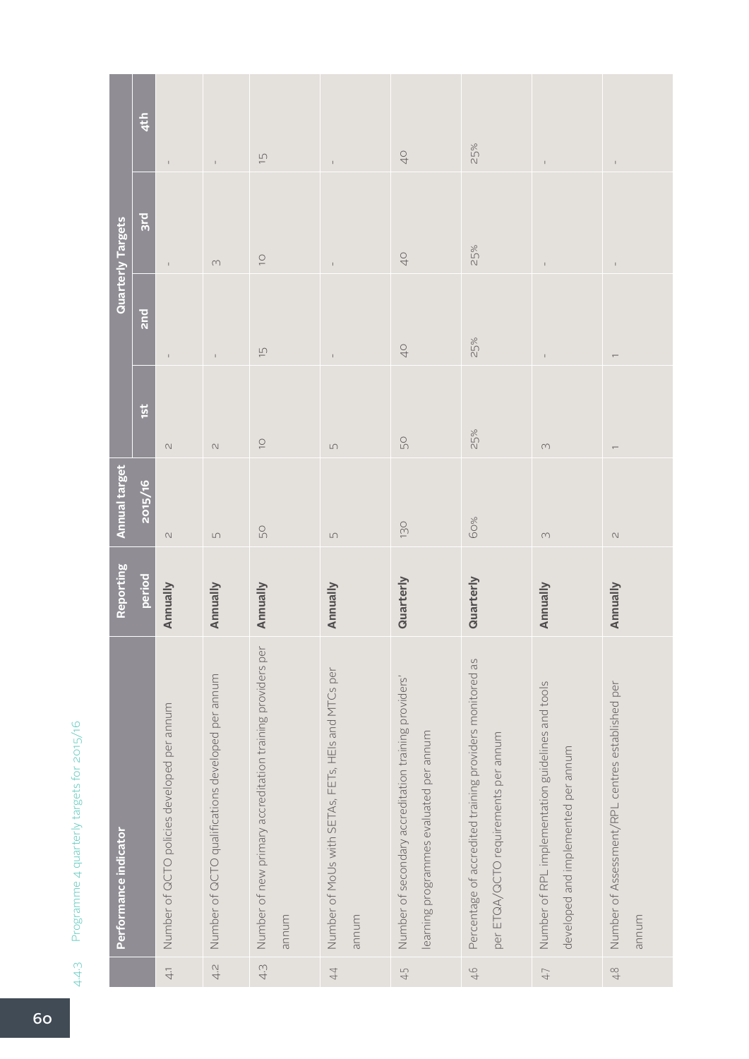### 4.4.3 Programme 4 quarterly targets for 2015/16

| | Performance indicator | Reporting period | Annual target 2015/16 | Quarterly Targets | | | |
|---|---|---|---|---|---|---|---|
| | | | | 1st | 2nd | 3rd | 4th |
| 4.1 | Number of QCTO policies developed per annum | **Annually** | 2 | 2 | - | - | - |
| 4.2 | Number of QCTO qualifications developed per annum | **Annually** | 5 | 2 | - | 3 | - |
| 4.3 | Number of new primary accreditation training providers per annum | **Annually** | 50 | 10 | 15 | 10 | 15 |
| 4.4 | Number of MoUs with SETAs, FETs, HEIs and MTCs per annum | **Annually** | 5 | 5 | - | - | - |
| 4.5 | Number of secondary accreditation training providers' learning programmes evaluated per annum | **Quarterly** | 130 | 50 | 40 | 40 | 40 |
| 4.6 | Percentage of accredited training providers monitored as per ETQA/QCTO requirements per annum | **Quarterly** | 60% | 25% | 25% | 25% | 25% |
| 4.7 | Number of RPL implementation guidelines and tools developed and implemented per annum | **Annually** | 3 | 3 | - | - | - |
| 4.8 | Number of Assessment/RPL centres established per annum | **Annually** | 2 | 1 | 1 | - | - |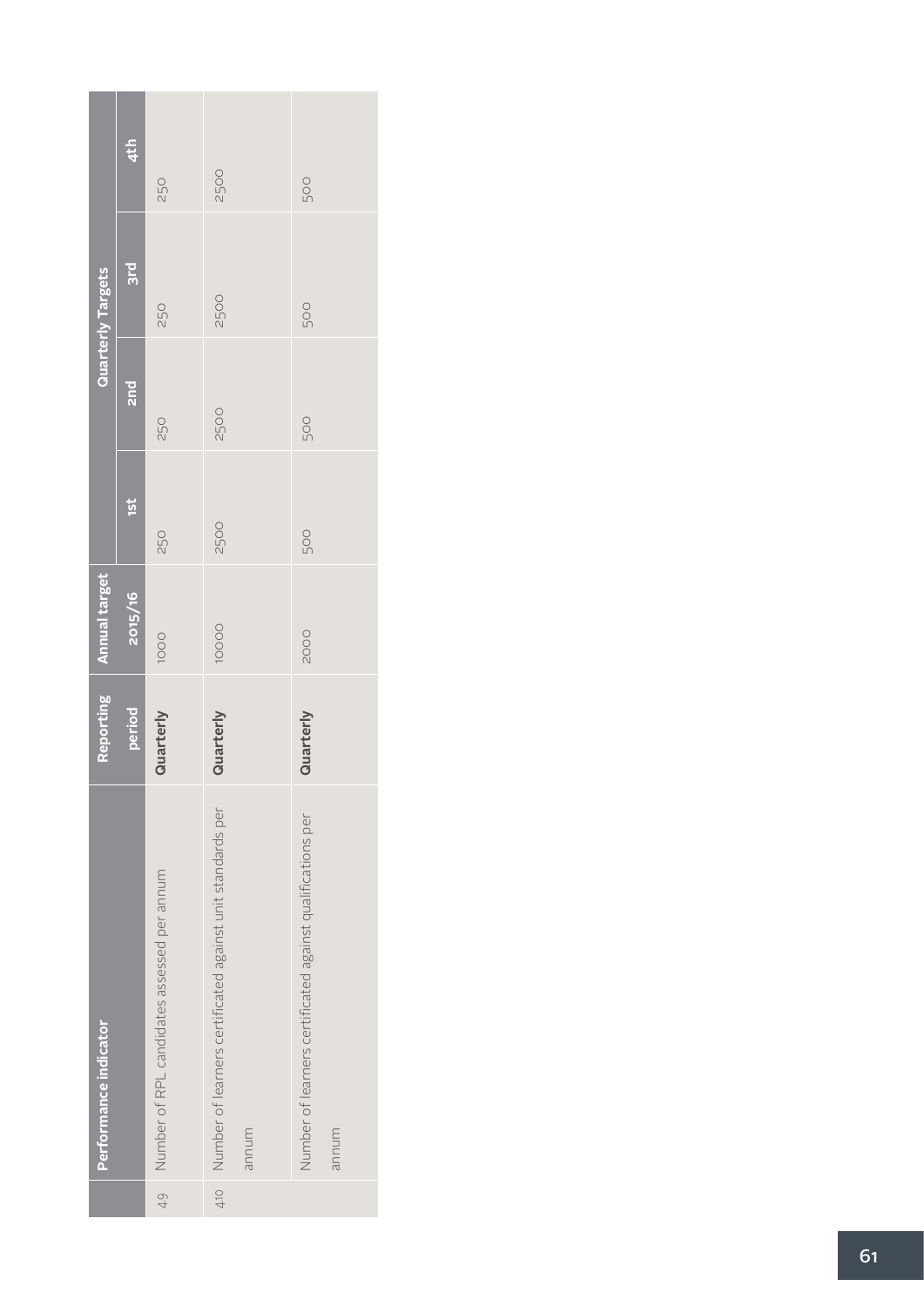| | Performance indicator | Reporting period | Annual target 2015/16 | Quarterly Targets | | | |
|---|---|---|---|---|---|---|---|
| | | | | 1st | 2nd | 3rd | 4th |
| 4.9 | Number of RPL candidates assessed per annum | **Quarterly** | 1000 | 250 | 250 | 250 | 250 |
| 4.10 | Number of learners certificated against unit standards per annum | **Quarterly** | 10000 | 2500 | 2500 | 2500 | 2500 |
| | Number of learners certificated against qualifications per annum | **Quarterly** | 2000 | 500 | 500 | 500 | 500 |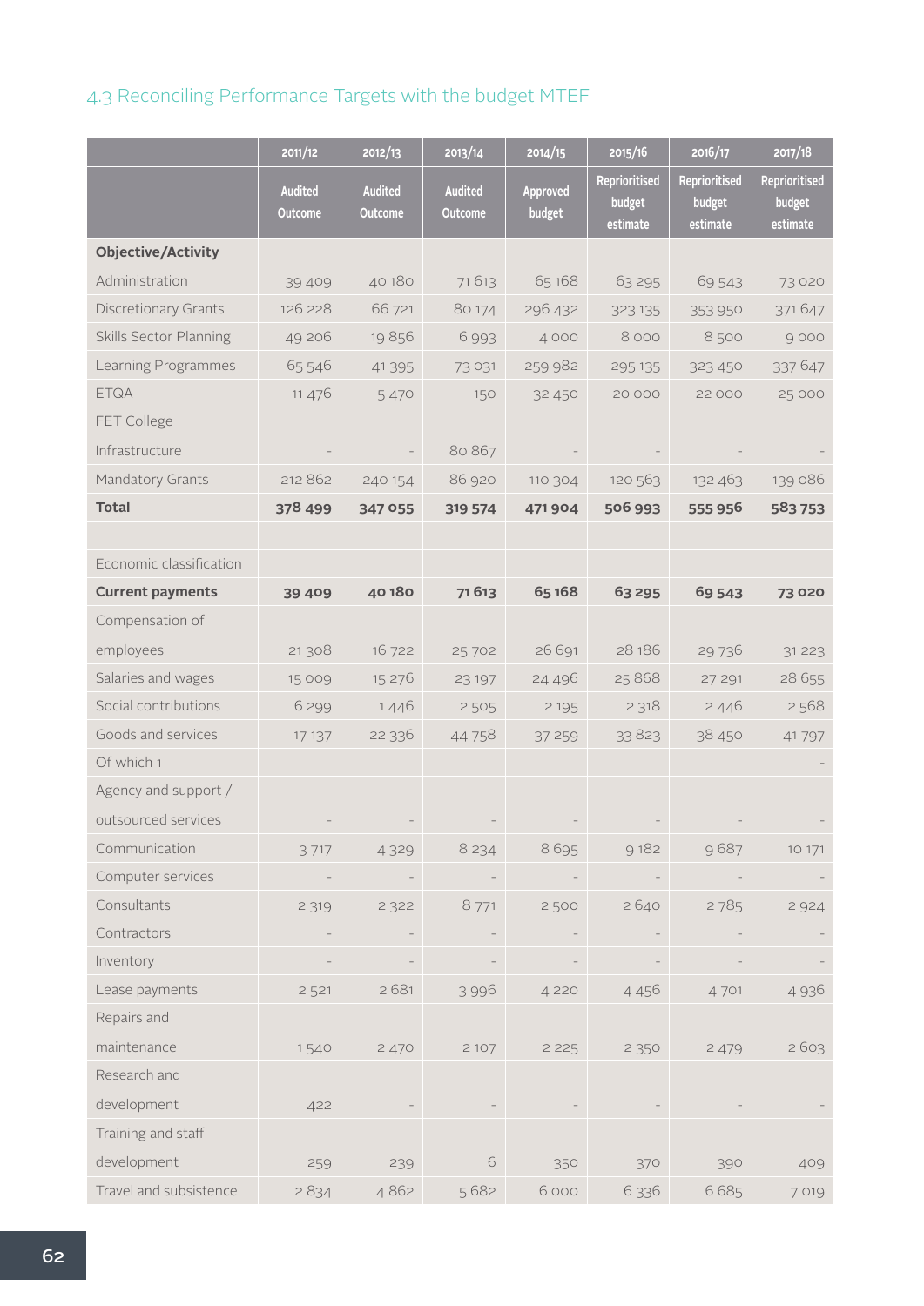## 4.3 Reconciling Performance Targets with the budget MTEF

| | 2011/12 | 2012/13 | 2013/14 | 2014/15 | 2015/16 | 2016/17 | 2017/18 |
|---|---|---|---|---|---|---|---|
| | Audited Outcome | Audited Outcome | Audited Outcome | Approved budget | Reprioritised budget estimate | Reprioritised budget estimate | Reprioritised budget estimate |
| **Objective/Activity** | | | | | | | |
| Administration | 39 409 | 40 180 | 71 613 | 65 168 | 63 295 | 69 543 | 73 020 |
| Discretionary Grants | 126 228 | 66 721 | 80 174 | 296 432 | 323 135 | 353 950 | 371 647 |
| Skills Sector Planning | 49 206 | 19 856 | 6 993 | 4 000 | 8 000 | 8 500 | 9 000 |
| Learning Programmes | 65 546 | 41 395 | 73 031 | 259 982 | 295 135 | 323 450 | 337 647 |
| ETQA | 11 476 | 5 470 | 150 | 32 450 | 20 000 | 22 000 | 25 000 |
| FET College Infrastructure | - | - | 80 867 | - | - | - | - |
| Mandatory Grants | 212 862 | 240 154 | 86 920 | 110 304 | 120 563 | 132 463 | 139 086 |
| **Total** | **378 499** | **347 055** | **319 574** | **471 904** | **506 993** | **555 956** | **583 753** |
| | | | | | | | |
| Economic classification | | | | | | | |
| **Current payments** | **39 409** | **40 180** | **71 613** | **65 168** | **63 295** | **69 543** | **73 020** |
| Compensation of employees | 21 308 | 16 722 | 25 702 | 26 691 | 28 186 | 29 736 | 31 223 |
| Salaries and wages | 15 009 | 15 276 | 23 197 | 24 496 | 25 868 | 27 291 | 28 655 |
| Social contributions | 6 299 | 1 446 | 2 505 | 2 195 | 2 318 | 2 446 | 2 568 |
| Goods and services | 17 137 | 22 336 | 44 758 | 37 259 | 33 823 | 38 450 | 41 797 |
| Of which 1 | | | | | | | - |
| Agency and support / outsourced services | - | - | - | - | - | - | - |
| Communication | 3 717 | 4 329 | 8 234 | 8 695 | 9 182 | 9 687 | 10 171 |
| Computer services | - | - | - | - | - | - | - |
| Consultants | 2 319 | 2 322 | 8 771 | 2 500 | 2 640 | 2 785 | 2 924 |
| Contractors | - | - | - | - | - | - | - |
| Inventory | - | - | - | - | - | - | - |
| Lease payments | 2 521 | 2 681 | 3 996 | 4 220 | 4 456 | 4 701 | 4 936 |
| Repairs and maintenance | 1 540 | 2 470 | 2 107 | 2 225 | 2 350 | 2 479 | 2 603 |
| Research and development | 422 | - | - | - | - | - | - |
| Training and staff development | 259 | 239 | 6 | 350 | 370 | 390 | 409 |
| Travel and subsistence | 2 834 | 4 862 | 5 682 | 6 000 | 6 336 | 6 685 | 7 019 |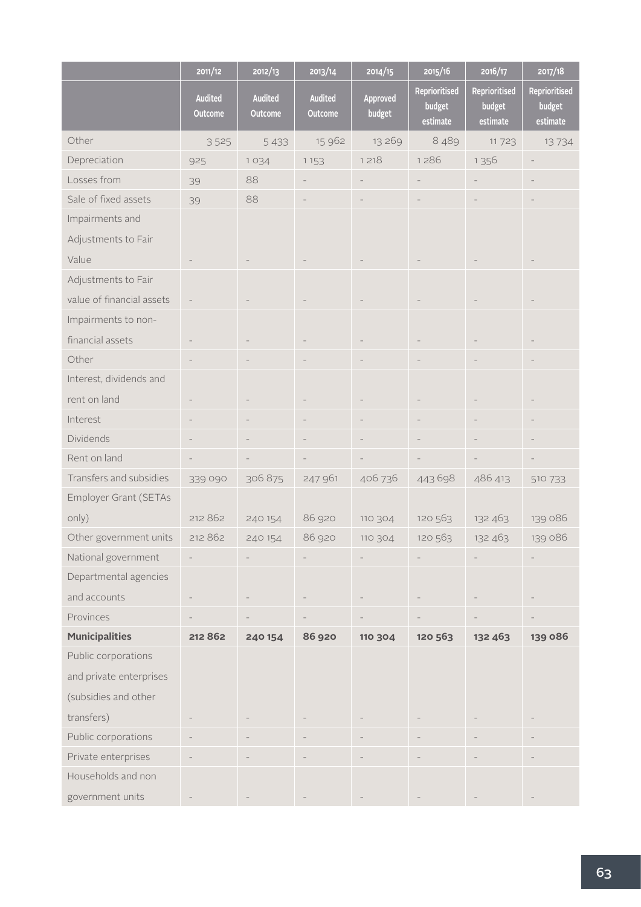| | 2011/12 | 2012/13 | 2013/14 | 2014/15 | 2015/16 | 2016/17 | 2017/18 |
|---|---|---|---|---|---|---|---|
| | Audited Outcome | Audited Outcome | Audited Outcome | Approved budget | Reprioritised budget estimate | Reprioritised budget estimate | Reprioritised budget estimate |
| Other | 3 525 | 5 433 | 15 962 | 13 269 | 8 489 | 11 723 | 13 734 |
| Depreciation | 925 | 1 034 | 1 153 | 1 218 | 1 286 | 1 356 | - |
| Losses from | 39 | 88 | - | - | - | - | - |
| Sale of fixed assets | 39 | 88 | - | - | - | - | - |
| Impairments and Adjustments to Fair Value | - | - | - | - | - | - | - |
| Adjustments to Fair value of financial assets | - | - | - | - | - | - | - |
| Impairments to non-financial assets | - | - | - | - | - | - | - |
| Other | - | - | - | - | - | - | - |
| Interest, dividends and rent on land | - | - | - | - | - | - | - |
| Interest | - | - | - | - | - | - | - |
| Dividends | - | - | - | - | - | - | - |
| Rent on land | - | - | - | - | - | - | - |
| Transfers and subsidies | 339 090 | 306 875 | 247 961 | 406 736 | 443 698 | 486 413 | 510 733 |
| Employer Grant (SETAs only) | 212 862 | 240 154 | 86 920 | 110 304 | 120 563 | 132 463 | 139 086 |
| Other government units | 212 862 | 240 154 | 86 920 | 110 304 | 120 563 | 132 463 | 139 086 |
| National government | - | - | - | - | - | - | - |
| Departmental agencies and accounts | - | - | - | - | - | - | - |
| Provinces | - | - | - | - | - | - | - |
| **Municipalities** | **212 862** | **240 154** | **86 920** | **110 304** | **120 563** | **132 463** | **139 086** |
| Public corporations and private enterprises (subsidies and other transfers) | - | - | - | - | - | - | - |
| Public corporations | - | - | - | - | - | - | - |
| Private enterprises | - | - | - | - | - | - | - |
| Households and non government units | - | - | - | - | - | - | - |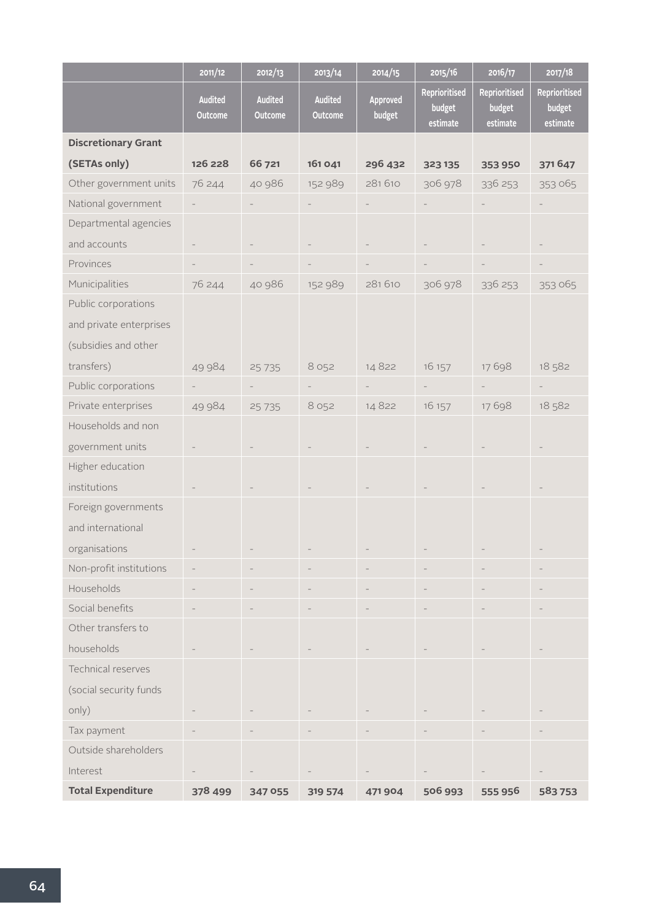| | 2011/12 | 2012/13 | 2013/14 | 2014/15 | 2015/16 | 2016/17 | 2017/18 |
|---|---|---|---|---|---|---|---|
| | Audited Outcome | Audited Outcome | Audited Outcome | Approved budget | Reprioritised budget estimate | Reprioritised budget estimate | Reprioritised budget estimate |
| **Discretionary Grant (SETAs only)** | **126 228** | **66 721** | **161 041** | **296 432** | **323 135** | **353 950** | **371 647** |
| Other government units | 76 244 | 40 986 | 152 989 | 281 610 | 306 978 | 336 253 | 353 065 |
| National government | - | - | - | - | - | - | - |
| Departmental agencies and accounts | - | - | - | - | - | - | - |
| Provinces | - | - | - | - | - | - | - |
| Municipalities | 76 244 | 40 986 | 152 989 | 281 610 | 306 978 | 336 253 | 353 065 |
| Public corporations and private enterprises (subsidies and other transfers) | 49 984 | 25 735 | 8 052 | 14 822 | 16 157 | 17 698 | 18 582 |
| Public corporations | - | - | - | - | - | - | - |
| Private enterprises | 49 984 | 25 735 | 8 052 | 14 822 | 16 157 | 17 698 | 18 582 |
| Households and non government units | - | - | - | - | - | - | - |
| Higher education institutions | - | - | - | - | - | - | - |
| Foreign governments and international organisations | - | - | - | - | - | - | - |
| Non-profit institutions | - | - | - | - | - | - | - |
| Households | - | - | - | - | - | - | - |
| Social benefits | - | - | - | - | - | - | - |
| Other transfers to households | - | - | - | - | - | - | - |
| Technical reserves (social security funds only) | - | - | - | - | - | - | - |
| Tax payment | - | - | - | - | - | - | - |
| Outside shareholders Interest | - | - | - | - | - | - | - |
| **Total Expenditure** | **378 499** | **347 055** | **319 574** | **471 904** | **506 993** | **555 956** | **583 753** |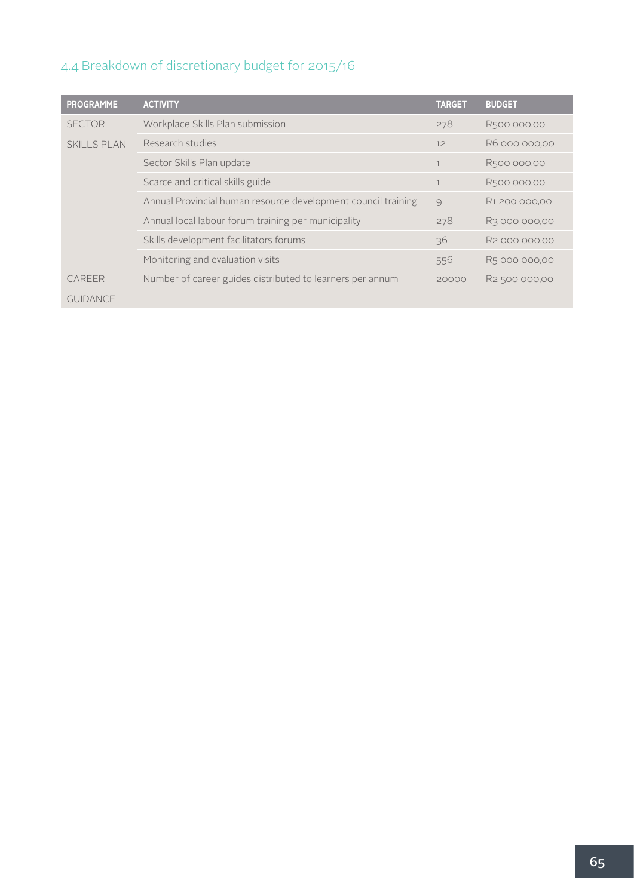## 4.4 Breakdown of discretionary budget for 2015/16

| PROGRAMME | ACTIVITY | TARGET | BUDGET |
|---|---|---|---|
| SECTOR SKILLS PLAN | Workplace Skills Plan submission | 278 | R500 000,00 |
| | Research studies | 12 | R6 000 000,00 |
| | Sector Skills Plan update | 1 | R500 000,00 |
| | Scarce and critical skills guide | 1 | R500 000,00 |
| | Annual Provincial human resource development council training | 9 | R1 200 000,00 |
| | Annual local labour forum training per municipality | 278 | R3 000 000,00 |
| | Skills development facilitators forums | 36 | R2 000 000,00 |
| | Monitoring and evaluation visits | 556 | R5 000 000,00 |
| CAREER GUIDANCE | Number of career guides distributed to learners per annum | 20000 | R2 500 000,00 |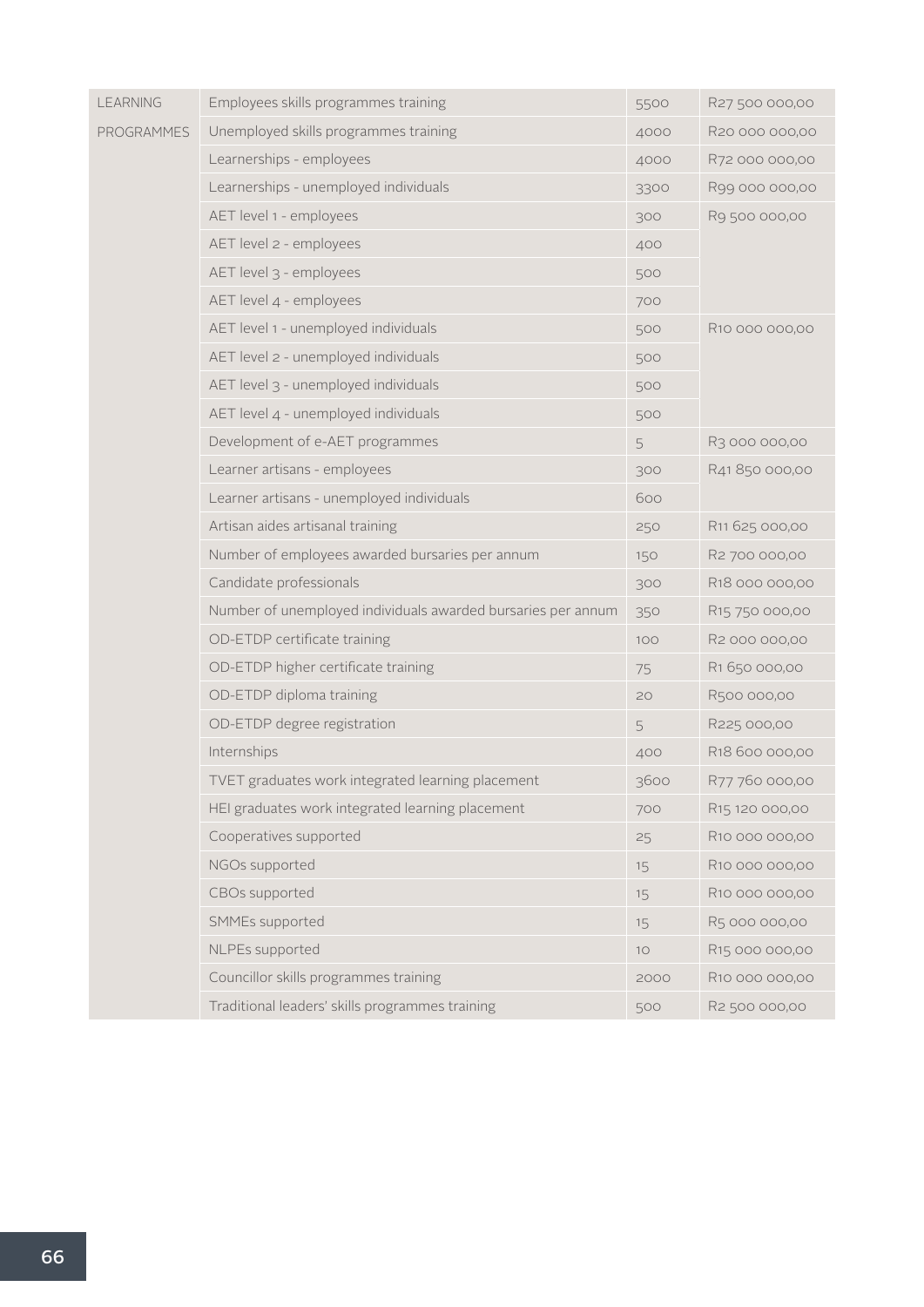| LEARNING PROGRAMMES | Employees skills programmes training | 5500 | R27 500 000,00 |
|---|---|---|---|
| | Unemployed skills programmes training | 4000 | R20 000 000,00 |
| | Learnerships - employees | 4000 | R72 000 000,00 |
| | Learnerships - unemployed individuals | 3300 | R99 000 000,00 |
| | AET level 1 - employees | 300 | R9 500 000,00 |
| | AET level 2 - employees | 400 | |
| | AET level 3 - employees | 500 | |
| | AET level 4 - employees | 700 | |
| | AET level 1 - unemployed individuals | 500 | R10 000 000,00 |
| | AET level 2 - unemployed individuals | 500 | |
| | AET level 3 - unemployed individuals | 500 | |
| | AET level 4 - unemployed individuals | 500 | |
| | Development of e-AET programmes | 5 | R3 000 000,00 |
| | Learner artisans - employees | 300 | R41 850 000,00 |
| | Learner artisans - unemployed individuals | 600 | |
| | Artisan aides artisanal training | 250 | R11 625 000,00 |
| | Number of employees awarded bursaries per annum | 150 | R2 700 000,00 |
| | Candidate professionals | 300 | R18 000 000,00 |
| | Number of unemployed individuals awarded bursaries per annum | 350 | R15 750 000,00 |
| | OD-ETDP certificate training | 100 | R2 000 000,00 |
| | OD-ETDP higher certificate training | 75 | R1 650 000,00 |
| | OD-ETDP diploma training | 20 | R500 000,00 |
| | OD-ETDP degree registration | 5 | R225 000,00 |
| | Internships | 400 | R18 600 000,00 |
| | TVET graduates work integrated learning placement | 3600 | R77 760 000,00 |
| | HEI graduates work integrated learning placement | 700 | R15 120 000,00 |
| | Cooperatives supported | 25 | R10 000 000,00 |
| | NGOs supported | 15 | R10 000 000,00 |
| | CBOs supported | 15 | R10 000 000,00 |
| | SMMEs supported | 15 | R5 000 000,00 |
| | NLPEs supported | 10 | R15 000 000,00 |
| | Councillor skills programmes training | 2000 | R10 000 000,00 |
| | Traditional leaders' skills programmes training | 500 | R2 500 000,00 |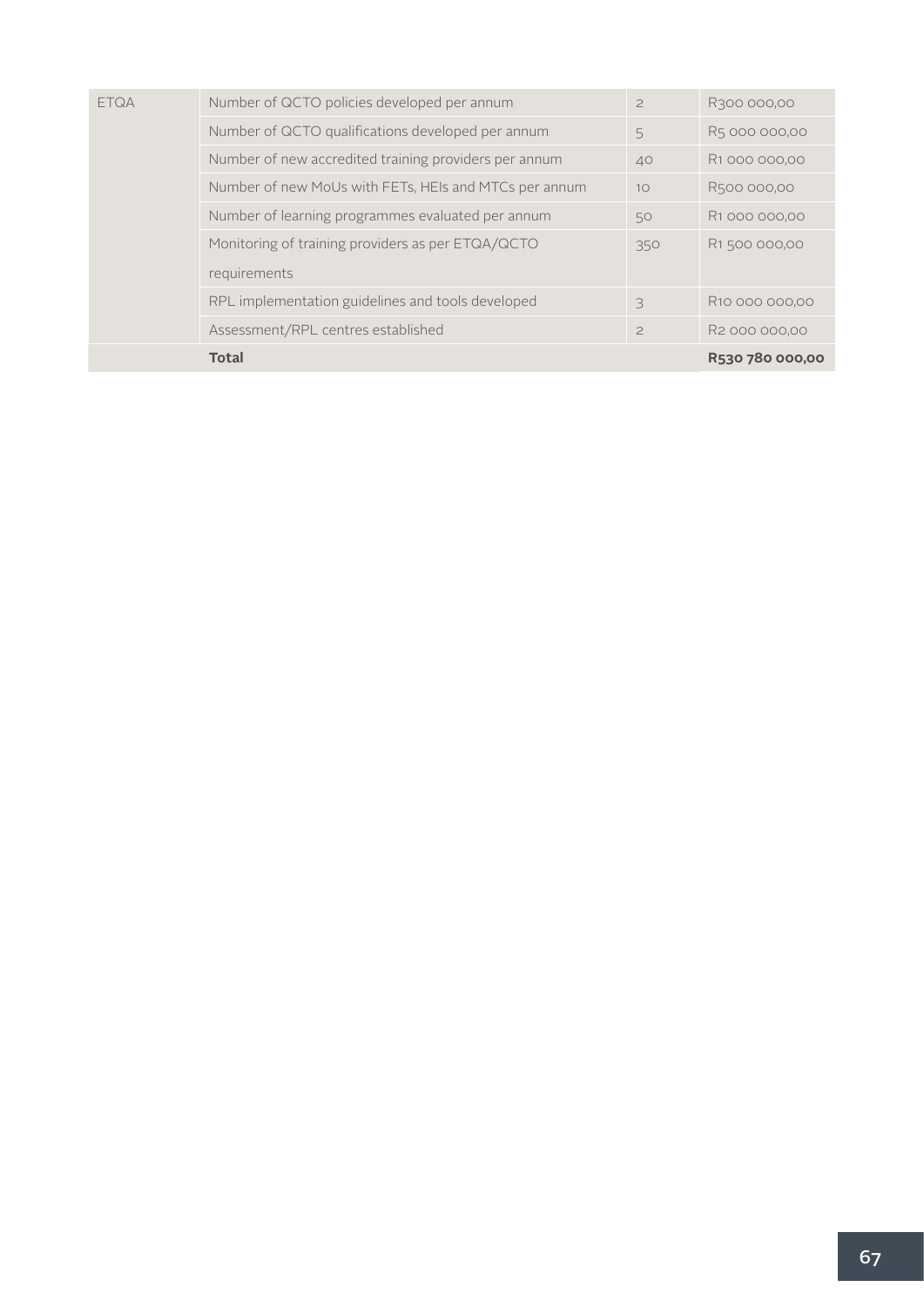| | | | |
|---|---|---|---|
| ETQA | Number of QCTO policies developed per annum | 2 | R300 000,00 |
| | Number of QCTO qualifications developed per annum | 5 | R5 000 000,00 |
| | Number of new accredited training providers per annum | 40 | R1 000 000,00 |
| | Number of new MoUs with FETs, HEIs and MTCs per annum | 10 | R500 000,00 |
| | Number of learning programmes evaluated per annum | 50 | R1 000 000,00 |
| | Monitoring of training providers as per ETQA/QCTO requirements | 350 | R1 500 000,00 |
| | RPL implementation guidelines and tools developed | 3 | R10 000 000,00 |
| | Assessment/RPL centres established | 2 | R2 000 000,00 |
| | **Total** | | **R530 780 000,00** |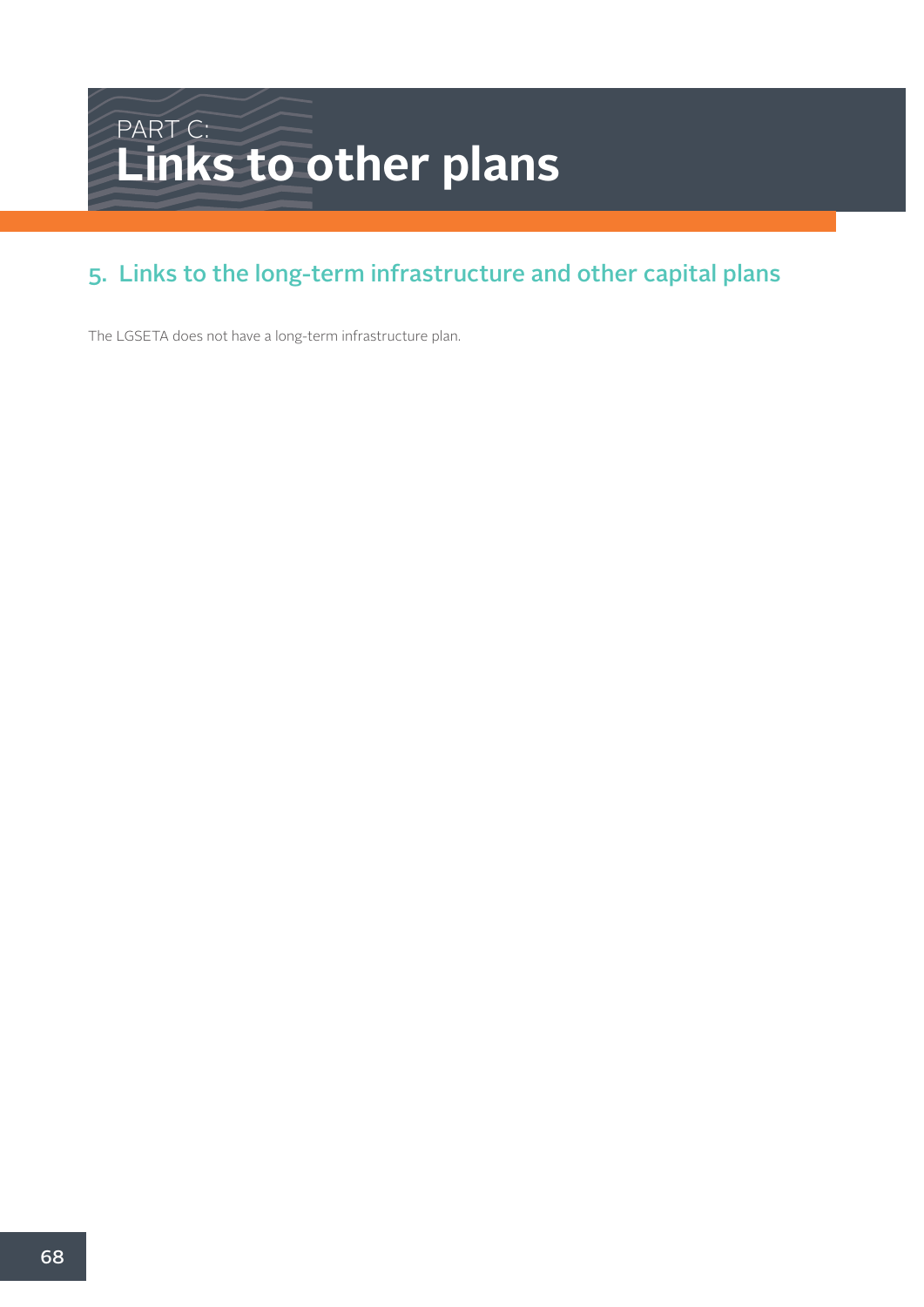# PART C:
# Links to other plans

## 5. Links to the long-term infrastructure and other capital plans

The LGSETA does not have a long-term infrastructure plan.